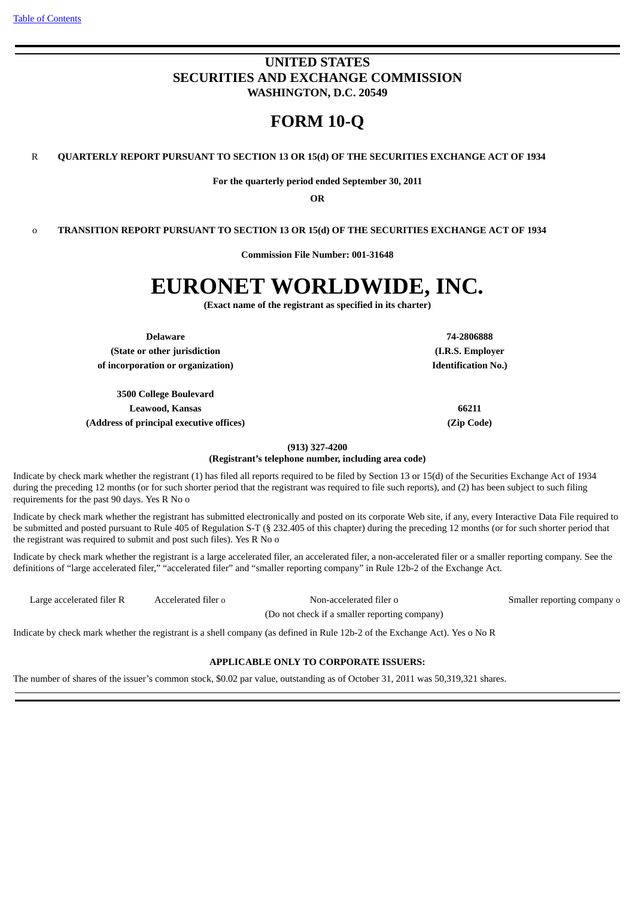[Table of Contents](#)

# UNITED STATES
# SECURITIES AND EXCHANGE COMMISSION
### WASHINGTON, D.C. 20549

# FORM 10-Q

R **QUARTERLY REPORT PURSUANT TO SECTION 13 OR 15(d) OF THE SECURITIES EXCHANGE ACT OF 1934**

**For the quarterly period ended September 30, 2011**

**OR**

o **TRANSITION REPORT PURSUANT TO SECTION 13 OR 15(d) OF THE SECURITIES EXCHANGE ACT OF 1934**

**Commission File Number: 001-31648**

# EURONET WORLDWIDE, INC.

**(Exact name of the registrant as specified in its charter)**

| | |
|---|---|
| **Delaware** | **74-2806888** |
| **(State or other jurisdiction of incorporation or organization)** | **(I.R.S. Employer Identification No.)** |
| **3500 College Boulevard Leawood, Kansas** | **66211** |
| **(Address of principal executive offices)** | **(Zip Code)** |

**(913) 327-4200**
**(Registrant's telephone number, including area code)**

Indicate by check mark whether the registrant (1) has filed all reports required to be filed by Section 13 or 15(d) of the Securities Exchange Act of 1934 during the preceding 12 months (or for such shorter period that the registrant was required to file such reports), and (2) has been subject to such filing requirements for the past 90 days. Yes R No o

Indicate by check mark whether the registrant has submitted electronically and posted on its corporate Web site, if any, every Interactive Data File required to be submitted and posted pursuant to Rule 405 of Regulation S-T (§ 232.405 of this chapter) during the preceding 12 months (or for such shorter period that the registrant was required to submit and post such files). Yes R No o

Indicate by check mark whether the registrant is a large accelerated filer, an accelerated filer, a non-accelerated filer or a smaller reporting company. See the definitions of "large accelerated filer," "accelerated filer" and "smaller reporting company" in Rule 12b-2 of the Exchange Act.

| | | | |
|---|---|---|---|
| Large accelerated filer R | Accelerated filer o | Non-accelerated filer o (Do not check if a smaller reporting company) | Smaller reporting company o |

Indicate by check mark whether the registrant is a shell company (as defined in Rule 12b-2 of the Exchange Act). Yes o No R

**APPLICABLE ONLY TO CORPORATE ISSUERS:**

The number of shares of the issuer's common stock, $0.02 par value, outstanding as of October 31, 2011 was 50,319,321 shares.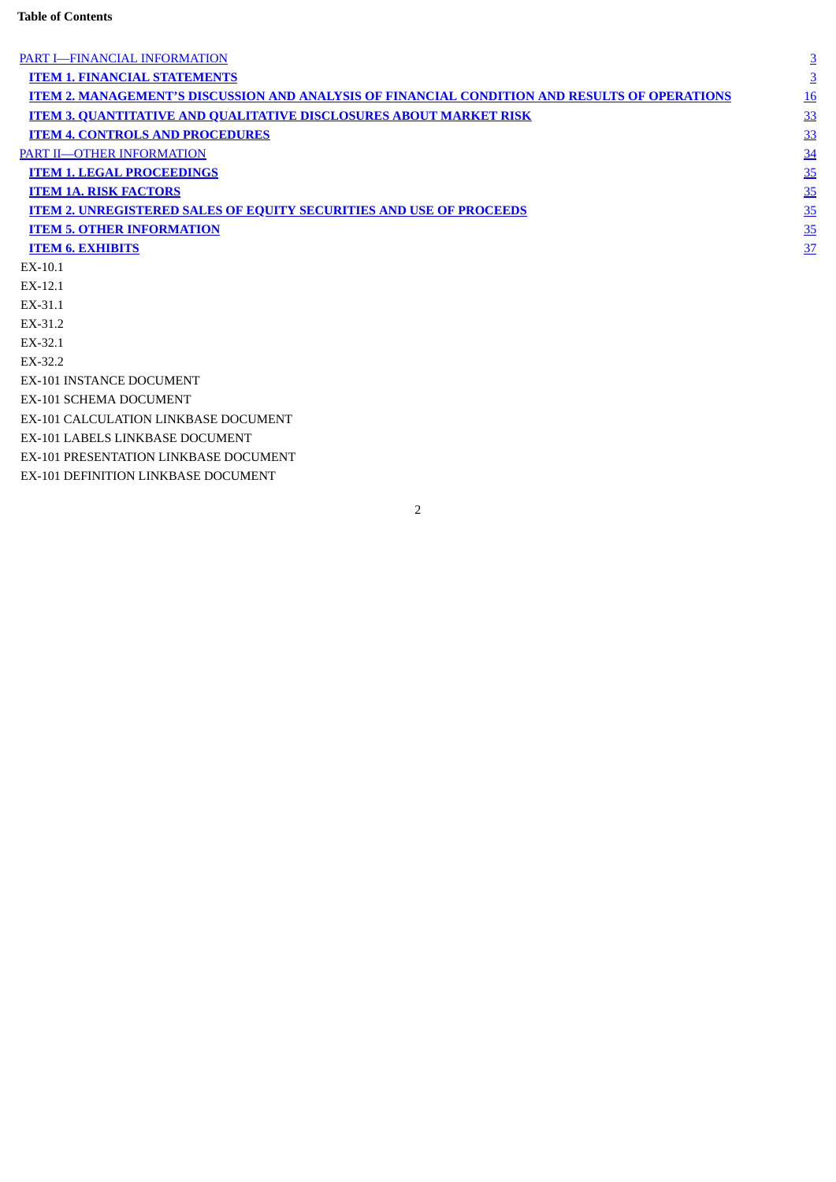**Table of Contents**

| | |
|---|---|
| PART I—FINANCIAL INFORMATION | 3 |
| **ITEM 1. FINANCIAL STATEMENTS** | 3 |
| **ITEM 2. MANAGEMENT'S DISCUSSION AND ANALYSIS OF FINANCIAL CONDITION AND RESULTS OF OPERATIONS** | 16 |
| **ITEM 3. QUANTITATIVE AND QUALITATIVE DISCLOSURES ABOUT MARKET RISK** | 33 |
| **ITEM 4. CONTROLS AND PROCEDURES** | 33 |
| PART II—OTHER INFORMATION | 34 |
| **ITEM 1. LEGAL PROCEEDINGS** | 35 |
| **ITEM 1A. RISK FACTORS** | 35 |
| **ITEM 2. UNREGISTERED SALES OF EQUITY SECURITIES AND USE OF PROCEEDS** | 35 |
| **ITEM 5. OTHER INFORMATION** | 35 |
| **ITEM 6. EXHIBITS** | 37 |

EX-10.1

EX-12.1

EX-31.1

EX-31.2

EX-32.1

EX-32.2

EX-101 INSTANCE DOCUMENT

EX-101 SCHEMA DOCUMENT

EX-101 CALCULATION LINKBASE DOCUMENT

EX-101 LABELS LINKBASE DOCUMENT

EX-101 PRESENTATION LINKBASE DOCUMENT

EX-101 DEFINITION LINKBASE DOCUMENT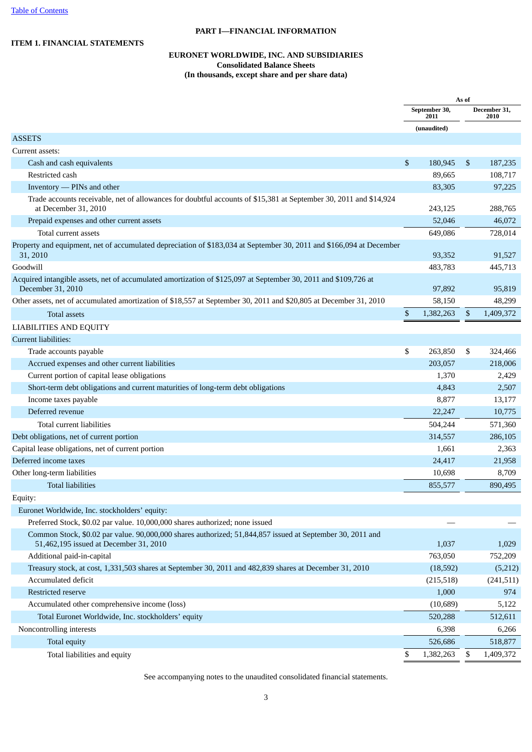Table of Contents

# PART I—FINANCIAL INFORMATION

## ITEM 1. FINANCIAL STATEMENTS

### EURONET WORLDWIDE, INC. AND SUBSIDIARIES
**Consolidated Balance Sheets**
**(In thousands, except share and per share data)**

| | As of | |
|---|---|---|
| | September 30, 2011 | December 31, 2010 |
| | (unaudited) | |
| **ASSETS** | | |
| Current assets: | | |
| Cash and cash equivalents | $ 180,945 | $ 187,235 |
| Restricted cash | 89,665 | 108,717 |
| Inventory — PINs and other | 83,305 | 97,225 |
| Trade accounts receivable, net of allowances for doubtful accounts of $15,381 at September 30, 2011 and $14,924 at December 31, 2010 | 243,125 | 288,765 |
| Prepaid expenses and other current assets | 52,046 | 46,072 |
| Total current assets | 649,086 | 728,014 |
| Property and equipment, net of accumulated depreciation of $183,034 at September 30, 2011 and $166,094 at December 31, 2010 | 93,352 | 91,527 |
| Goodwill | 483,783 | 445,713 |
| Acquired intangible assets, net of accumulated amortization of $125,097 at September 30, 2011 and $109,726 at December 31, 2010 | 97,892 | 95,819 |
| Other assets, net of accumulated amortization of $18,557 at September 30, 2011 and $20,805 at December 31, 2010 | 58,150 | 48,299 |
| Total assets | $ 1,382,263 | $ 1,409,372 |
| **LIABILITIES AND EQUITY** | | |
| Current liabilities: | | |
| Trade accounts payable | $ 263,850 | $ 324,466 |
| Accrued expenses and other current liabilities | 203,057 | 218,006 |
| Current portion of capital lease obligations | 1,370 | 2,429 |
| Short-term debt obligations and current maturities of long-term debt obligations | 4,843 | 2,507 |
| Income taxes payable | 8,877 | 13,177 |
| Deferred revenue | 22,247 | 10,775 |
| Total current liabilities | 504,244 | 571,360 |
| Debt obligations, net of current portion | 314,557 | 286,105 |
| Capital lease obligations, net of current portion | 1,661 | 2,363 |
| Deferred income taxes | 24,417 | 21,958 |
| Other long-term liabilities | 10,698 | 8,709 |
| Total liabilities | 855,577 | 890,495 |
| Equity: | | |
| Euronet Worldwide, Inc. stockholders' equity: | | |
| Preferred Stock, $0.02 par value. 10,000,000 shares authorized; none issued | — | — |
| Common Stock, $0.02 par value. 90,000,000 shares authorized; 51,844,857 issued at September 30, 2011 and 51,462,195 issued at December 31, 2010 | 1,037 | 1,029 |
| Additional paid-in-capital | 763,050 | 752,209 |
| Treasury stock, at cost, 1,331,503 shares at September 30, 2011 and 482,839 shares at December 31, 2010 | (18,592) | (5,212) |
| Accumulated deficit | (215,518) | (241,511) |
| Restricted reserve | 1,000 | 974 |
| Accumulated other comprehensive income (loss) | (10,689) | 5,122 |
| Total Euronet Worldwide, Inc. stockholders' equity | 520,288 | 512,611 |
| Noncontrolling interests | 6,398 | 6,266 |
| Total equity | 526,686 | 518,877 |
| Total liabilities and equity | $ 1,382,263 | $ 1,409,372 |

See accompanying notes to the unaudited consolidated financial statements.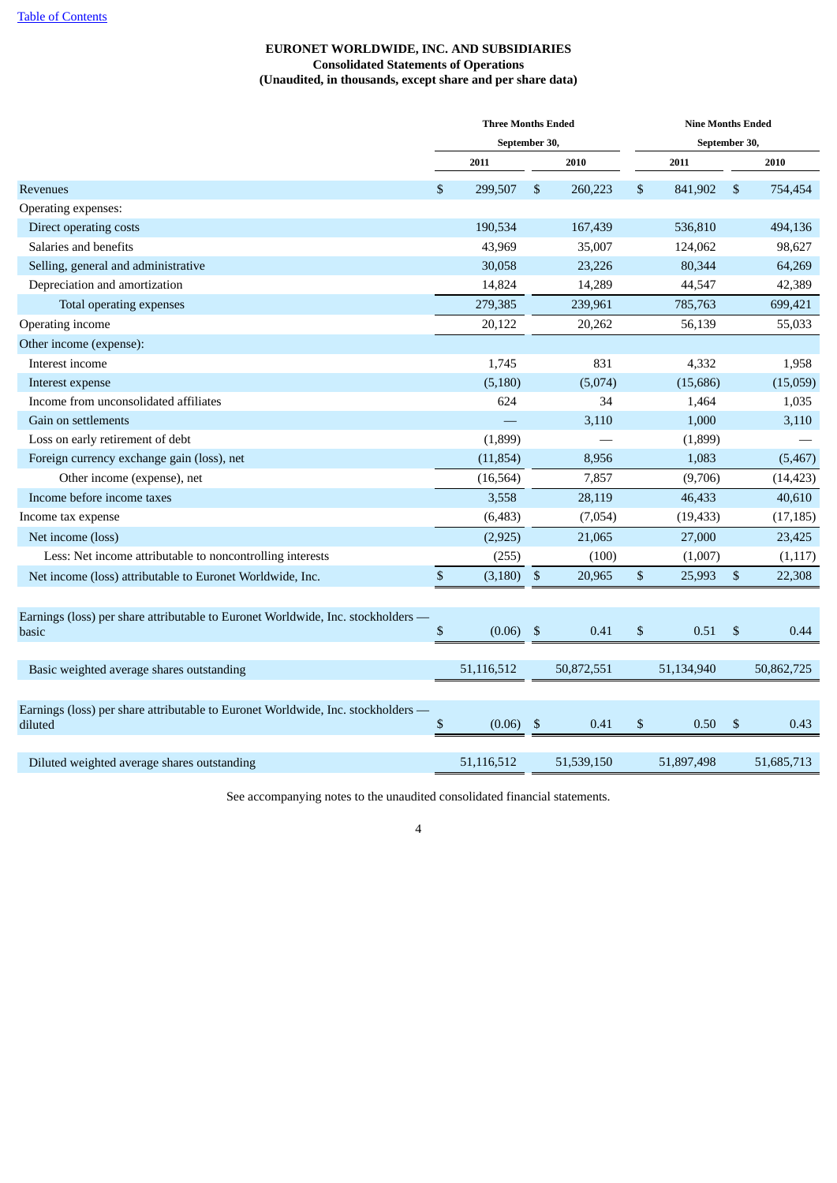[Table of Contents](#)

**EURONET WORLDWIDE, INC. AND SUBSIDIARIES**
**Consolidated Statements of Operations**
**(Unaudited, in thousands, except share and per share data)**

| | Three Months Ended September 30, | | Nine Months Ended September 30, | |
|---|---|---|---|---|
| | 2011 | 2010 | 2011 | 2010 |
| Revenues | $ 299,507 | $ 260,223 | $ 841,902 | $ 754,454 |
| Operating expenses: | | | | |
| Direct operating costs | 190,534 | 167,439 | 536,810 | 494,136 |
| Salaries and benefits | 43,969 | 35,007 | 124,062 | 98,627 |
| Selling, general and administrative | 30,058 | 23,226 | 80,344 | 64,269 |
| Depreciation and amortization | 14,824 | 14,289 | 44,547 | 42,389 |
| Total operating expenses | 279,385 | 239,961 | 785,763 | 699,421 |
| Operating income | 20,122 | 20,262 | 56,139 | 55,033 |
| Other income (expense): | | | | |
| Interest income | 1,745 | 831 | 4,332 | 1,958 |
| Interest expense | (5,180) | (5,074) | (15,686) | (15,059) |
| Income from unconsolidated affiliates | 624 | 34 | 1,464 | 1,035 |
| Gain on settlements | — | 3,110 | 1,000 | 3,110 |
| Loss on early retirement of debt | (1,899) | — | (1,899) | — |
| Foreign currency exchange gain (loss), net | (11,854) | 8,956 | 1,083 | (5,467) |
| Other income (expense), net | (16,564) | 7,857 | (9,706) | (14,423) |
| Income before income taxes | 3,558 | 28,119 | 46,433 | 40,610 |
| Income tax expense | (6,483) | (7,054) | (19,433) | (17,185) |
| Net income (loss) | (2,925) | 21,065 | 27,000 | 23,425 |
| Less: Net income attributable to noncontrolling interests | (255) | (100) | (1,007) | (1,117) |
| Net income (loss) attributable to Euronet Worldwide, Inc. | $ (3,180) | $ 20,965 | $ 25,993 | $ 22,308 |
| | | | | |
| Earnings (loss) per share attributable to Euronet Worldwide, Inc. stockholders — basic | $ (0.06) | $ 0.41 | $ 0.51 | $ 0.44 |
| | | | | |
| Basic weighted average shares outstanding | 51,116,512 | 50,872,551 | 51,134,940 | 50,862,725 |
| | | | | |
| Earnings (loss) per share attributable to Euronet Worldwide, Inc. stockholders — diluted | $ (0.06) | $ 0.41 | $ 0.50 | $ 0.43 |
| | | | | |
| Diluted weighted average shares outstanding | 51,116,512 | 51,539,150 | 51,897,498 | 51,685,713 |

See accompanying notes to the unaudited consolidated financial statements.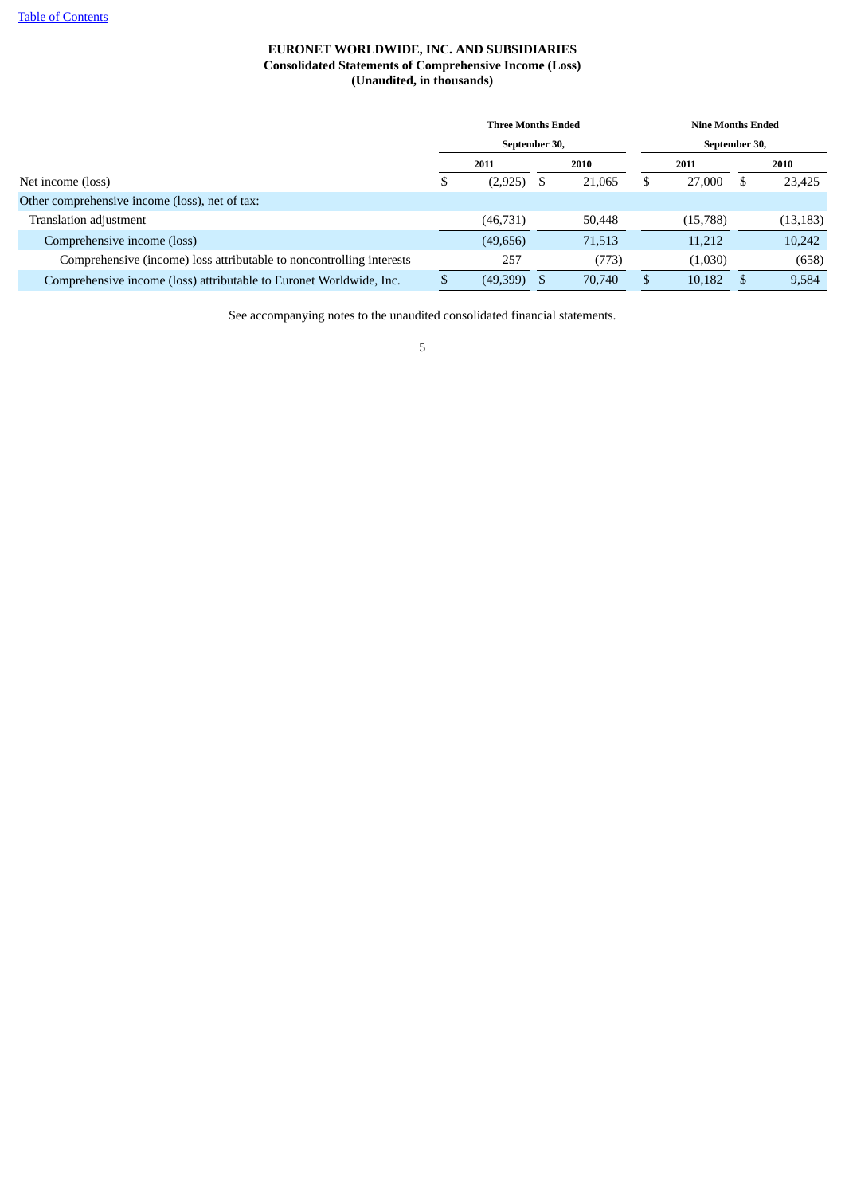Table of Contents

**EURONET WORLDWIDE, INC. AND SUBSIDIARIES**
**Consolidated Statements of Comprehensive Income (Loss)**
**(Unaudited, in thousands)**

| | Three Months Ended September 30, | | Nine Months Ended September 30, | |
|---|---|---|---|---|
| | 2011 | 2010 | 2011 | 2010 |
| Net income (loss) | $ (2,925) | $ 21,065 | $ 27,000 | $ 23,425 |
| Other comprehensive income (loss), net of tax: | | | | |
| Translation adjustment | (46,731) | 50,448 | (15,788) | (13,183) |
| Comprehensive income (loss) | (49,656) | 71,513 | 11,212 | 10,242 |
| Comprehensive (income) loss attributable to noncontrolling interests | 257 | (773) | (1,030) | (658) |
| Comprehensive income (loss) attributable to Euronet Worldwide, Inc. | $ (49,399) | $ 70,740 | $ 10,182 | $ 9,584 |

See accompanying notes to the unaudited consolidated financial statements.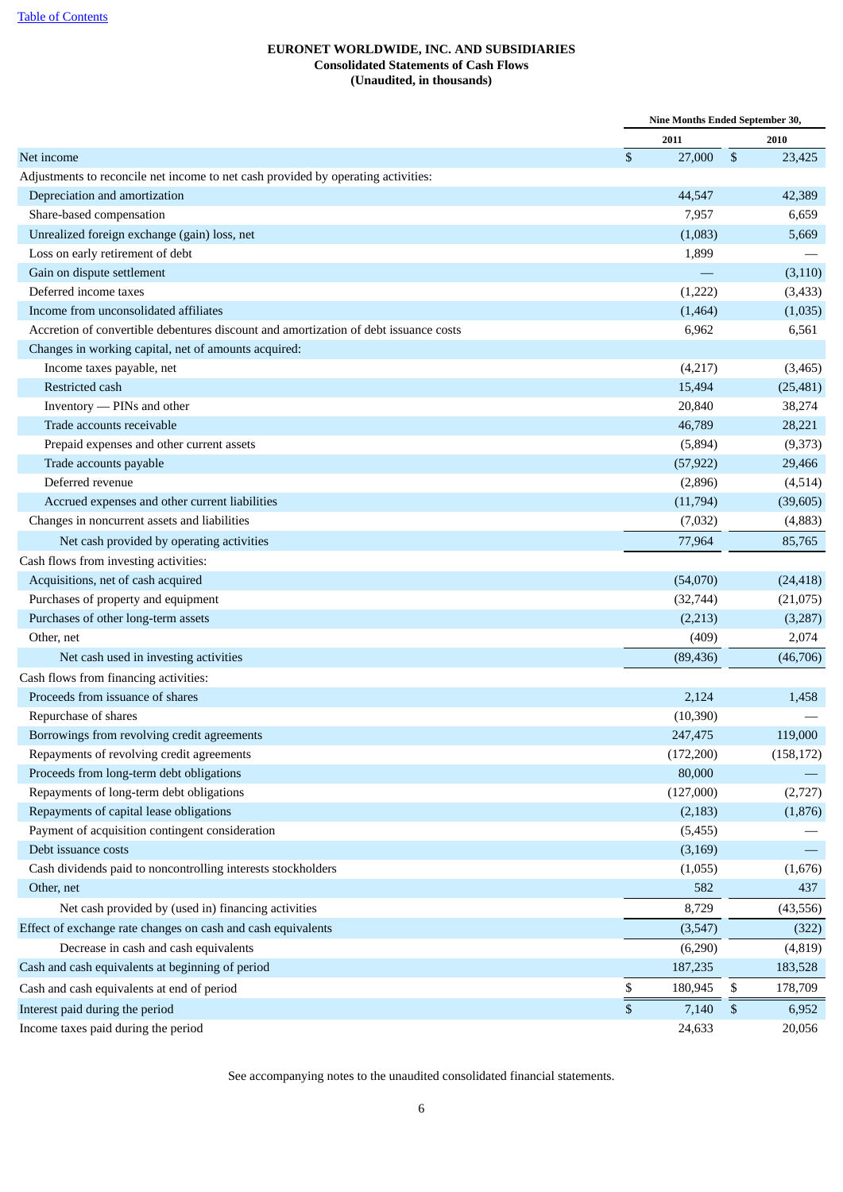Table of Contents

**EURONET WORLDWIDE, INC. AND SUBSIDIARIES**
**Consolidated Statements of Cash Flows**
**(Unaudited, in thousands)**

| | Nine Months Ended September 30, | |
|---|---|---|
| | 2011 | 2010 |
| Net income | $ 27,000 | $ 23,425 |
| Adjustments to reconcile net income to net cash provided by operating activities: | | |
| Depreciation and amortization | 44,547 | 42,389 |
| Share-based compensation | 7,957 | 6,659 |
| Unrealized foreign exchange (gain) loss, net | (1,083) | 5,669 |
| Loss on early retirement of debt | 1,899 | — |
| Gain on dispute settlement | — | (3,110) |
| Deferred income taxes | (1,222) | (3,433) |
| Income from unconsolidated affiliates | (1,464) | (1,035) |
| Accretion of convertible debentures discount and amortization of debt issuance costs | 6,962 | 6,561 |
| Changes in working capital, net of amounts acquired: | | |
| Income taxes payable, net | (4,217) | (3,465) |
| Restricted cash | 15,494 | (25,481) |
| Inventory — PINs and other | 20,840 | 38,274 |
| Trade accounts receivable | 46,789 | 28,221 |
| Prepaid expenses and other current assets | (5,894) | (9,373) |
| Trade accounts payable | (57,922) | 29,466 |
| Deferred revenue | (2,896) | (4,514) |
| Accrued expenses and other current liabilities | (11,794) | (39,605) |
| Changes in noncurrent assets and liabilities | (7,032) | (4,883) |
| Net cash provided by operating activities | 77,964 | 85,765 |
| Cash flows from investing activities: | | |
| Acquisitions, net of cash acquired | (54,070) | (24,418) |
| Purchases of property and equipment | (32,744) | (21,075) |
| Purchases of other long-term assets | (2,213) | (3,287) |
| Other, net | (409) | 2,074 |
| Net cash used in investing activities | (89,436) | (46,706) |
| Cash flows from financing activities: | | |
| Proceeds from issuance of shares | 2,124 | 1,458 |
| Repurchase of shares | (10,390) | — |
| Borrowings from revolving credit agreements | 247,475 | 119,000 |
| Repayments of revolving credit agreements | (172,200) | (158,172) |
| Proceeds from long-term debt obligations | 80,000 | — |
| Repayments of long-term debt obligations | (127,000) | (2,727) |
| Repayments of capital lease obligations | (2,183) | (1,876) |
| Payment of acquisition contingent consideration | (5,455) | — |
| Debt issuance costs | (3,169) | — |
| Cash dividends paid to noncontrolling interests stockholders | (1,055) | (1,676) |
| Other, net | 582 | 437 |
| Net cash provided by (used in) financing activities | 8,729 | (43,556) |
| Effect of exchange rate changes on cash and cash equivalents | (3,547) | (322) |
| Decrease in cash and cash equivalents | (6,290) | (4,819) |
| Cash and cash equivalents at beginning of period | 187,235 | 183,528 |
| Cash and cash equivalents at end of period | $ 180,945 | $ 178,709 |
| Interest paid during the period | $ 7,140 | $ 6,952 |
| Income taxes paid during the period | 24,633 | 20,056 |

See accompanying notes to the unaudited consolidated financial statements.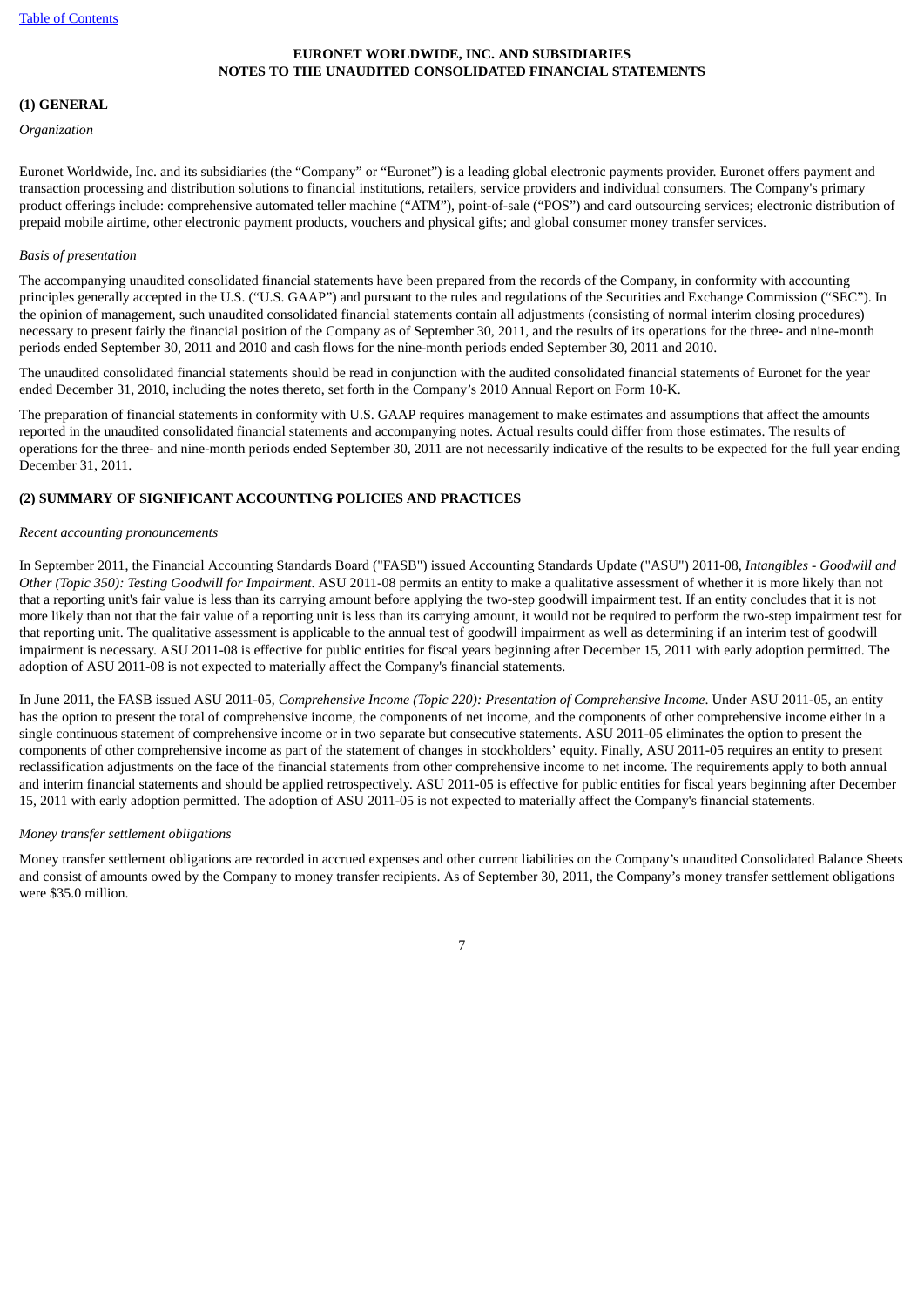**EURONET WORLDWIDE, INC. AND SUBSIDIARIES**
**NOTES TO THE UNAUDITED CONSOLIDATED FINANCIAL STATEMENTS**

## (1) GENERAL

*Organization*

Euronet Worldwide, Inc. and its subsidiaries (the "Company" or "Euronet") is a leading global electronic payments provider. Euronet offers payment and transaction processing and distribution solutions to financial institutions, retailers, service providers and individual consumers. The Company's primary product offerings include: comprehensive automated teller machine ("ATM"), point-of-sale ("POS") and card outsourcing services; electronic distribution of prepaid mobile airtime, other electronic payment products, vouchers and physical gifts; and global consumer money transfer services.

*Basis of presentation*

The accompanying unaudited consolidated financial statements have been prepared from the records of the Company, in conformity with accounting principles generally accepted in the U.S. ("U.S. GAAP") and pursuant to the rules and regulations of the Securities and Exchange Commission ("SEC"). In the opinion of management, such unaudited consolidated financial statements contain all adjustments (consisting of normal interim closing procedures) necessary to present fairly the financial position of the Company as of September 30, 2011, and the results of its operations for the three- and nine-month periods ended September 30, 2011 and 2010 and cash flows for the nine-month periods ended September 30, 2011 and 2010.

The unaudited consolidated financial statements should be read in conjunction with the audited consolidated financial statements of Euronet for the year ended December 31, 2010, including the notes thereto, set forth in the Company's 2010 Annual Report on Form 10-K.

The preparation of financial statements in conformity with U.S. GAAP requires management to make estimates and assumptions that affect the amounts reported in the unaudited consolidated financial statements and accompanying notes. Actual results could differ from those estimates. The results of operations for the three- and nine-month periods ended September 30, 2011 are not necessarily indicative of the results to be expected for the full year ending December 31, 2011.

## (2) SUMMARY OF SIGNIFICANT ACCOUNTING POLICIES AND PRACTICES

*Recent accounting pronouncements*

In September 2011, the Financial Accounting Standards Board ("FASB") issued Accounting Standards Update ("ASU") 2011-08, *Intangibles - Goodwill and Other (Topic 350): Testing Goodwill for Impairment*. ASU 2011-08 permits an entity to make a qualitative assessment of whether it is more likely than not that a reporting unit's fair value is less than its carrying amount before applying the two-step goodwill impairment test. If an entity concludes that it is not more likely than not that the fair value of a reporting unit is less than its carrying amount, it would not be required to perform the two-step impairment test for that reporting unit. The qualitative assessment is applicable to the annual test of goodwill impairment as well as determining if an interim test of goodwill impairment is necessary. ASU 2011-08 is effective for public entities for fiscal years beginning after December 15, 2011 with early adoption permitted. The adoption of ASU 2011-08 is not expected to materially affect the Company's financial statements.

In June 2011, the FASB issued ASU 2011-05, *Comprehensive Income (Topic 220): Presentation of Comprehensive Income*. Under ASU 2011-05, an entity has the option to present the total of comprehensive income, the components of net income, and the components of other comprehensive income either in a single continuous statement of comprehensive income or in two separate but consecutive statements. ASU 2011-05 eliminates the option to present the components of other comprehensive income as part of the statement of changes in stockholders' equity. Finally, ASU 2011-05 requires an entity to present reclassification adjustments on the face of the financial statements from other comprehensive income to net income. The requirements apply to both annual and interim financial statements and should be applied retrospectively. ASU 2011-05 is effective for public entities for fiscal years beginning after December 15, 2011 with early adoption permitted. The adoption of ASU 2011-05 is not expected to materially affect the Company's financial statements.

*Money transfer settlement obligations*

Money transfer settlement obligations are recorded in accrued expenses and other current liabilities on the Company's unaudited Consolidated Balance Sheets and consist of amounts owed by the Company to money transfer recipients. As of September 30, 2011, the Company's money transfer settlement obligations were $35.0 million.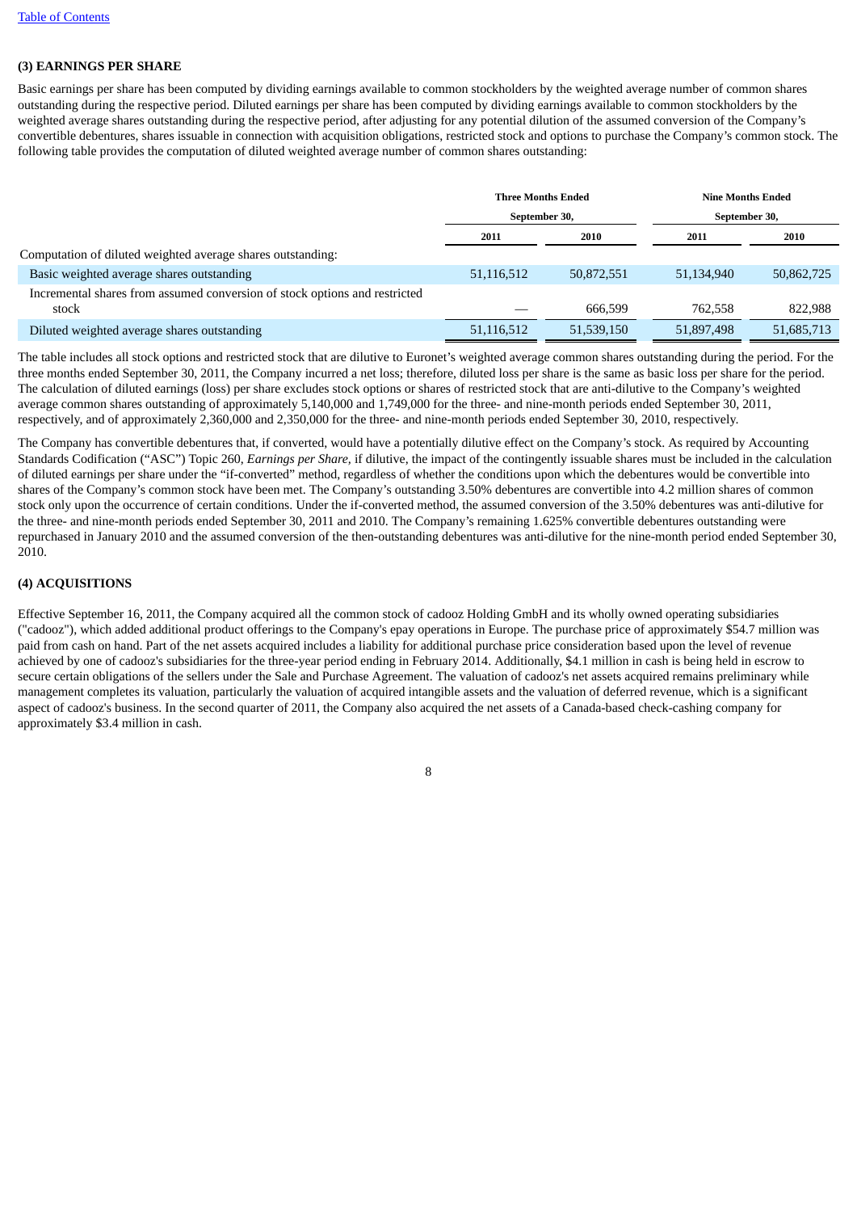### (3) EARNINGS PER SHARE

Basic earnings per share has been computed by dividing earnings available to common stockholders by the weighted average number of common shares outstanding during the respective period. Diluted earnings per share has been computed by dividing earnings available to common stockholders by the weighted average shares outstanding during the respective period, after adjusting for any potential dilution of the assumed conversion of the Company's convertible debentures, shares issuable in connection with acquisition obligations, restricted stock and options to purchase the Company's common stock. The following table provides the computation of diluted weighted average number of common shares outstanding:

| | Three Months Ended September 30, | | Nine Months Ended September 30, | |
|---|---|---|---|---|
| | 2011 | 2010 | 2011 | 2010 |
| Computation of diluted weighted average shares outstanding: | | | | |
| Basic weighted average shares outstanding | 51,116,512 | 50,872,551 | 51,134,940 | 50,862,725 |
| Incremental shares from assumed conversion of stock options and restricted stock | — | 666,599 | 762,558 | 822,988 |
| Diluted weighted average shares outstanding | 51,116,512 | 51,539,150 | 51,897,498 | 51,685,713 |

The table includes all stock options and restricted stock that are dilutive to Euronet's weighted average common shares outstanding during the period. For the three months ended September 30, 2011, the Company incurred a net loss; therefore, diluted loss per share is the same as basic loss per share for the period. The calculation of diluted earnings (loss) per share excludes stock options or shares of restricted stock that are anti-dilutive to the Company's weighted average common shares outstanding of approximately 5,140,000 and 1,749,000 for the three- and nine-month periods ended September 30, 2011, respectively, and of approximately 2,360,000 and 2,350,000 for the three- and nine-month periods ended September 30, 2010, respectively.

The Company has convertible debentures that, if converted, would have a potentially dilutive effect on the Company's stock. As required by Accounting Standards Codification ("ASC") Topic 260, *Earnings per Share*, if dilutive, the impact of the contingently issuable shares must be included in the calculation of diluted earnings per share under the "if-converted" method, regardless of whether the conditions upon which the debentures would be convertible into shares of the Company's common stock have been met. The Company's outstanding 3.50% debentures are convertible into 4.2 million shares of common stock only upon the occurrence of certain conditions. Under the if-converted method, the assumed conversion of the 3.50% debentures was anti-dilutive for the three- and nine-month periods ended September 30, 2011 and 2010. The Company's remaining 1.625% convertible debentures outstanding were repurchased in January 2010 and the assumed conversion of the then-outstanding debentures was anti-dilutive for the nine-month period ended September 30, 2010.

### (4) ACQUISITIONS

Effective September 16, 2011, the Company acquired all the common stock of cadooz Holding GmbH and its wholly owned operating subsidiaries ("cadooz"), which added additional product offerings to the Company's epay operations in Europe. The purchase price of approximately $54.7 million was paid from cash on hand. Part of the net assets acquired includes a liability for additional purchase price consideration based upon the level of revenue achieved by one of cadooz's subsidiaries for the three-year period ending in February 2014. Additionally, $4.1 million in cash is being held in escrow to secure certain obligations of the sellers under the Sale and Purchase Agreement. The valuation of cadooz's net assets acquired remains preliminary while management completes its valuation, particularly the valuation of acquired intangible assets and the valuation of deferred revenue, which is a significant aspect of cadooz's business. In the second quarter of 2011, the Company also acquired the net assets of a Canada-based check-cashing company for approximately $3.4 million in cash.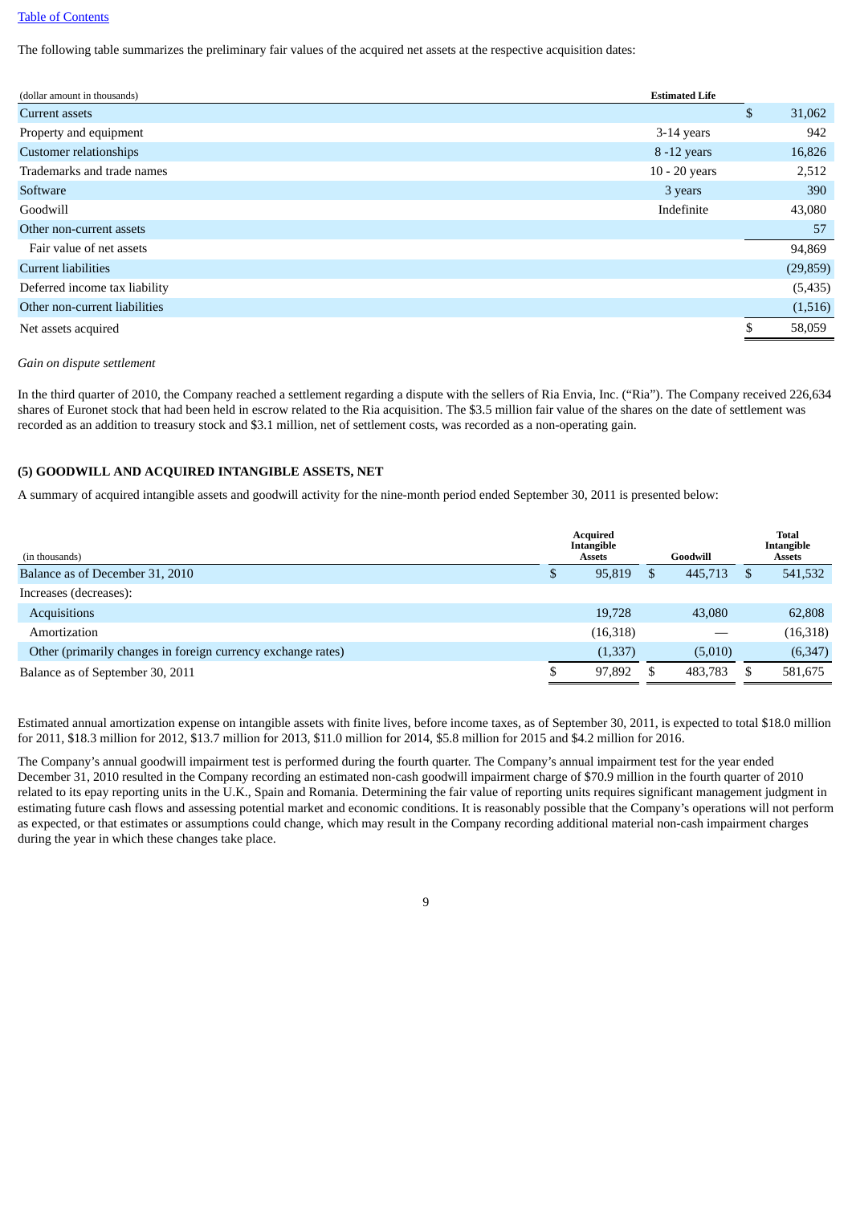[Table of Contents](#)

The following table summarizes the preliminary fair values of the acquired net assets at the respective acquisition dates:

| (dollar amount in thousands) | Estimated Life | |
|---|---|---|
| Current assets | | $ 31,062 |
| Property and equipment | 3-14 years | 942 |
| Customer relationships | 8 -12 years | 16,826 |
| Trademarks and trade names | 10 - 20 years | 2,512 |
| Software | 3 years | 390 |
| Goodwill | Indefinite | 43,080 |
| Other non-current assets | | 57 |
| Fair value of net assets | | 94,869 |
| Current liabilities | | (29,859) |
| Deferred income tax liability | | (5,435) |
| Other non-current liabilities | | (1,516) |
| Net assets acquired | | $ 58,059 |

*Gain on dispute settlement*

In the third quarter of 2010, the Company reached a settlement regarding a dispute with the sellers of Ria Envia, Inc. ("Ria"). The Company received 226,634 shares of Euronet stock that had been held in escrow related to the Ria acquisition. The $3.5 million fair value of the shares on the date of settlement was recorded as an addition to treasury stock and $3.1 million, net of settlement costs, was recorded as a non-operating gain.

## (5) GOODWILL AND ACQUIRED INTANGIBLE ASSETS, NET

A summary of acquired intangible assets and goodwill activity for the nine-month period ended September 30, 2011 is presented below:

| (in thousands) | Acquired Intangible Assets | Goodwill | Total Intangible Assets |
|---|---|---|---|
| Balance as of December 31, 2010 | $ 95,819 | $ 445,713 | $ 541,532 |
| Increases (decreases): | | | |
| Acquisitions | 19,728 | 43,080 | 62,808 |
| Amortization | (16,318) | — | (16,318) |
| Other (primarily changes in foreign currency exchange rates) | (1,337) | (5,010) | (6,347) |
| Balance as of September 30, 2011 | $ 97,892 | $ 483,783 | $ 581,675 |

Estimated annual amortization expense on intangible assets with finite lives, before income taxes, as of September 30, 2011, is expected to total $18.0 million for 2011, $18.3 million for 2012, $13.7 million for 2013, $11.0 million for 2014, $5.8 million for 2015 and $4.2 million for 2016.

The Company's annual goodwill impairment test is performed during the fourth quarter. The Company's annual impairment test for the year ended December 31, 2010 resulted in the Company recording an estimated non-cash goodwill impairment charge of $70.9 million in the fourth quarter of 2010 related to its epay reporting units in the U.K., Spain and Romania. Determining the fair value of reporting units requires significant management judgment in estimating future cash flows and assessing potential market and economic conditions. It is reasonably possible that the Company's operations will not perform as expected, or that estimates or assumptions could change, which may result in the Company recording additional material non-cash impairment charges during the year in which these changes take place.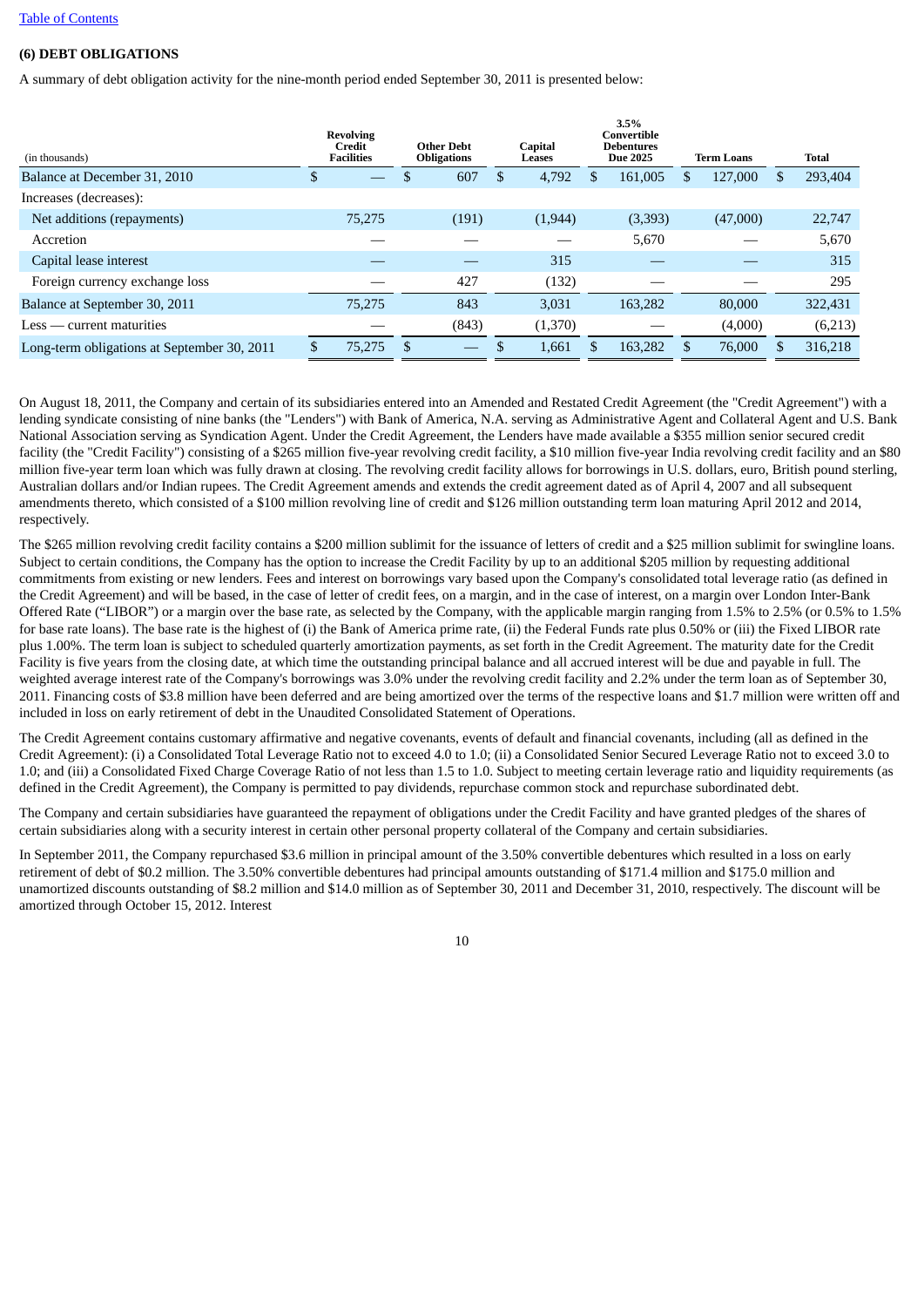[Table of Contents](#)

**(6) DEBT OBLIGATIONS**

A summary of debt obligation activity for the nine-month period ended September 30, 2011 is presented below:

| (in thousands) | Revolving Credit Facilities | Other Debt Obligations | Capital Leases | 3.5% Convertible Debentures Due 2025 | Term Loans | Total |
|---|---|---|---|---|---|---|
| Balance at December 31, 2010 | $ — | $ 607 | $ 4,792 | $ 161,005 | $ 127,000 | $ 293,404 |
| Increases (decreases): | | | | | | |
| Net additions (repayments) | 75,275 | (191) | (1,944) | (3,393) | (47,000) | 22,747 |
| Accretion | — | — | — | 5,670 | — | 5,670 |
| Capital lease interest | — | — | 315 | — | — | 315 |
| Foreign currency exchange loss | — | 427 | (132) | — | — | 295 |
| Balance at September 30, 2011 | 75,275 | 843 | 3,031 | 163,282 | 80,000 | 322,431 |
| Less — current maturities | — | (843) | (1,370) | — | (4,000) | (6,213) |
| Long-term obligations at September 30, 2011 | $ 75,275 | $ — | $ 1,661 | $ 163,282 | $ 76,000 | $ 316,218 |

On August 18, 2011, the Company and certain of its subsidiaries entered into an Amended and Restated Credit Agreement (the "Credit Agreement") with a lending syndicate consisting of nine banks (the "Lenders") with Bank of America, N.A. serving as Administrative Agent and Collateral Agent and U.S. Bank National Association serving as Syndication Agent. Under the Credit Agreement, the Lenders have made available a $355 million senior secured credit facility (the "Credit Facility") consisting of a $265 million five-year revolving credit facility, a $10 million five-year India revolving credit facility and an $80 million five-year term loan which was fully drawn at closing. The revolving credit facility allows for borrowings in U.S. dollars, euro, British pound sterling, Australian dollars and/or Indian rupees. The Credit Agreement amends and extends the credit agreement dated as of April 4, 2007 and all subsequent amendments thereto, which consisted of a $100 million revolving line of credit and $126 million outstanding term loan maturing April 2012 and 2014, respectively.

The $265 million revolving credit facility contains a $200 million sublimit for the issuance of letters of credit and a $25 million sublimit for swingline loans. Subject to certain conditions, the Company has the option to increase the Credit Facility by up to an additional $205 million by requesting additional commitments from existing or new lenders. Fees and interest on borrowings vary based upon the Company's consolidated total leverage ratio (as defined in the Credit Agreement) and will be based, in the case of letter of credit fees, on a margin, and in the case of interest, on a margin over London Inter-Bank Offered Rate ("LIBOR") or a margin over the base rate, as selected by the Company, with the applicable margin ranging from 1.5% to 2.5% (or 0.5% to 1.5% for base rate loans). The base rate is the highest of (i) the Bank of America prime rate, (ii) the Federal Funds rate plus 0.50% or (iii) the Fixed LIBOR rate plus 1.00%. The term loan is subject to scheduled quarterly amortization payments, as set forth in the Credit Agreement. The maturity date for the Credit Facility is five years from the closing date, at which time the outstanding principal balance and all accrued interest will be due and payable in full. The weighted average interest rate of the Company's borrowings was 3.0% under the revolving credit facility and 2.2% under the term loan as of September 30, 2011. Financing costs of $3.8 million have been deferred and are being amortized over the terms of the respective loans and $1.7 million were written off and included in loss on early retirement of debt in the Unaudited Consolidated Statement of Operations.

The Credit Agreement contains customary affirmative and negative covenants, events of default and financial covenants, including (all as defined in the Credit Agreement): (i) a Consolidated Total Leverage Ratio not to exceed 4.0 to 1.0; (ii) a Consolidated Senior Secured Leverage Ratio not to exceed 3.0 to 1.0; and (iii) a Consolidated Fixed Charge Coverage Ratio of not less than 1.5 to 1.0. Subject to meeting certain leverage ratio and liquidity requirements (as defined in the Credit Agreement), the Company is permitted to pay dividends, repurchase common stock and repurchase subordinated debt.

The Company and certain subsidiaries have guaranteed the repayment of obligations under the Credit Facility and have granted pledges of the shares of certain subsidiaries along with a security interest in certain other personal property collateral of the Company and certain subsidiaries.

In September 2011, the Company repurchased $3.6 million in principal amount of the 3.50% convertible debentures which resulted in a loss on early retirement of debt of $0.2 million. The 3.50% convertible debentures had principal amounts outstanding of $171.4 million and $175.0 million and unamortized discounts outstanding of $8.2 million and $14.0 million as of September 30, 2011 and December 31, 2010, respectively. The discount will be amortized through October 15, 2012. Interest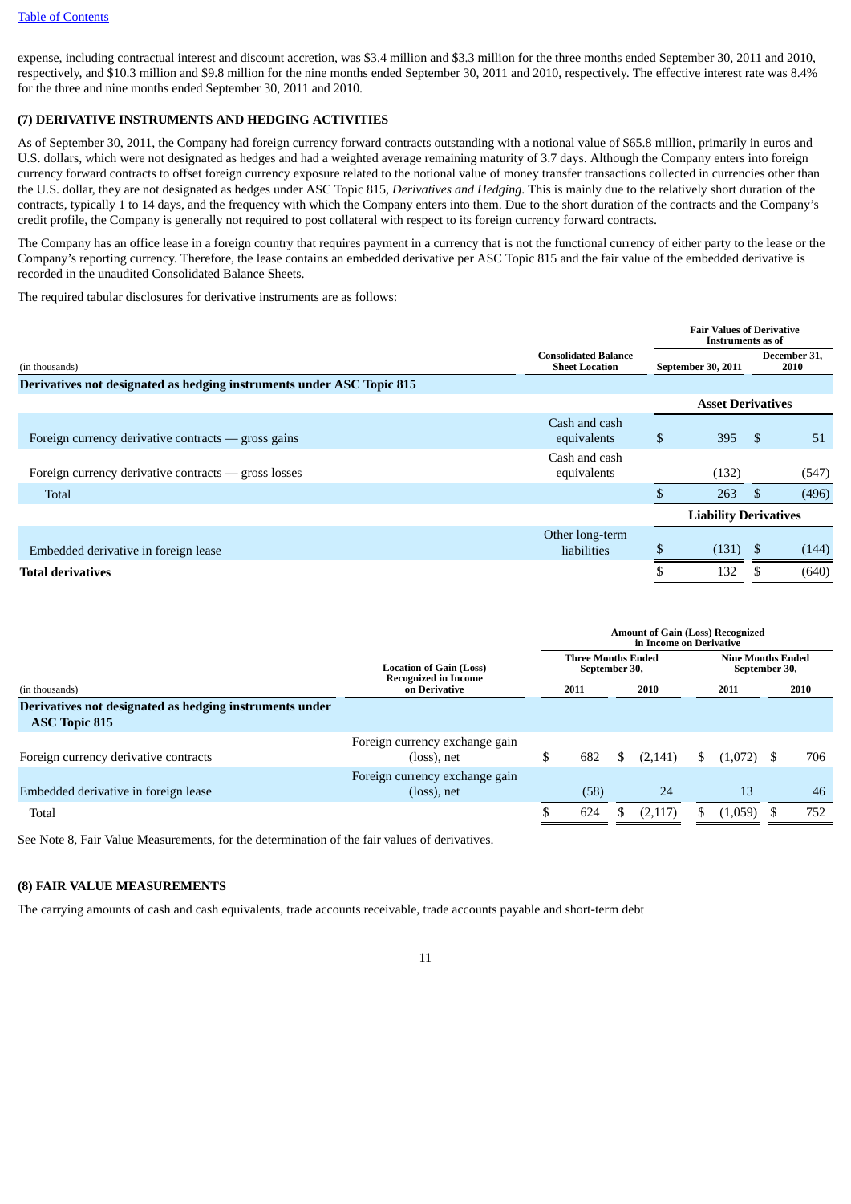expense, including contractual interest and discount accretion, was $3.4 million and $3.3 million for the three months ended September 30, 2011 and 2010, respectively, and $10.3 million and $9.8 million for the nine months ended September 30, 2011 and 2010, respectively. The effective interest rate was 8.4% for the three and nine months ended September 30, 2011 and 2010.

### (7) DERIVATIVE INSTRUMENTS AND HEDGING ACTIVITIES

As of September 30, 2011, the Company had foreign currency forward contracts outstanding with a notional value of $65.8 million, primarily in euros and U.S. dollars, which were not designated as hedges and had a weighted average remaining maturity of 3.7 days. Although the Company enters into foreign currency forward contracts to offset foreign currency exposure related to the notional value of money transfer transactions collected in currencies other than the U.S. dollar, they are not designated as hedges under ASC Topic 815, *Derivatives and Hedging*. This is mainly due to the relatively short duration of the contracts, typically 1 to 14 days, and the frequency with which the Company enters into them. Due to the short duration of the contracts and the Company's credit profile, the Company is generally not required to post collateral with respect to its foreign currency forward contracts.

The Company has an office lease in a foreign country that requires payment in a currency that is not the functional currency of either party to the lease or the Company's reporting currency. Therefore, the lease contains an embedded derivative per ASC Topic 815 and the fair value of the embedded derivative is recorded in the unaudited Consolidated Balance Sheets.

The required tabular disclosures for derivative instruments are as follows:

| (in thousands) | Consolidated Balance Sheet Location | Fair Values of Derivative Instruments as of September 30, 2011 | December 31, 2010 |
|---|---|---|---|
| **Derivatives not designated as hedging instruments under ASC Topic 815** | | | |
| | | **Asset Derivatives** | |
| Foreign currency derivative contracts — gross gains | Cash and cash equivalents | $ 395 | $ 51 |
| Foreign currency derivative contracts — gross losses | Cash and cash equivalents | (132) | (547) |
| Total | | $ 263 | $ (496) |
| | | **Liability Derivatives** | |
| Embedded derivative in foreign lease | Other long-term liabilities | $ (131) | $ (144) |
| **Total derivatives** | | $ 132 | $ (640) |

| (in thousands) | Location of Gain (Loss) Recognized in Income on Derivative | Amount of Gain (Loss) Recognized in Income on Derivative — Three Months Ended September 30, 2011 | Three Months Ended September 30, 2010 | Nine Months Ended September 30, 2011 | Nine Months Ended September 30, 2010 |
|---|---|---|---|---|---|
| **Derivatives not designated as hedging instruments under ASC Topic 815** | | | | | |
| Foreign currency derivative contracts | Foreign currency exchange gain (loss), net | $ 682 | $ (2,141) | $ (1,072) | $ 706 |
| Embedded derivative in foreign lease | Foreign currency exchange gain (loss), net | (58) | 24 | 13 | 46 |
| Total | | $ 624 | $ (2,117) | $ (1,059) | $ 752 |

See Note 8, Fair Value Measurements, for the determination of the fair values of derivatives.

### (8) FAIR VALUE MEASUREMENTS

The carrying amounts of cash and cash equivalents, trade accounts receivable, trade accounts payable and short-term debt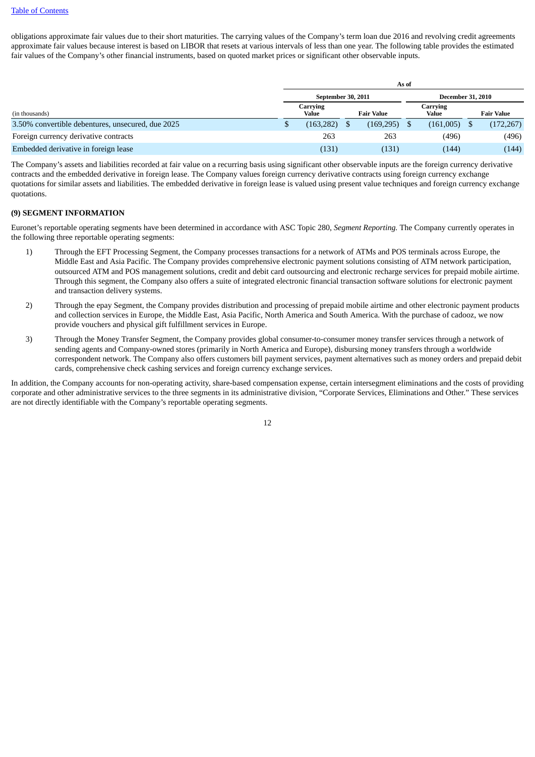obligations approximate fair values due to their short maturities. The carrying values of the Company's term loan due 2016 and revolving credit agreements approximate fair values because interest is based on LIBOR that resets at various intervals of less than one year. The following table provides the estimated fair values of the Company's other financial instruments, based on quoted market prices or significant other observable inputs.

| | As of | | | |
|---|---|---|---|---|
| | September 30, 2011 | | December 31, 2010 | |
| (in thousands) | Carrying Value | Fair Value | Carrying Value | Fair Value |
| 3.50% convertible debentures, unsecured, due 2025 | $ (163,282) | $ (169,295) | $ (161,005) | $ (172,267) |
| Foreign currency derivative contracts | 263 | 263 | (496) | (496) |
| Embedded derivative in foreign lease | (131) | (131) | (144) | (144) |

The Company's assets and liabilities recorded at fair value on a recurring basis using significant other observable inputs are the foreign currency derivative contracts and the embedded derivative in foreign lease. The Company values foreign currency derivative contracts using foreign currency exchange quotations for similar assets and liabilities. The embedded derivative in foreign lease is valued using present value techniques and foreign currency exchange quotations.

**(9) SEGMENT INFORMATION**

Euronet's reportable operating segments have been determined in accordance with ASC Topic 280, *Segment Reporting.* The Company currently operates in the following three reportable operating segments:

1) Through the EFT Processing Segment, the Company processes transactions for a network of ATMs and POS terminals across Europe, the Middle East and Asia Pacific. The Company provides comprehensive electronic payment solutions consisting of ATM network participation, outsourced ATM and POS management solutions, credit and debit card outsourcing and electronic recharge services for prepaid mobile airtime. Through this segment, the Company also offers a suite of integrated electronic financial transaction software solutions for electronic payment and transaction delivery systems.

2) Through the epay Segment, the Company provides distribution and processing of prepaid mobile airtime and other electronic payment products and collection services in Europe, the Middle East, Asia Pacific, North America and South America. With the purchase of cadooz, we now provide vouchers and physical gift fulfillment services in Europe.

3) Through the Money Transfer Segment, the Company provides global consumer-to-consumer money transfer services through a network of sending agents and Company-owned stores (primarily in North America and Europe), disbursing money transfers through a worldwide correspondent network. The Company also offers customers bill payment services, payment alternatives such as money orders and prepaid debit cards, comprehensive check cashing services and foreign currency exchange services.

In addition, the Company accounts for non-operating activity, share-based compensation expense, certain intersegment eliminations and the costs of providing corporate and other administrative services to the three segments in its administrative division, "Corporate Services, Eliminations and Other." These services are not directly identifiable with the Company's reportable operating segments.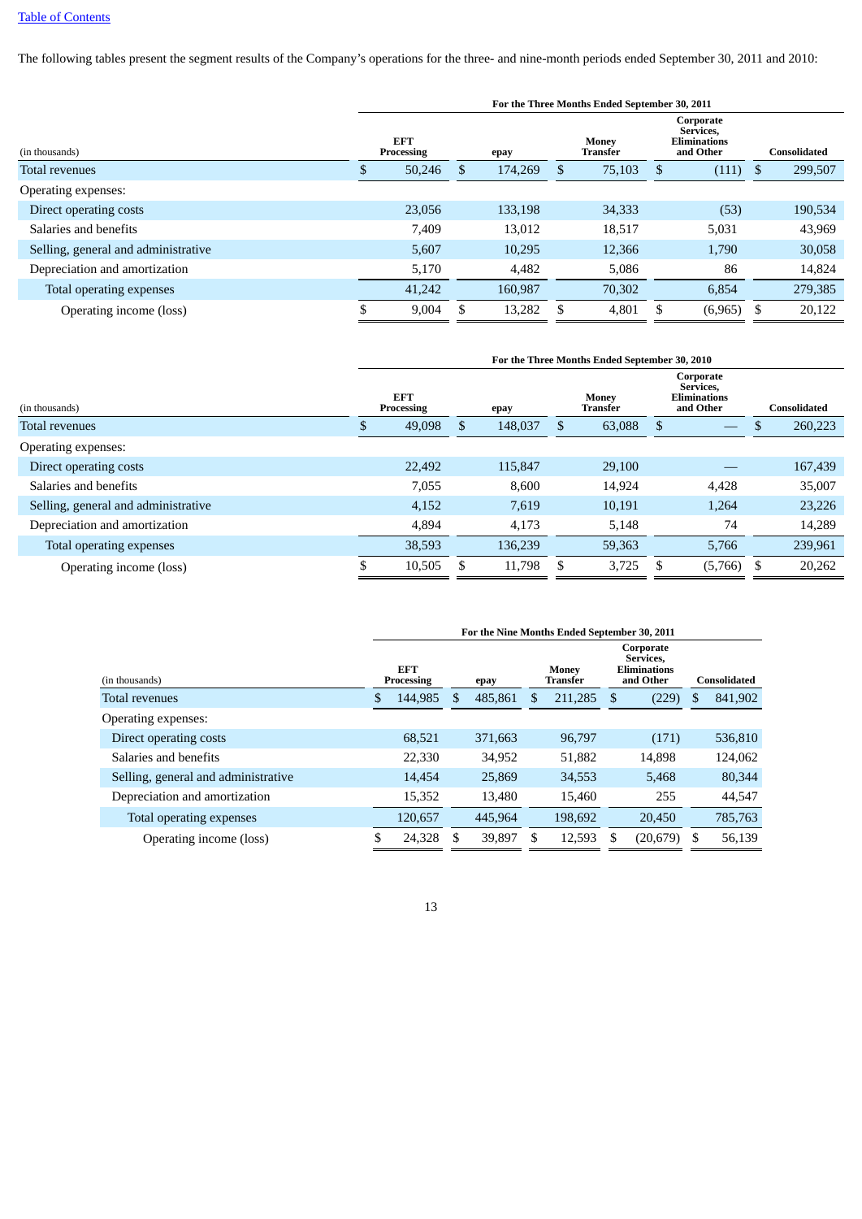The following tables present the segment results of the Company's operations for the three- and nine-month periods ended September 30, 2011 and 2010:

| | For the Three Months Ended September 30, 2011 | | | | |
|---|---|---|---|---|---|
| (in thousands) | EFT Processing | epay | Money Transfer | Corporate Services, Eliminations and Other | Consolidated |
| Total revenues | $ 50,246 | $ 174,269 | $ 75,103 | $ (111) | $ 299,507 |
| Operating expenses: | | | | | |
| Direct operating costs | 23,056 | 133,198 | 34,333 | (53) | 190,534 |
| Salaries and benefits | 7,409 | 13,012 | 18,517 | 5,031 | 43,969 |
| Selling, general and administrative | 5,607 | 10,295 | 12,366 | 1,790 | 30,058 |
| Depreciation and amortization | 5,170 | 4,482 | 5,086 | 86 | 14,824 |
| Total operating expenses | 41,242 | 160,987 | 70,302 | 6,854 | 279,385 |
| Operating income (loss) | $ 9,004 | $ 13,282 | $ 4,801 | $ (6,965) | $ 20,122 |

| | For the Three Months Ended September 30, 2010 | | | | |
|---|---|---|---|---|---|
| (in thousands) | EFT Processing | epay | Money Transfer | Corporate Services, Eliminations and Other | Consolidated |
| Total revenues | $ 49,098 | $ 148,037 | $ 63,088 | $ — | $ 260,223 |
| Operating expenses: | | | | | |
| Direct operating costs | 22,492 | 115,847 | 29,100 | — | 167,439 |
| Salaries and benefits | 7,055 | 8,600 | 14,924 | 4,428 | 35,007 |
| Selling, general and administrative | 4,152 | 7,619 | 10,191 | 1,264 | 23,226 |
| Depreciation and amortization | 4,894 | 4,173 | 5,148 | 74 | 14,289 |
| Total operating expenses | 38,593 | 136,239 | 59,363 | 5,766 | 239,961 |
| Operating income (loss) | $ 10,505 | $ 11,798 | $ 3,725 | $ (5,766) | $ 20,262 |

| | For the Nine Months Ended September 30, 2011 | | | | |
|---|---|---|---|---|---|
| (in thousands) | EFT Processing | epay | Money Transfer | Corporate Services, Eliminations and Other | Consolidated |
| Total revenues | $ 144,985 | $ 485,861 | $ 211,285 | $ (229) | $ 841,902 |
| Operating expenses: | | | | | |
| Direct operating costs | 68,521 | 371,663 | 96,797 | (171) | 536,810 |
| Salaries and benefits | 22,330 | 34,952 | 51,882 | 14,898 | 124,062 |
| Selling, general and administrative | 14,454 | 25,869 | 34,553 | 5,468 | 80,344 |
| Depreciation and amortization | 15,352 | 13,480 | 15,460 | 255 | 44,547 |
| Total operating expenses | 120,657 | 445,964 | 198,692 | 20,450 | 785,763 |
| Operating income (loss) | $ 24,328 | $ 39,897 | $ 12,593 | $ (20,679) | $ 56,139 |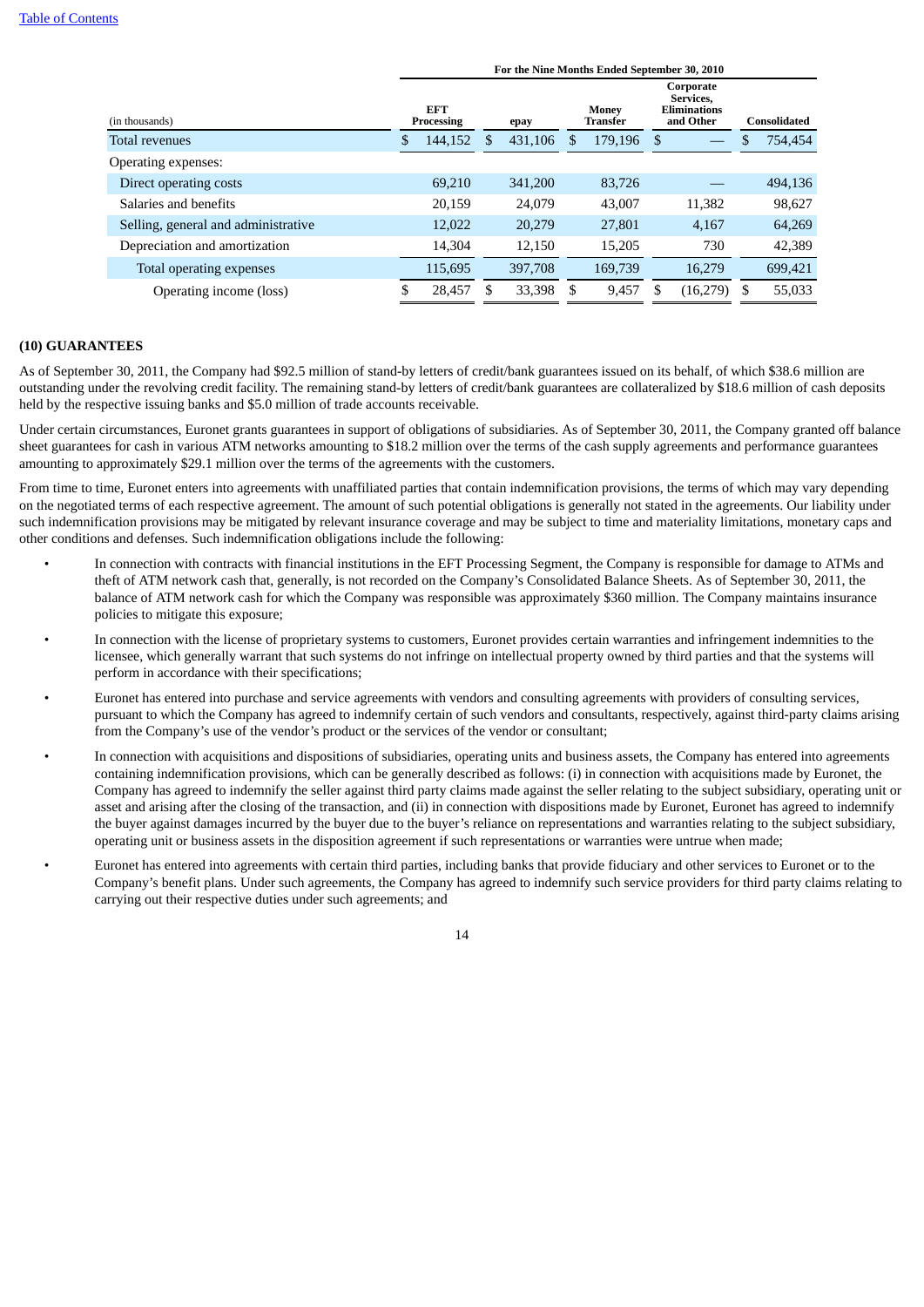| | For the Nine Months Ended September 30, 2010 | | | | |
|---|---|---|---|---|---|
| (in thousands) | EFT Processing | epay | Money Transfer | Corporate Services, Eliminations and Other | Consolidated |
| Total revenues | $ 144,152 | $ 431,106 | $ 179,196 | $ — | $ 754,454 |
| Operating expenses: | | | | | |
| Direct operating costs | 69,210 | 341,200 | 83,726 | — | 494,136 |
| Salaries and benefits | 20,159 | 24,079 | 43,007 | 11,382 | 98,627 |
| Selling, general and administrative | 12,022 | 20,279 | 27,801 | 4,167 | 64,269 |
| Depreciation and amortization | 14,304 | 12,150 | 15,205 | 730 | 42,389 |
| Total operating expenses | 115,695 | 397,708 | 169,739 | 16,279 | 699,421 |
| Operating income (loss) | $ 28,457 | $ 33,398 | $ 9,457 | $ (16,279) | $ 55,033 |

## (10) GUARANTEES

As of September 30, 2011, the Company had $92.5 million of stand-by letters of credit/bank guarantees issued on its behalf, of which $38.6 million are outstanding under the revolving credit facility. The remaining stand-by letters of credit/bank guarantees are collateralized by $18.6 million of cash deposits held by the respective issuing banks and $5.0 million of trade accounts receivable.

Under certain circumstances, Euronet grants guarantees in support of obligations of subsidiaries. As of September 30, 2011, the Company granted off balance sheet guarantees for cash in various ATM networks amounting to $18.2 million over the terms of the cash supply agreements and performance guarantees amounting to approximately $29.1 million over the terms of the agreements with the customers.

From time to time, Euronet enters into agreements with unaffiliated parties that contain indemnification provisions, the terms of which may vary depending on the negotiated terms of each respective agreement. The amount of such potential obligations is generally not stated in the agreements. Our liability under such indemnification provisions may be mitigated by relevant insurance coverage and may be subject to time and materiality limitations, monetary caps and other conditions and defenses. Such indemnification obligations include the following:

- In connection with contracts with financial institutions in the EFT Processing Segment, the Company is responsible for damage to ATMs and theft of ATM network cash that, generally, is not recorded on the Company's Consolidated Balance Sheets. As of September 30, 2011, the balance of ATM network cash for which the Company was responsible was approximately $360 million. The Company maintains insurance policies to mitigate this exposure;
- In connection with the license of proprietary systems to customers, Euronet provides certain warranties and infringement indemnities to the licensee, which generally warrant that such systems do not infringe on intellectual property owned by third parties and that the systems will perform in accordance with their specifications;
- Euronet has entered into purchase and service agreements with vendors and consulting agreements with providers of consulting services, pursuant to which the Company has agreed to indemnify certain of such vendors and consultants, respectively, against third-party claims arising from the Company's use of the vendor's product or the services of the vendor or consultant;
- In connection with acquisitions and dispositions of subsidiaries, operating units and business assets, the Company has entered into agreements containing indemnification provisions, which can be generally described as follows: (i) in connection with acquisitions made by Euronet, the Company has agreed to indemnify the seller against third party claims made against the seller relating to the subject subsidiary, operating unit or asset and arising after the closing of the transaction, and (ii) in connection with dispositions made by Euronet, Euronet has agreed to indemnify the buyer against damages incurred by the buyer due to the buyer's reliance on representations and warranties relating to the subject subsidiary, operating unit or business assets in the disposition agreement if such representations or warranties were untrue when made;
- Euronet has entered into agreements with certain third parties, including banks that provide fiduciary and other services to Euronet or to the Company's benefit plans. Under such agreements, the Company has agreed to indemnify such service providers for third party claims relating to carrying out their respective duties under such agreements; and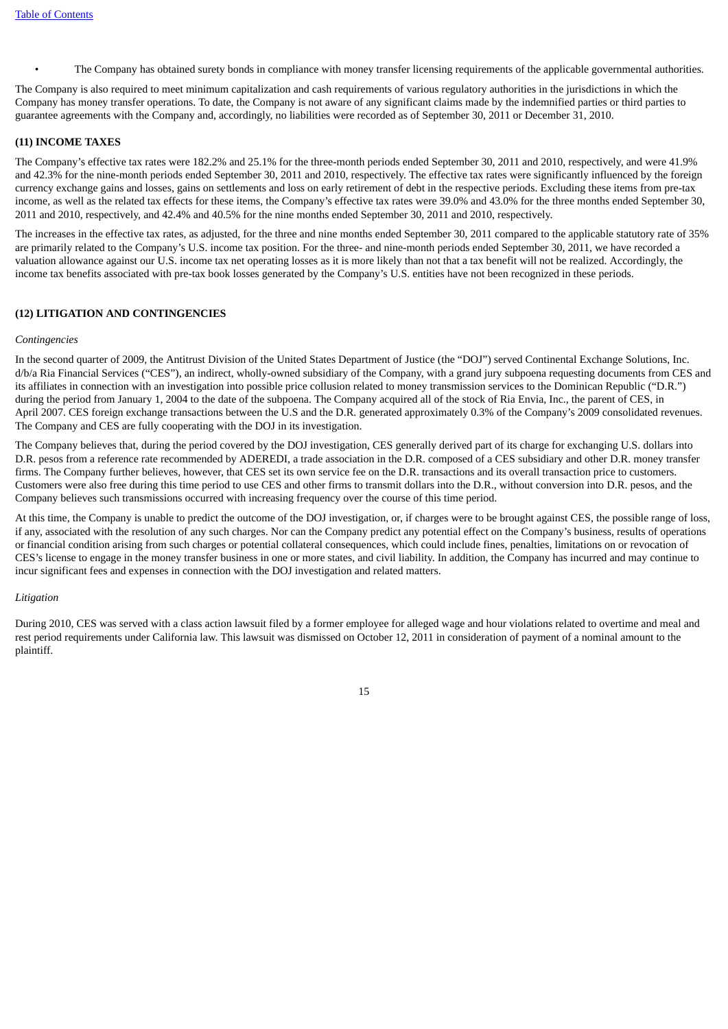- The Company has obtained surety bonds in compliance with money transfer licensing requirements of the applicable governmental authorities.

The Company is also required to meet minimum capitalization and cash requirements of various regulatory authorities in the jurisdictions in which the Company has money transfer operations. To date, the Company is not aware of any significant claims made by the indemnified parties or third parties to guarantee agreements with the Company and, accordingly, no liabilities were recorded as of September 30, 2011 or December 31, 2010.

**(11) INCOME TAXES**

The Company's effective tax rates were 182.2% and 25.1% for the three-month periods ended September 30, 2011 and 2010, respectively, and were 41.9% and 42.3% for the nine-month periods ended September 30, 2011 and 2010, respectively. The effective tax rates were significantly influenced by the foreign currency exchange gains and losses, gains on settlements and loss on early retirement of debt in the respective periods. Excluding these items from pre-tax income, as well as the related tax effects for these items, the Company's effective tax rates were 39.0% and 43.0% for the three months ended September 30, 2011 and 2010, respectively, and 42.4% and 40.5% for the nine months ended September 30, 2011 and 2010, respectively.

The increases in the effective tax rates, as adjusted, for the three and nine months ended September 30, 2011 compared to the applicable statutory rate of 35% are primarily related to the Company's U.S. income tax position. For the three- and nine-month periods ended September 30, 2011, we have recorded a valuation allowance against our U.S. income tax net operating losses as it is more likely than not that a tax benefit will not be realized. Accordingly, the income tax benefits associated with pre-tax book losses generated by the Company's U.S. entities have not been recognized in these periods.

**(12) LITIGATION AND CONTINGENCIES**

*Contingencies*

In the second quarter of 2009, the Antitrust Division of the United States Department of Justice (the "DOJ") served Continental Exchange Solutions, Inc. d/b/a Ria Financial Services ("CES"), an indirect, wholly-owned subsidiary of the Company, with a grand jury subpoena requesting documents from CES and its affiliates in connection with an investigation into possible price collusion related to money transmission services to the Dominican Republic ("D.R.") during the period from January 1, 2004 to the date of the subpoena. The Company acquired all of the stock of Ria Envia, Inc., the parent of CES, in April 2007. CES foreign exchange transactions between the U.S and the D.R. generated approximately 0.3% of the Company's 2009 consolidated revenues. The Company and CES are fully cooperating with the DOJ in its investigation.

The Company believes that, during the period covered by the DOJ investigation, CES generally derived part of its charge for exchanging U.S. dollars into D.R. pesos from a reference rate recommended by ADEREDI, a trade association in the D.R. composed of a CES subsidiary and other D.R. money transfer firms. The Company further believes, however, that CES set its own service fee on the D.R. transactions and its overall transaction price to customers. Customers were also free during this time period to use CES and other firms to transmit dollars into the D.R., without conversion into D.R. pesos, and the Company believes such transmissions occurred with increasing frequency over the course of this time period.

At this time, the Company is unable to predict the outcome of the DOJ investigation, or, if charges were to be brought against CES, the possible range of loss, if any, associated with the resolution of any such charges. Nor can the Company predict any potential effect on the Company's business, results of operations or financial condition arising from such charges or potential collateral consequences, which could include fines, penalties, limitations on or revocation of CES's license to engage in the money transfer business in one or more states, and civil liability. In addition, the Company has incurred and may continue to incur significant fees and expenses in connection with the DOJ investigation and related matters.

*Litigation*

During 2010, CES was served with a class action lawsuit filed by a former employee for alleged wage and hour violations related to overtime and meal and rest period requirements under California law. This lawsuit was dismissed on October 12, 2011 in consideration of payment of a nominal amount to the plaintiff.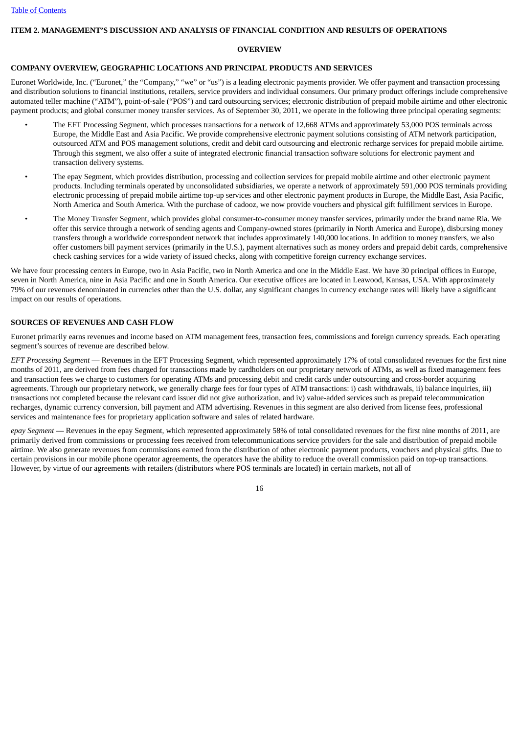## ITEM 2. MANAGEMENT'S DISCUSSION AND ANALYSIS OF FINANCIAL CONDITION AND RESULTS OF OPERATIONS

### OVERVIEW

### COMPANY OVERVIEW, GEOGRAPHIC LOCATIONS AND PRINCIPAL PRODUCTS AND SERVICES

Euronet Worldwide, Inc. ("Euronet," the "Company," "we" or "us") is a leading electronic payments provider. We offer payment and transaction processing and distribution solutions to financial institutions, retailers, service providers and individual consumers. Our primary product offerings include comprehensive automated teller machine ("ATM"), point-of-sale ("POS") and card outsourcing services; electronic distribution of prepaid mobile airtime and other electronic payment products; and global consumer money transfer services. As of September 30, 2011, we operate in the following three principal operating segments:

- The EFT Processing Segment, which processes transactions for a network of 12,668 ATMs and approximately 53,000 POS terminals across Europe, the Middle East and Asia Pacific. We provide comprehensive electronic payment solutions consisting of ATM network participation, outsourced ATM and POS management solutions, credit and debit card outsourcing and electronic recharge services for prepaid mobile airtime. Through this segment, we also offer a suite of integrated electronic financial transaction software solutions for electronic payment and transaction delivery systems.
- The epay Segment, which provides distribution, processing and collection services for prepaid mobile airtime and other electronic payment products. Including terminals operated by unconsolidated subsidiaries, we operate a network of approximately 591,000 POS terminals providing electronic processing of prepaid mobile airtime top-up services and other electronic payment products in Europe, the Middle East, Asia Pacific, North America and South America. With the purchase of cadooz, we now provide vouchers and physical gift fulfillment services in Europe.
- The Money Transfer Segment, which provides global consumer-to-consumer money transfer services, primarily under the brand name Ria. We offer this service through a network of sending agents and Company-owned stores (primarily in North America and Europe), disbursing money transfers through a worldwide correspondent network that includes approximately 140,000 locations. In addition to money transfers, we also offer customers bill payment services (primarily in the U.S.), payment alternatives such as money orders and prepaid debit cards, comprehensive check cashing services for a wide variety of issued checks, along with competitive foreign currency exchange services.

We have four processing centers in Europe, two in Asia Pacific, two in North America and one in the Middle East. We have 30 principal offices in Europe, seven in North America, nine in Asia Pacific and one in South America. Our executive offices are located in Leawood, Kansas, USA. With approximately 79% of our revenues denominated in currencies other than the U.S. dollar, any significant changes in currency exchange rates will likely have a significant impact on our results of operations.

### SOURCES OF REVENUES AND CASH FLOW

Euronet primarily earns revenues and income based on ATM management fees, transaction fees, commissions and foreign currency spreads. Each operating segment's sources of revenue are described below.

*EFT Processing Segment* — Revenues in the EFT Processing Segment, which represented approximately 17% of total consolidated revenues for the first nine months of 2011, are derived from fees charged for transactions made by cardholders on our proprietary network of ATMs, as well as fixed management fees and transaction fees we charge to customers for operating ATMs and processing debit and credit cards under outsourcing and cross-border acquiring agreements. Through our proprietary network, we generally charge fees for four types of ATM transactions: i) cash withdrawals, ii) balance inquiries, iii) transactions not completed because the relevant card issuer did not give authorization, and iv) value-added services such as prepaid telecommunication recharges, dynamic currency conversion, bill payment and ATM advertising. Revenues in this segment are also derived from license fees, professional services and maintenance fees for proprietary application software and sales of related hardware.

*epay Segment* — Revenues in the epay Segment, which represented approximately 58% of total consolidated revenues for the first nine months of 2011, are primarily derived from commissions or processing fees received from telecommunications service providers for the sale and distribution of prepaid mobile airtime. We also generate revenues from commissions earned from the distribution of other electronic payment products, vouchers and physical gifts. Due to certain provisions in our mobile phone operator agreements, the operators have the ability to reduce the overall commission paid on top-up transactions. However, by virtue of our agreements with retailers (distributors where POS terminals are located) in certain markets, not all of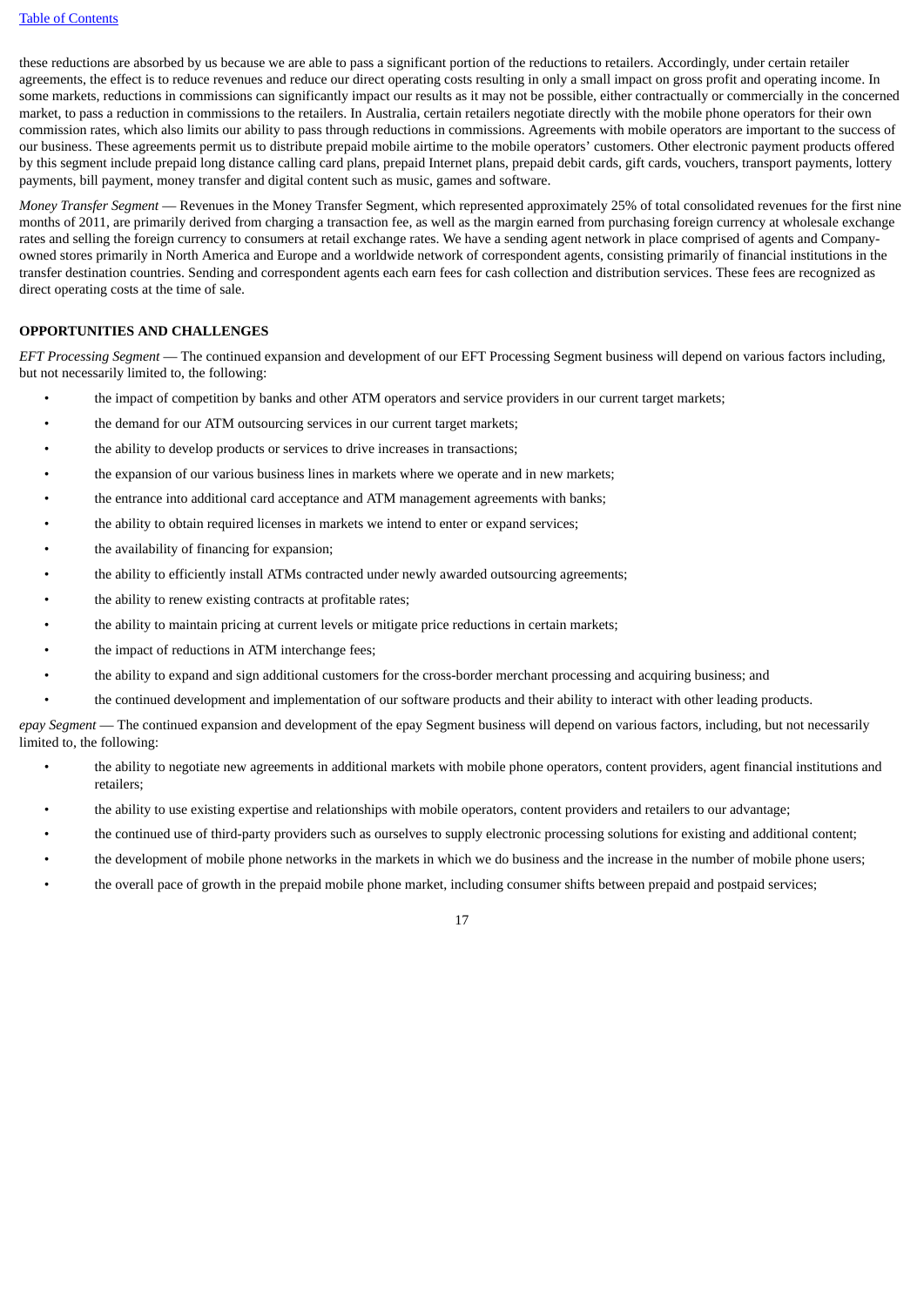these reductions are absorbed by us because we are able to pass a significant portion of the reductions to retailers. Accordingly, under certain retailer agreements, the effect is to reduce revenues and reduce our direct operating costs resulting in only a small impact on gross profit and operating income. In some markets, reductions in commissions can significantly impact our results as it may not be possible, either contractually or commercially in the concerned market, to pass a reduction in commissions to the retailers. In Australia, certain retailers negotiate directly with the mobile phone operators for their own commission rates, which also limits our ability to pass through reductions in commissions. Agreements with mobile operators are important to the success of our business. These agreements permit us to distribute prepaid mobile airtime to the mobile operators' customers. Other electronic payment products offered by this segment include prepaid long distance calling card plans, prepaid Internet plans, prepaid debit cards, gift cards, vouchers, transport payments, lottery payments, bill payment, money transfer and digital content such as music, games and software.

*Money Transfer Segment* — Revenues in the Money Transfer Segment, which represented approximately 25% of total consolidated revenues for the first nine months of 2011, are primarily derived from charging a transaction fee, as well as the margin earned from purchasing foreign currency at wholesale exchange rates and selling the foreign currency to consumers at retail exchange rates. We have a sending agent network in place comprised of agents and Company-owned stores primarily in North America and Europe and a worldwide network of correspondent agents, consisting primarily of financial institutions in the transfer destination countries. Sending and correspondent agents each earn fees for cash collection and distribution services. These fees are recognized as direct operating costs at the time of sale.

## OPPORTUNITIES AND CHALLENGES

*EFT Processing Segment* — The continued expansion and development of our EFT Processing Segment business will depend on various factors including, but not necessarily limited to, the following:

- the impact of competition by banks and other ATM operators and service providers in our current target markets;
- the demand for our ATM outsourcing services in our current target markets;
- the ability to develop products or services to drive increases in transactions;
- the expansion of our various business lines in markets where we operate and in new markets;
- the entrance into additional card acceptance and ATM management agreements with banks;
- the ability to obtain required licenses in markets we intend to enter or expand services;
- the availability of financing for expansion;
- the ability to efficiently install ATMs contracted under newly awarded outsourcing agreements;
- the ability to renew existing contracts at profitable rates;
- the ability to maintain pricing at current levels or mitigate price reductions in certain markets;
- the impact of reductions in ATM interchange fees;
- the ability to expand and sign additional customers for the cross-border merchant processing and acquiring business; and
- the continued development and implementation of our software products and their ability to interact with other leading products.

*epay Segment* — The continued expansion and development of the epay Segment business will depend on various factors, including, but not necessarily limited to, the following:

- the ability to negotiate new agreements in additional markets with mobile phone operators, content providers, agent financial institutions and retailers;
- the ability to use existing expertise and relationships with mobile operators, content providers and retailers to our advantage;
- the continued use of third-party providers such as ourselves to supply electronic processing solutions for existing and additional content;
- the development of mobile phone networks in the markets in which we do business and the increase in the number of mobile phone users;
- the overall pace of growth in the prepaid mobile phone market, including consumer shifts between prepaid and postpaid services;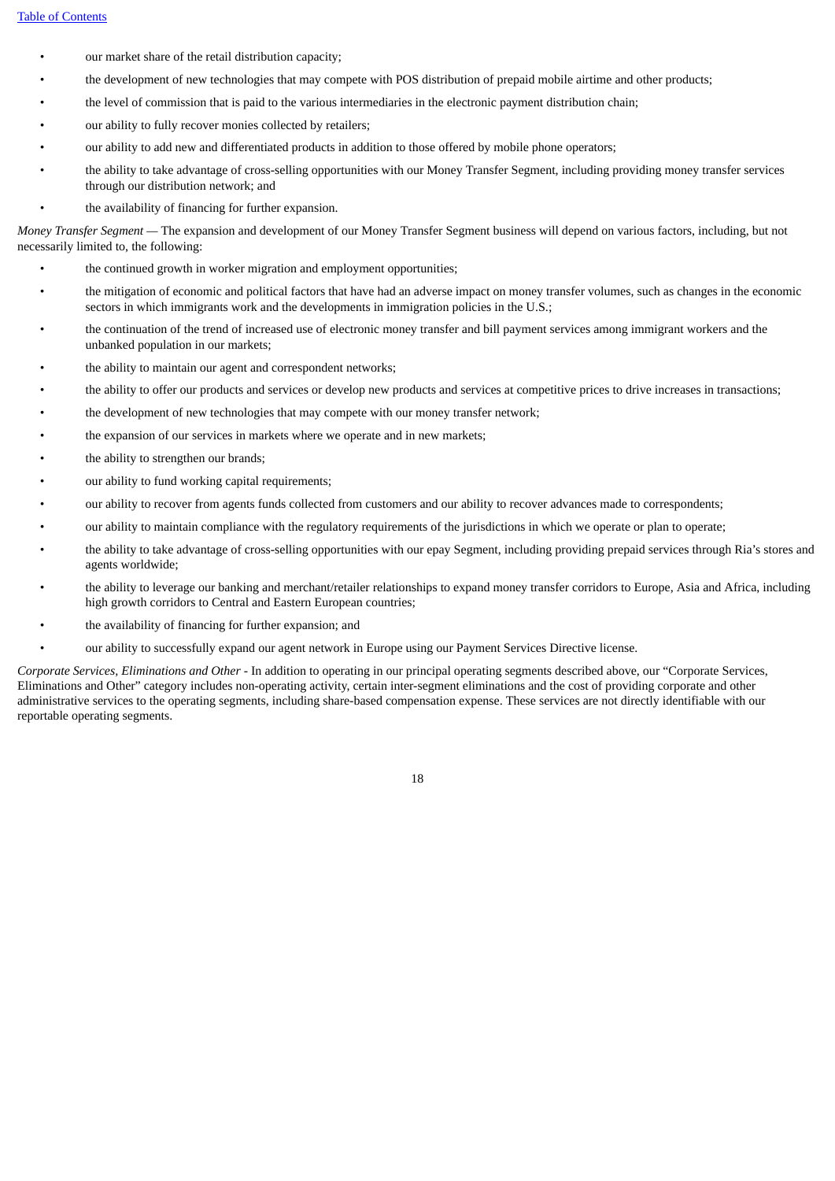- our market share of the retail distribution capacity;
- the development of new technologies that may compete with POS distribution of prepaid mobile airtime and other products;
- the level of commission that is paid to the various intermediaries in the electronic payment distribution chain;
- our ability to fully recover monies collected by retailers;
- our ability to add new and differentiated products in addition to those offered by mobile phone operators;
- the ability to take advantage of cross-selling opportunities with our Money Transfer Segment, including providing money transfer services through our distribution network; and
- the availability of financing for further expansion.

*Money Transfer Segment* — The expansion and development of our Money Transfer Segment business will depend on various factors, including, but not necessarily limited to, the following:

- the continued growth in worker migration and employment opportunities;
- the mitigation of economic and political factors that have had an adverse impact on money transfer volumes, such as changes in the economic sectors in which immigrants work and the developments in immigration policies in the U.S.;
- the continuation of the trend of increased use of electronic money transfer and bill payment services among immigrant workers and the unbanked population in our markets;
- the ability to maintain our agent and correspondent networks;
- the ability to offer our products and services or develop new products and services at competitive prices to drive increases in transactions;
- the development of new technologies that may compete with our money transfer network;
- the expansion of our services in markets where we operate and in new markets;
- the ability to strengthen our brands;
- our ability to fund working capital requirements;
- our ability to recover from agents funds collected from customers and our ability to recover advances made to correspondents;
- our ability to maintain compliance with the regulatory requirements of the jurisdictions in which we operate or plan to operate;
- the ability to take advantage of cross-selling opportunities with our epay Segment, including providing prepaid services through Ria's stores and agents worldwide;
- the ability to leverage our banking and merchant/retailer relationships to expand money transfer corridors to Europe, Asia and Africa, including high growth corridors to Central and Eastern European countries;
- the availability of financing for further expansion; and
- our ability to successfully expand our agent network in Europe using our Payment Services Directive license.

*Corporate Services, Eliminations and Other* - In addition to operating in our principal operating segments described above, our "Corporate Services, Eliminations and Other" category includes non-operating activity, certain inter-segment eliminations and the cost of providing corporate and other administrative services to the operating segments, including share-based compensation expense. These services are not directly identifiable with our reportable operating segments.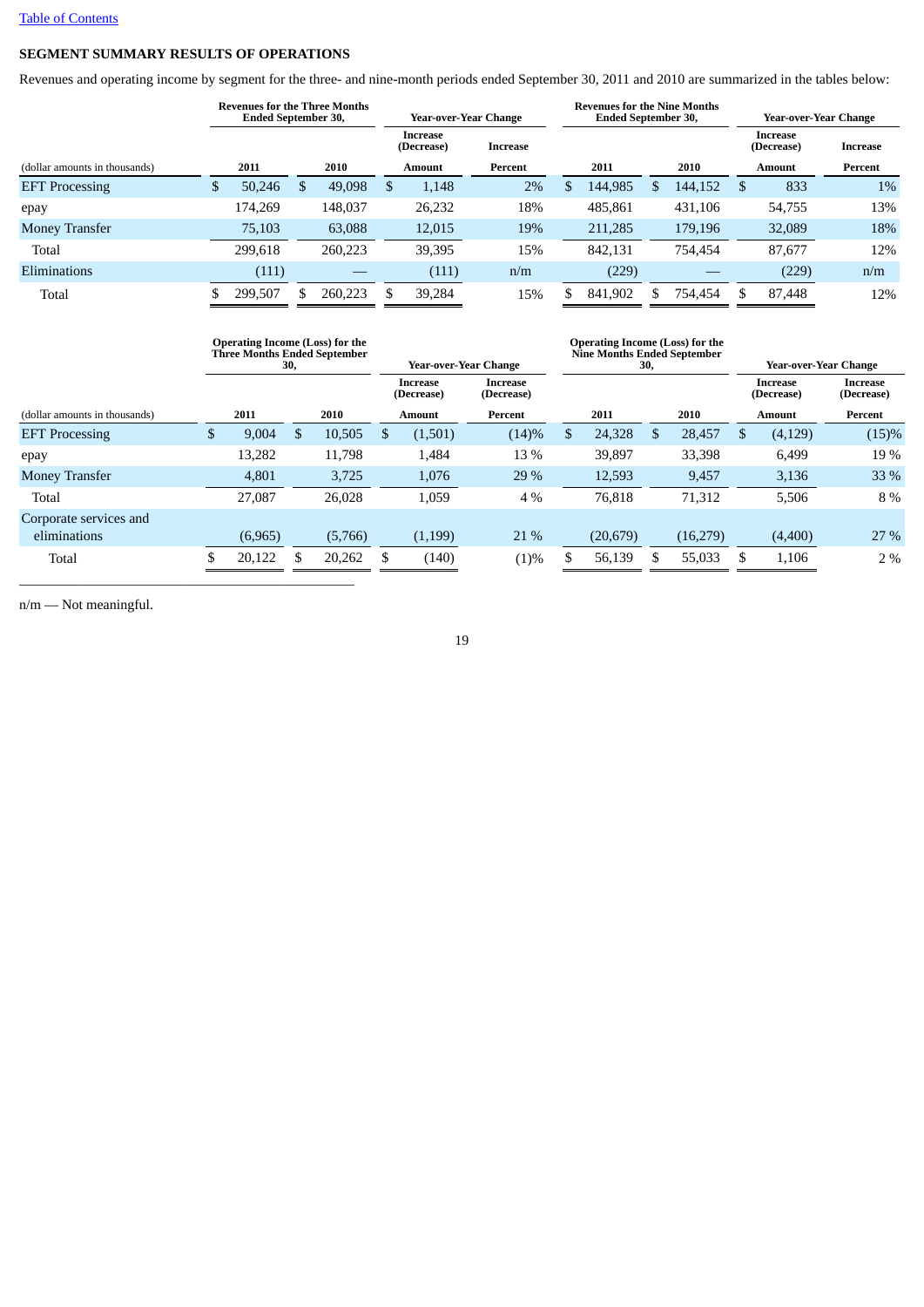[Table of Contents](#)

## SEGMENT SUMMARY RESULTS OF OPERATIONS

Revenues and operating income by segment for the three- and nine-month periods ended September 30, 2011 and 2010 are summarized in the tables below:

| | Revenues for the Three Months Ended September 30, | | Year-over-Year Change | | Revenues for the Nine Months Ended September 30, | | Year-over-Year Change | |
|---|---|---|---|---|---|---|---|---|
| | | | Increase (Decrease) | Increase | | | Increase (Decrease) | Increase |
| (dollar amounts in thousands) | 2011 | 2010 | Amount | Percent | 2011 | 2010 | Amount | Percent |
| EFT Processing | $ 50,246 | $ 49,098 | $ 1,148 | 2% | $ 144,985 | $ 144,152 | $ 833 | 1% |
| epay | 174,269 | 148,037 | 26,232 | 18% | 485,861 | 431,106 | 54,755 | 13% |
| Money Transfer | 75,103 | 63,088 | 12,015 | 19% | 211,285 | 179,196 | 32,089 | 18% |
| Total | 299,618 | 260,223 | 39,395 | 15% | 842,131 | 754,454 | 87,677 | 12% |
| Eliminations | (111) | — | (111) | n/m | (229) | — | (229) | n/m |
| Total | $ 299,507 | $ 260,223 | $ 39,284 | 15% | $ 841,902 | $ 754,454 | $ 87,448 | 12% |

| | Operating Income (Loss) for the Three Months Ended September 30, | | Year-over-Year Change | | Operating Income (Loss) for the Nine Months Ended September 30, | | Year-over-Year Change | |
|---|---|---|---|---|---|---|---|---|
| | | | Increase (Decrease) | Increase (Decrease) | | | Increase (Decrease) | Increase (Decrease) |
| (dollar amounts in thousands) | 2011 | 2010 | Amount | Percent | 2011 | 2010 | Amount | Percent |
| EFT Processing | $ 9,004 | $ 10,505 | $ (1,501) | (14)% | $ 24,328 | $ 28,457 | $ (4,129) | (15)% |
| epay | 13,282 | 11,798 | 1,484 | 13 % | 39,897 | 33,398 | 6,499 | 19 % |
| Money Transfer | 4,801 | 3,725 | 1,076 | 29 % | 12,593 | 9,457 | 3,136 | 33 % |
| Total | 27,087 | 26,028 | 1,059 | 4 % | 76,818 | 71,312 | 5,506 | 8 % |
| Corporate services and eliminations | (6,965) | (5,766) | (1,199) | 21 % | (20,679) | (16,279) | (4,400) | 27 % |
| Total | $ 20,122 | $ 20,262 | $ (140) | (1)% | $ 56,139 | $ 55,033 | $ 1,106 | 2 % |

n/m — Not meaningful.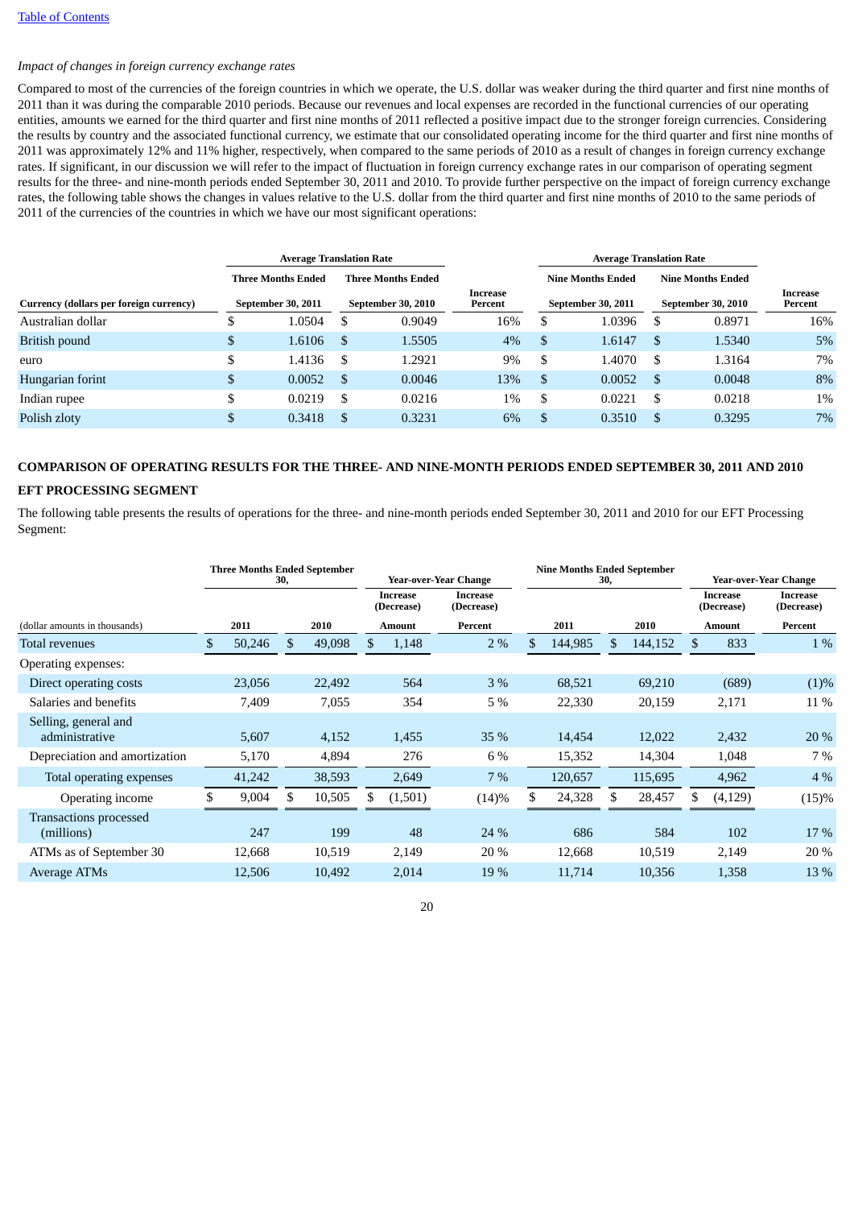[Table of Contents](#)

*Impact of changes in foreign currency exchange rates*

Compared to most of the currencies of the foreign countries in which we operate, the U.S. dollar was weaker during the third quarter and first nine months of 2011 than it was during the comparable 2010 periods. Because our revenues and local expenses are recorded in the functional currencies of our operating entities, amounts we earned for the third quarter and first nine months of 2011 reflected a positive impact due to the stronger foreign currencies. Considering the results by country and the associated functional currency, we estimate that our consolidated operating income for the third quarter and first nine months of 2011 was approximately 12% and 11% higher, respectively, when compared to the same periods of 2010 as a result of changes in foreign currency exchange rates. If significant, in our discussion we will refer to the impact of fluctuation in foreign currency exchange rates in our comparison of operating segment results for the three- and nine-month periods ended September 30, 2011 and 2010. To provide further perspective on the impact of foreign currency exchange rates, the following table shows the changes in values relative to the U.S. dollar from the third quarter and first nine months of 2010 to the same periods of 2011 of the currencies of the countries in which we have our most significant operations:

| | Average Translation Rate | | | Average Translation Rate | | |
|---|---|---|---|---|---|---|
| | Three Months Ended | Three Months Ended | | Nine Months Ended | Nine Months Ended | |
| Currency (dollars per foreign currency) | September 30, 2011 | September 30, 2010 | Increase Percent | September 30, 2011 | September 30, 2010 | Increase Percent |
| Australian dollar | $ 1.0504 | $ 0.9049 | 16% | $ 1.0396 | $ 0.8971 | 16% |
| British pound | $ 1.6106 | $ 1.5505 | 4% | $ 1.6147 | $ 1.5340 | 5% |
| euro | $ 1.4136 | $ 1.2921 | 9% | $ 1.4070 | $ 1.3164 | 7% |
| Hungarian forint | $ 0.0052 | $ 0.0046 | 13% | $ 0.0052 | $ 0.0048 | 8% |
| Indian rupee | $ 0.0219 | $ 0.0216 | 1% | $ 0.0221 | $ 0.0218 | 1% |
| Polish zloty | $ 0.3418 | $ 0.3231 | 6% | $ 0.3510 | $ 0.3295 | 7% |

## COMPARISON OF OPERATING RESULTS FOR THE THREE- AND NINE-MONTH PERIODS ENDED SEPTEMBER 30, 2011 AND 2010

### EFT PROCESSING SEGMENT

The following table presents the results of operations for the three- and nine-month periods ended September 30, 2011 and 2010 for our EFT Processing Segment:

| | Three Months Ended September 30, | | Year-over-Year Change | | Nine Months Ended September 30, | | Year-over-Year Change | |
|---|---|---|---|---|---|---|---|---|
| | | | Increase (Decrease) | Increase (Decrease) | | | Increase (Decrease) | Increase (Decrease) |
| (dollar amounts in thousands) | 2011 | 2010 | Amount | Percent | 2011 | 2010 | Amount | Percent |
| Total revenues | $ 50,246 | $ 49,098 | $ 1,148 | 2 % | $ 144,985 | $ 144,152 | $ 833 | 1 % |
| Operating expenses: | | | | | | | | |
| Direct operating costs | 23,056 | 22,492 | 564 | 3 % | 68,521 | 69,210 | (689) | (1)% |
| Salaries and benefits | 7,409 | 7,055 | 354 | 5 % | 22,330 | 20,159 | 2,171 | 11 % |
| Selling, general and administrative | 5,607 | 4,152 | 1,455 | 35 % | 14,454 | 12,022 | 2,432 | 20 % |
| Depreciation and amortization | 5,170 | 4,894 | 276 | 6 % | 15,352 | 14,304 | 1,048 | 7 % |
| Total operating expenses | 41,242 | 38,593 | 2,649 | 7 % | 120,657 | 115,695 | 4,962 | 4 % |
| Operating income | $ 9,004 | $ 10,505 | $ (1,501) | (14)% | $ 24,328 | $ 28,457 | $ (4,129) | (15)% |
| Transactions processed (millions) | 247 | 199 | 48 | 24 % | 686 | 584 | 102 | 17 % |
| ATMs as of September 30 | 12,668 | 10,519 | 2,149 | 20 % | 12,668 | 10,519 | 2,149 | 20 % |
| Average ATMs | 12,506 | 10,492 | 2,014 | 19 % | 11,714 | 10,356 | 1,358 | 13 % |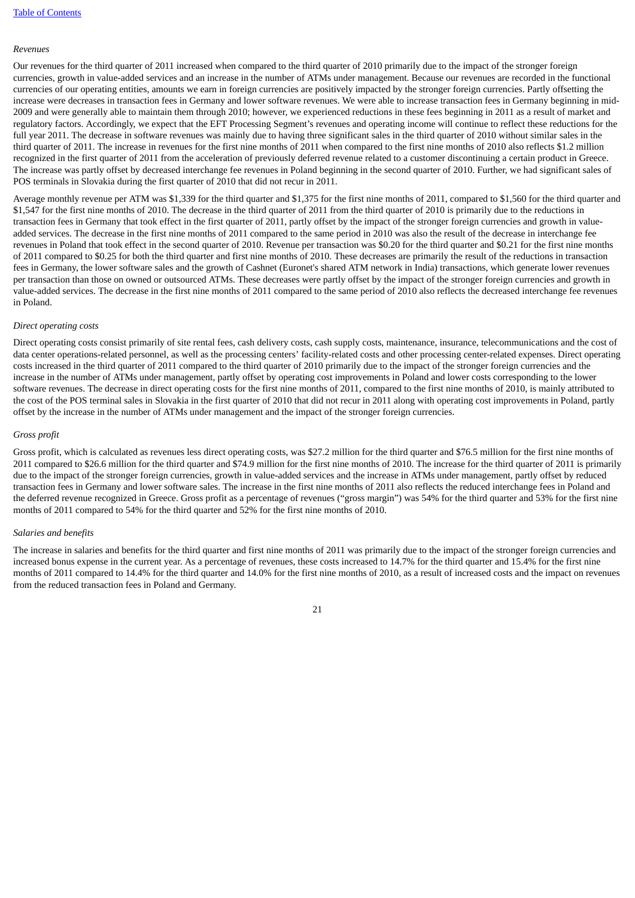*Revenues*

Our revenues for the third quarter of 2011 increased when compared to the third quarter of 2010 primarily due to the impact of the stronger foreign currencies, growth in value-added services and an increase in the number of ATMs under management. Because our revenues are recorded in the functional currencies of our operating entities, amounts we earn in foreign currencies are positively impacted by the stronger foreign currencies. Partly offsetting the increase were decreases in transaction fees in Germany and lower software revenues. We were able to increase transaction fees in Germany beginning in mid-2009 and were generally able to maintain them through 2010; however, we experienced reductions in these fees beginning in 2011 as a result of market and regulatory factors. Accordingly, we expect that the EFT Processing Segment's revenues and operating income will continue to reflect these reductions for the full year 2011. The decrease in software revenues was mainly due to having three significant sales in the third quarter of 2010 without similar sales in the third quarter of 2011. The increase in revenues for the first nine months of 2011 when compared to the first nine months of 2010 also reflects $1.2 million recognized in the first quarter of 2011 from the acceleration of previously deferred revenue related to a customer discontinuing a certain product in Greece. The increase was partly offset by decreased interchange fee revenues in Poland beginning in the second quarter of 2010. Further, we had significant sales of POS terminals in Slovakia during the first quarter of 2010 that did not recur in 2011.

Average monthly revenue per ATM was $1,339 for the third quarter and $1,375 for the first nine months of 2011, compared to $1,560 for the third quarter and $1,547 for the first nine months of 2010. The decrease in the third quarter of 2011 from the third quarter of 2010 is primarily due to the reductions in transaction fees in Germany that took effect in the first quarter of 2011, partly offset by the impact of the stronger foreign currencies and growth in value-added services. The decrease in the first nine months of 2011 compared to the same period in 2010 was also the result of the decrease in interchange fee revenues in Poland that took effect in the second quarter of 2010. Revenue per transaction was $0.20 for the third quarter and $0.21 for the first nine months of 2011 compared to $0.25 for both the third quarter and first nine months of 2010. These decreases are primarily the result of the reductions in transaction fees in Germany, the lower software sales and the growth of Cashnet (Euronet's shared ATM network in India) transactions, which generate lower revenues per transaction than those on owned or outsourced ATMs. These decreases were partly offset by the impact of the stronger foreign currencies and growth in value-added services. The decrease in the first nine months of 2011 compared to the same period of 2010 also reflects the decreased interchange fee revenues in Poland.

*Direct operating costs*

Direct operating costs consist primarily of site rental fees, cash delivery costs, cash supply costs, maintenance, insurance, telecommunications and the cost of data center operations-related personnel, as well as the processing centers' facility-related costs and other processing center-related expenses. Direct operating costs increased in the third quarter of 2011 compared to the third quarter of 2010 primarily due to the impact of the stronger foreign currencies and the increase in the number of ATMs under management, partly offset by operating cost improvements in Poland and lower costs corresponding to the lower software revenues. The decrease in direct operating costs for the first nine months of 2011, compared to the first nine months of 2010, is mainly attributed to the cost of the POS terminal sales in Slovakia in the first quarter of 2010 that did not recur in 2011 along with operating cost improvements in Poland, partly offset by the increase in the number of ATMs under management and the impact of the stronger foreign currencies.

*Gross profit*

Gross profit, which is calculated as revenues less direct operating costs, was $27.2 million for the third quarter and $76.5 million for the first nine months of 2011 compared to $26.6 million for the third quarter and $74.9 million for the first nine months of 2010. The increase for the third quarter of 2011 is primarily due to the impact of the stronger foreign currencies, growth in value-added services and the increase in ATMs under management, partly offset by reduced transaction fees in Germany and lower software sales. The increase in the first nine months of 2011 also reflects the reduced interchange fees in Poland and the deferred revenue recognized in Greece. Gross profit as a percentage of revenues ("gross margin") was 54% for the third quarter and 53% for the first nine months of 2011 compared to 54% for the third quarter and 52% for the first nine months of 2010.

*Salaries and benefits*

The increase in salaries and benefits for the third quarter and first nine months of 2011 was primarily due to the impact of the stronger foreign currencies and increased bonus expense in the current year. As a percentage of revenues, these costs increased to 14.7% for the third quarter and 15.4% for the first nine months of 2011 compared to 14.4% for the third quarter and 14.0% for the first nine months of 2010, as a result of increased costs and the impact on revenues from the reduced transaction fees in Poland and Germany.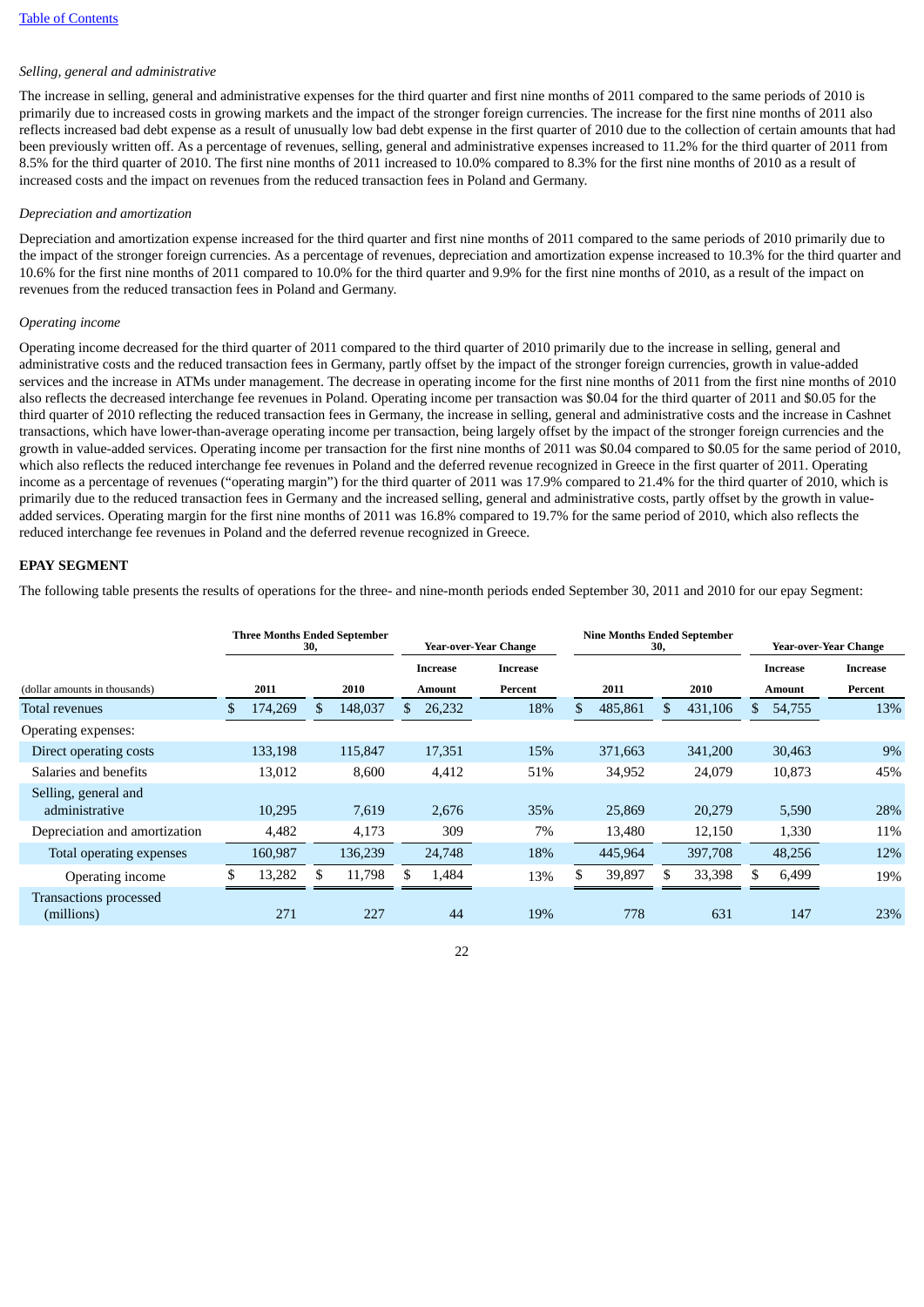*Selling, general and administrative*

The increase in selling, general and administrative expenses for the third quarter and first nine months of 2011 compared to the same periods of 2010 is primarily due to increased costs in growing markets and the impact of the stronger foreign currencies. The increase for the first nine months of 2011 also reflects increased bad debt expense as a result of unusually low bad debt expense in the first quarter of 2010 due to the collection of certain amounts that had been previously written off. As a percentage of revenues, selling, general and administrative expenses increased to 11.2% for the third quarter of 2011 from 8.5% for the third quarter of 2010. The first nine months of 2011 increased to 10.0% compared to 8.3% for the first nine months of 2010 as a result of increased costs and the impact on revenues from the reduced transaction fees in Poland and Germany.

*Depreciation and amortization*

Depreciation and amortization expense increased for the third quarter and first nine months of 2011 compared to the same periods of 2010 primarily due to the impact of the stronger foreign currencies. As a percentage of revenues, depreciation and amortization expense increased to 10.3% for the third quarter and 10.6% for the first nine months of 2011 compared to 10.0% for the third quarter and 9.9% for the first nine months of 2010, as a result of the impact on revenues from the reduced transaction fees in Poland and Germany.

*Operating income*

Operating income decreased for the third quarter of 2011 compared to the third quarter of 2010 primarily due to the increase in selling, general and administrative costs and the reduced transaction fees in Germany, partly offset by the impact of the stronger foreign currencies, growth in value-added services and the increase in ATMs under management. The decrease in operating income for the first nine months of 2011 from the first nine months of 2010 also reflects the decreased interchange fee revenues in Poland. Operating income per transaction was $0.04 for the third quarter of 2011 and $0.05 for the third quarter of 2010 reflecting the reduced transaction fees in Germany, the increase in selling, general and administrative costs and the increase in Cashnet transactions, which have lower-than-average operating income per transaction, being largely offset by the impact of the stronger foreign currencies and the growth in value-added services. Operating income per transaction for the first nine months of 2011 was $0.04 compared to $0.05 for the same period of 2010, which also reflects the reduced interchange fee revenues in Poland and the deferred revenue recognized in Greece in the first quarter of 2011. Operating income as a percentage of revenues ("operating margin") for the third quarter of 2011 was 17.9% compared to 21.4% for the third quarter of 2010, which is primarily due to the reduced transaction fees in Germany and the increased selling, general and administrative costs, partly offset by the growth in value-added services. Operating margin for the first nine months of 2011 was 16.8% compared to 19.7% for the same period of 2010, which also reflects the reduced interchange fee revenues in Poland and the deferred revenue recognized in Greece.

**EPAY SEGMENT**

The following table presents the results of operations for the three- and nine-month periods ended September 30, 2011 and 2010 for our epay Segment:

| | Three Months Ended September 30, | | Year-over-Year Change | | Nine Months Ended September 30, | | Year-over-Year Change | |
|---|---|---|---|---|---|---|---|---|
| (dollar amounts in thousands) | 2011 | 2010 | Increase Amount | Increase Percent | 2011 | 2010 | Increase Amount | Increase Percent |
| Total revenues | $ 174,269 | $ 148,037 | $ 26,232 | 18% | $ 485,861 | $ 431,106 | $ 54,755 | 13% |
| Operating expenses: | | | | | | | | |
| Direct operating costs | 133,198 | 115,847 | 17,351 | 15% | 371,663 | 341,200 | 30,463 | 9% |
| Salaries and benefits | 13,012 | 8,600 | 4,412 | 51% | 34,952 | 24,079 | 10,873 | 45% |
| Selling, general and administrative | 10,295 | 7,619 | 2,676 | 35% | 25,869 | 20,279 | 5,590 | 28% |
| Depreciation and amortization | 4,482 | 4,173 | 309 | 7% | 13,480 | 12,150 | 1,330 | 11% |
| Total operating expenses | 160,987 | 136,239 | 24,748 | 18% | 445,964 | 397,708 | 48,256 | 12% |
| Operating income | $ 13,282 | $ 11,798 | $ 1,484 | 13% | $ 39,897 | $ 33,398 | $ 6,499 | 19% |
| Transactions processed (millions) | 271 | 227 | 44 | 19% | 778 | 631 | 147 | 23% |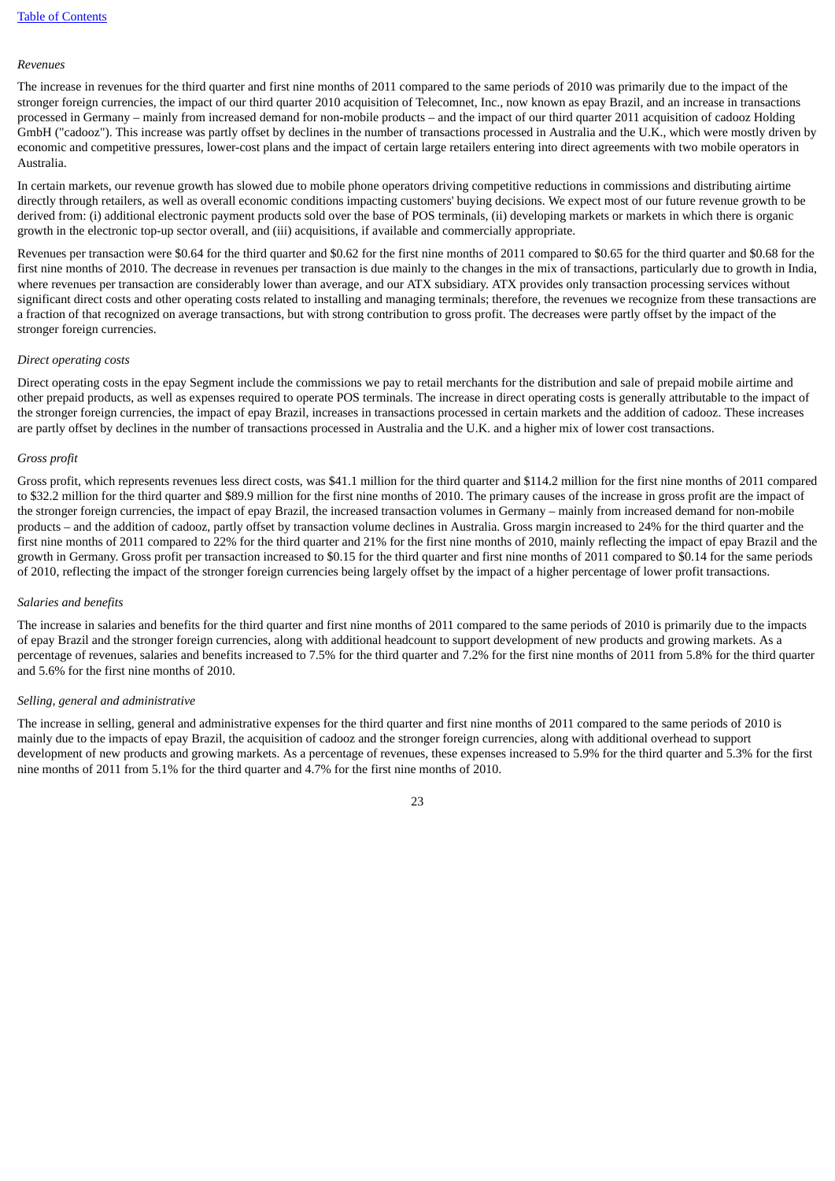*Revenues*

The increase in revenues for the third quarter and first nine months of 2011 compared to the same periods of 2010 was primarily due to the impact of the stronger foreign currencies, the impact of our third quarter 2010 acquisition of Telecomnet, Inc., now known as epay Brazil, and an increase in transactions processed in Germany – mainly from increased demand for non-mobile products – and the impact of our third quarter 2011 acquisition of cadooz Holding GmbH ("cadooz"). This increase was partly offset by declines in the number of transactions processed in Australia and the U.K., which were mostly driven by economic and competitive pressures, lower-cost plans and the impact of certain large retailers entering into direct agreements with two mobile operators in Australia.

In certain markets, our revenue growth has slowed due to mobile phone operators driving competitive reductions in commissions and distributing airtime directly through retailers, as well as overall economic conditions impacting customers' buying decisions. We expect most of our future revenue growth to be derived from: (i) additional electronic payment products sold over the base of POS terminals, (ii) developing markets or markets in which there is organic growth in the electronic top-up sector overall, and (iii) acquisitions, if available and commercially appropriate.

Revenues per transaction were $0.64 for the third quarter and $0.62 for the first nine months of 2011 compared to $0.65 for the third quarter and $0.68 for the first nine months of 2010. The decrease in revenues per transaction is due mainly to the changes in the mix of transactions, particularly due to growth in India, where revenues per transaction are considerably lower than average, and our ATX subsidiary. ATX provides only transaction processing services without significant direct costs and other operating costs related to installing and managing terminals; therefore, the revenues we recognize from these transactions are a fraction of that recognized on average transactions, but with strong contribution to gross profit. The decreases were partly offset by the impact of the stronger foreign currencies.

*Direct operating costs*

Direct operating costs in the epay Segment include the commissions we pay to retail merchants for the distribution and sale of prepaid mobile airtime and other prepaid products, as well as expenses required to operate POS terminals. The increase in direct operating costs is generally attributable to the impact of the stronger foreign currencies, the impact of epay Brazil, increases in transactions processed in certain markets and the addition of cadooz. These increases are partly offset by declines in the number of transactions processed in Australia and the U.K. and a higher mix of lower cost transactions.

*Gross profit*

Gross profit, which represents revenues less direct costs, was $41.1 million for the third quarter and $114.2 million for the first nine months of 2011 compared to $32.2 million for the third quarter and $89.9 million for the first nine months of 2010. The primary causes of the increase in gross profit are the impact of the stronger foreign currencies, the impact of epay Brazil, the increased transaction volumes in Germany – mainly from increased demand for non-mobile products – and the addition of cadooz, partly offset by transaction volume declines in Australia. Gross margin increased to 24% for the third quarter and the first nine months of 2011 compared to 22% for the third quarter and 21% for the first nine months of 2010, mainly reflecting the impact of epay Brazil and the growth in Germany. Gross profit per transaction increased to $0.15 for the third quarter and first nine months of 2011 compared to $0.14 for the same periods of 2010, reflecting the impact of the stronger foreign currencies being largely offset by the impact of a higher percentage of lower profit transactions.

*Salaries and benefits*

The increase in salaries and benefits for the third quarter and first nine months of 2011 compared to the same periods of 2010 is primarily due to the impacts of epay Brazil and the stronger foreign currencies, along with additional headcount to support development of new products and growing markets. As a percentage of revenues, salaries and benefits increased to 7.5% for the third quarter and 7.2% for the first nine months of 2011 from 5.8% for the third quarter and 5.6% for the first nine months of 2010.

*Selling, general and administrative*

The increase in selling, general and administrative expenses for the third quarter and first nine months of 2011 compared to the same periods of 2010 is mainly due to the impacts of epay Brazil, the acquisition of cadooz and the stronger foreign currencies, along with additional overhead to support development of new products and growing markets. As a percentage of revenues, these expenses increased to 5.9% for the third quarter and 5.3% for the first nine months of 2011 from 5.1% for the third quarter and 4.7% for the first nine months of 2010.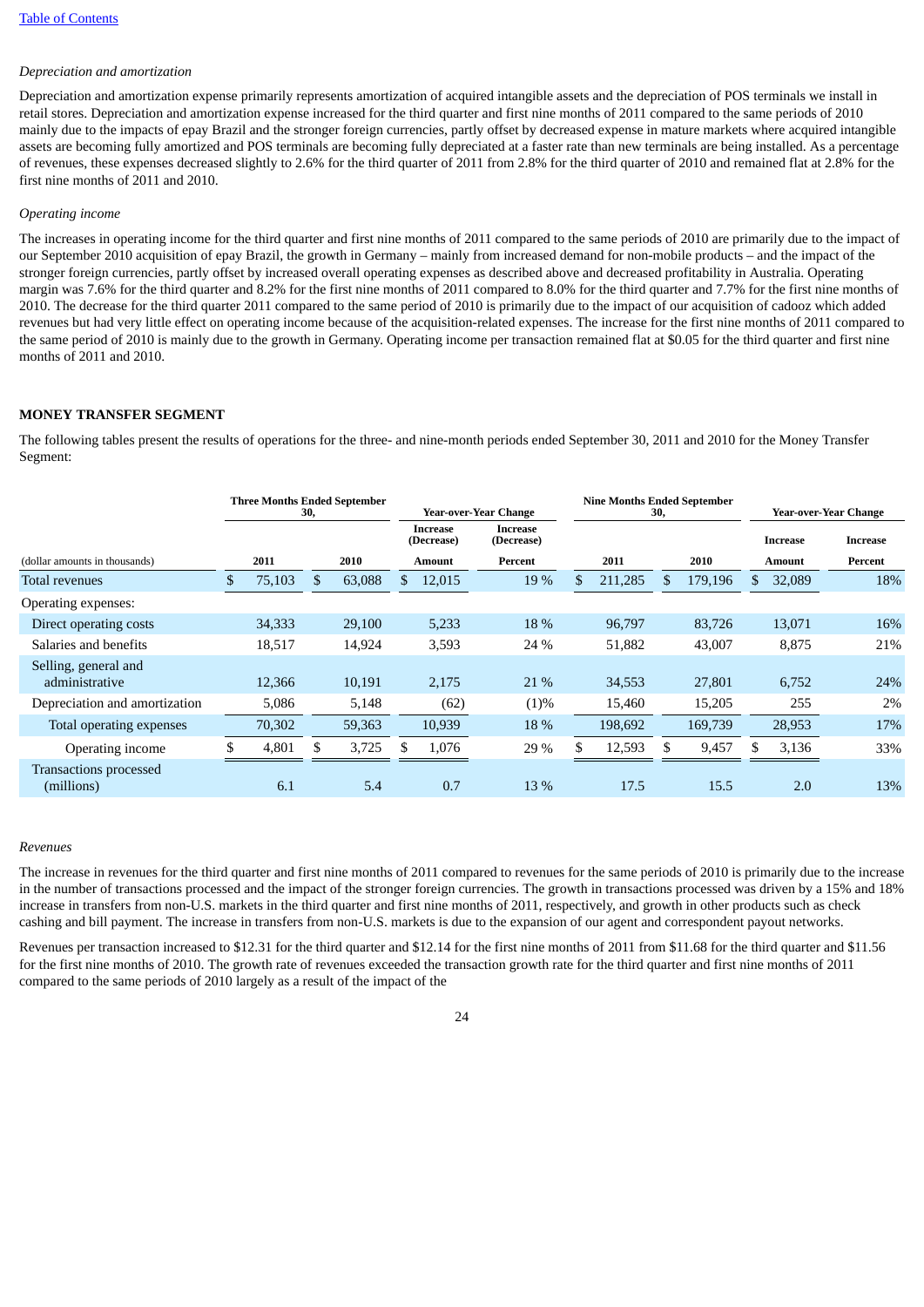*Depreciation and amortization*

Depreciation and amortization expense primarily represents amortization of acquired intangible assets and the depreciation of POS terminals we install in retail stores. Depreciation and amortization expense increased for the third quarter and first nine months of 2011 compared to the same periods of 2010 mainly due to the impacts of epay Brazil and the stronger foreign currencies, partly offset by decreased expense in mature markets where acquired intangible assets are becoming fully amortized and POS terminals are becoming fully depreciated at a faster rate than new terminals are being installed. As a percentage of revenues, these expenses decreased slightly to 2.6% for the third quarter of 2011 from 2.8% for the third quarter of 2010 and remained flat at 2.8% for the first nine months of 2011 and 2010.

*Operating income*

The increases in operating income for the third quarter and first nine months of 2011 compared to the same periods of 2010 are primarily due to the impact of our September 2010 acquisition of epay Brazil, the growth in Germany – mainly from increased demand for non-mobile products – and the impact of the stronger foreign currencies, partly offset by increased overall operating expenses as described above and decreased profitability in Australia. Operating margin was 7.6% for the third quarter and 8.2% for the first nine months of 2011 compared to 8.0% for the third quarter and 7.7% for the first nine months of 2010. The decrease for the third quarter 2011 compared to the same period of 2010 is primarily due to the impact of our acquisition of cadooz which added revenues but had very little effect on operating income because of the acquisition-related expenses. The increase for the first nine months of 2011 compared to the same period of 2010 is mainly due to the growth in Germany. Operating income per transaction remained flat at $0.05 for the third quarter and first nine months of 2011 and 2010.

**MONEY TRANSFER SEGMENT**

The following tables present the results of operations for the three- and nine-month periods ended September 30, 2011 and 2010 for the Money Transfer Segment:

| | Three Months Ended September 30, | | Year-over-Year Change | | Nine Months Ended September 30, | | Year-over-Year Change | |
|---|---|---|---|---|---|---|---|---|
| | | | Increase (Decrease) | Increase (Decrease) | | | Increase | Increase |
| (dollar amounts in thousands) | 2011 | 2010 | Amount | Percent | 2011 | 2010 | Amount | Percent |
| Total revenues | $ 75,103 | $ 63,088 | $ 12,015 | 19 % | $ 211,285 | $ 179,196 | $ 32,089 | 18% |
| Operating expenses: | | | | | | | | |
| Direct operating costs | 34,333 | 29,100 | 5,233 | 18 % | 96,797 | 83,726 | 13,071 | 16% |
| Salaries and benefits | 18,517 | 14,924 | 3,593 | 24 % | 51,882 | 43,007 | 8,875 | 21% |
| Selling, general and administrative | 12,366 | 10,191 | 2,175 | 21 % | 34,553 | 27,801 | 6,752 | 24% |
| Depreciation and amortization | 5,086 | 5,148 | (62) | (1)% | 15,460 | 15,205 | 255 | 2% |
| Total operating expenses | 70,302 | 59,363 | 10,939 | 18 % | 198,692 | 169,739 | 28,953 | 17% |
| Operating income | $ 4,801 | $ 3,725 | $ 1,076 | 29 % | $ 12,593 | $ 9,457 | $ 3,136 | 33% |
| Transactions processed (millions) | 6.1 | 5.4 | 0.7 | 13 % | 17.5 | 15.5 | 2.0 | 13% |

*Revenues*

The increase in revenues for the third quarter and first nine months of 2011 compared to revenues for the same periods of 2010 is primarily due to the increase in the number of transactions processed and the impact of the stronger foreign currencies. The growth in transactions processed was driven by a 15% and 18% increase in transfers from non-U.S. markets in the third quarter and first nine months of 2011, respectively, and growth in other products such as check cashing and bill payment. The increase in transfers from non-U.S. markets is due to the expansion of our agent and correspondent payout networks.

Revenues per transaction increased to $12.31 for the third quarter and $12.14 for the first nine months of 2011 from $11.68 for the third quarter and $11.56 for the first nine months of 2010. The growth rate of revenues exceeded the transaction growth rate for the third quarter and first nine months of 2011 compared to the same periods of 2010 largely as a result of the impact of the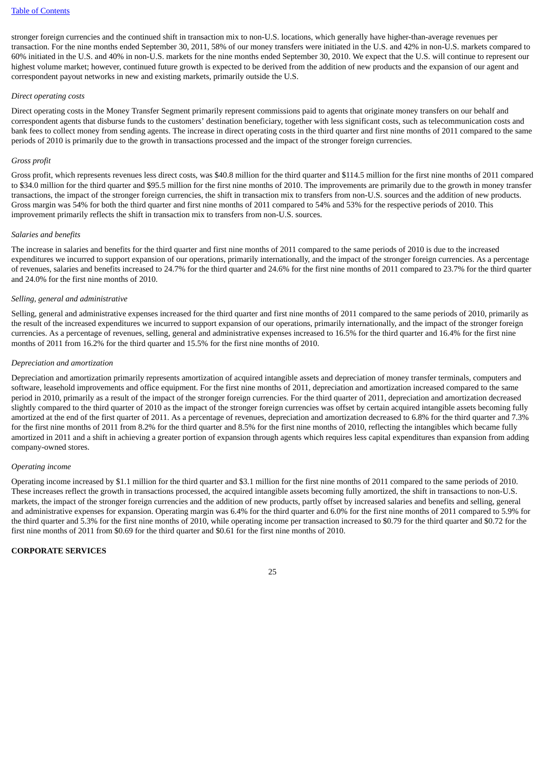stronger foreign currencies and the continued shift in transaction mix to non-U.S. locations, which generally have higher-than-average revenues per transaction. For the nine months ended September 30, 2011, 58% of our money transfers were initiated in the U.S. and 42% in non-U.S. markets compared to 60% initiated in the U.S. and 40% in non-U.S. markets for the nine months ended September 30, 2010. We expect that the U.S. will continue to represent our highest volume market; however, continued future growth is expected to be derived from the addition of new products and the expansion of our agent and correspondent payout networks in new and existing markets, primarily outside the U.S.

*Direct operating costs*

Direct operating costs in the Money Transfer Segment primarily represent commissions paid to agents that originate money transfers on our behalf and correspondent agents that disburse funds to the customers' destination beneficiary, together with less significant costs, such as telecommunication costs and bank fees to collect money from sending agents. The increase in direct operating costs in the third quarter and first nine months of 2011 compared to the same periods of 2010 is primarily due to the growth in transactions processed and the impact of the stronger foreign currencies.

*Gross profit*

Gross profit, which represents revenues less direct costs, was $40.8 million for the third quarter and $114.5 million for the first nine months of 2011 compared to $34.0 million for the third quarter and $95.5 million for the first nine months of 2010. The improvements are primarily due to the growth in money transfer transactions, the impact of the stronger foreign currencies, the shift in transaction mix to transfers from non-U.S. sources and the addition of new products. Gross margin was 54% for both the third quarter and first nine months of 2011 compared to 54% and 53% for the respective periods of 2010. This improvement primarily reflects the shift in transaction mix to transfers from non-U.S. sources.

*Salaries and benefits*

The increase in salaries and benefits for the third quarter and first nine months of 2011 compared to the same periods of 2010 is due to the increased expenditures we incurred to support expansion of our operations, primarily internationally, and the impact of the stronger foreign currencies. As a percentage of revenues, salaries and benefits increased to 24.7% for the third quarter and 24.6% for the first nine months of 2011 compared to 23.7% for the third quarter and 24.0% for the first nine months of 2010.

*Selling, general and administrative*

Selling, general and administrative expenses increased for the third quarter and first nine months of 2011 compared to the same periods of 2010, primarily as the result of the increased expenditures we incurred to support expansion of our operations, primarily internationally, and the impact of the stronger foreign currencies. As a percentage of revenues, selling, general and administrative expenses increased to 16.5% for the third quarter and 16.4% for the first nine months of 2011 from 16.2% for the third quarter and 15.5% for the first nine months of 2010.

*Depreciation and amortization*

Depreciation and amortization primarily represents amortization of acquired intangible assets and depreciation of money transfer terminals, computers and software, leasehold improvements and office equipment. For the first nine months of 2011, depreciation and amortization increased compared to the same period in 2010, primarily as a result of the impact of the stronger foreign currencies. For the third quarter of 2011, depreciation and amortization decreased slightly compared to the third quarter of 2010 as the impact of the stronger foreign currencies was offset by certain acquired intangible assets becoming fully amortized at the end of the first quarter of 2011. As a percentage of revenues, depreciation and amortization decreased to 6.8% for the third quarter and 7.3% for the first nine months of 2011 from 8.2% for the third quarter and 8.5% for the first nine months of 2010, reflecting the intangibles which became fully amortized in 2011 and a shift in achieving a greater portion of expansion through agents which requires less capital expenditures than expansion from adding company-owned stores.

*Operating income*

Operating income increased by $1.1 million for the third quarter and $3.1 million for the first nine months of 2011 compared to the same periods of 2010. These increases reflect the growth in transactions processed, the acquired intangible assets becoming fully amortized, the shift in transactions to non-U.S. markets, the impact of the stronger foreign currencies and the addition of new products, partly offset by increased salaries and benefits and selling, general and administrative expenses for expansion. Operating margin was 6.4% for the third quarter and 6.0% for the first nine months of 2011 compared to 5.9% for the third quarter and 5.3% for the first nine months of 2010, while operating income per transaction increased to $0.79 for the third quarter and $0.72 for the first nine months of 2011 from $0.69 for the third quarter and $0.61 for the first nine months of 2010.

**CORPORATE SERVICES**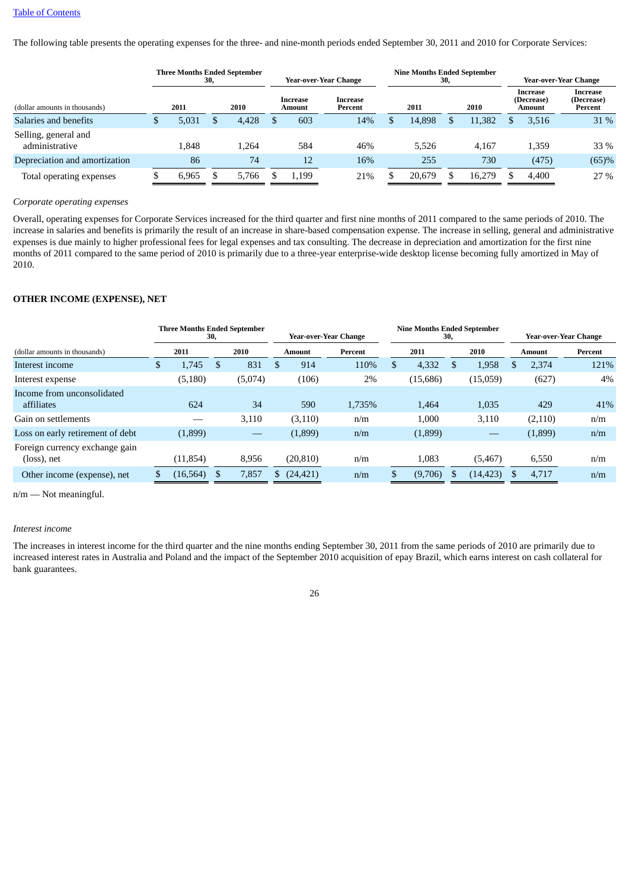[Table of Contents](#)

The following table presents the operating expenses for the three- and nine-month periods ended September 30, 2011 and 2010 for Corporate Services:

| (dollar amounts in thousands) | Three Months Ended September 30, 2011 | Three Months Ended September 30, 2010 | Year-over-Year Change Increase Amount | Year-over-Year Change Increase Percent | Nine Months Ended September 30, 2011 | Nine Months Ended September 30, 2010 | Year-over-Year Change Increase (Decrease) Amount | Year-over-Year Change Increase (Decrease) Percent |
|---|---|---|---|---|---|---|---|---|
| Salaries and benefits | $ 5,031 | $ 4,428 | $ 603 | 14% | $ 14,898 | $ 11,382 | $ 3,516 | 31 % |
| Selling, general and administrative | 1,848 | 1,264 | 584 | 46% | 5,526 | 4,167 | 1,359 | 33 % |
| Depreciation and amortization | 86 | 74 | 12 | 16% | 255 | 730 | (475) | (65)% |
| Total operating expenses | $ 6,965 | $ 5,766 | $ 1,199 | 21% | $ 20,679 | $ 16,279 | $ 4,400 | 27 % |

*Corporate operating expenses*

Overall, operating expenses for Corporate Services increased for the third quarter and first nine months of 2011 compared to the same periods of 2010. The increase in salaries and benefits is primarily the result of an increase in share-based compensation expense. The increase in selling, general and administrative expenses is due mainly to higher professional fees for legal expenses and tax consulting. The decrease in depreciation and amortization for the first nine months of 2011 compared to the same period of 2010 is primarily due to a three-year enterprise-wide desktop license becoming fully amortized in May of 2010.

## OTHER INCOME (EXPENSE), NET

| (dollar amounts in thousands) | Three Months Ended September 30, 2011 | Three Months Ended September 30, 2010 | Year-over-Year Change Amount | Year-over-Year Change Percent | Nine Months Ended September 30, 2011 | Nine Months Ended September 30, 2010 | Year-over-Year Change Amount | Year-over-Year Change Percent |
|---|---|---|---|---|---|---|---|---|
| Interest income | $ 1,745 | $ 831 | $ 914 | 110% | $ 4,332 | $ 1,958 | $ 2,374 | 121% |
| Interest expense | (5,180) | (5,074) | (106) | 2% | (15,686) | (15,059) | (627) | 4% |
| Income from unconsolidated affiliates | 624 | 34 | 590 | 1,735% | 1,464 | 1,035 | 429 | 41% |
| Gain on settlements | — | 3,110 | (3,110) | n/m | 1,000 | 3,110 | (2,110) | n/m |
| Loss on early retirement of debt | (1,899) | — | (1,899) | n/m | (1,899) | — | (1,899) | n/m |
| Foreign currency exchange gain (loss), net | (11,854) | 8,956 | (20,810) | n/m | 1,083 | (5,467) | 6,550 | n/m |
| Other income (expense), net | $ (16,564) | $ 7,857 | $ (24,421) | n/m | $ (9,706) | $ (14,423) | $ 4,717 | n/m |

n/m — Not meaningful.

*Interest income*

The increases in interest income for the third quarter and the nine months ending September 30, 2011 from the same periods of 2010 are primarily due to increased interest rates in Australia and Poland and the impact of the September 2010 acquisition of epay Brazil, which earns interest on cash collateral for bank guarantees.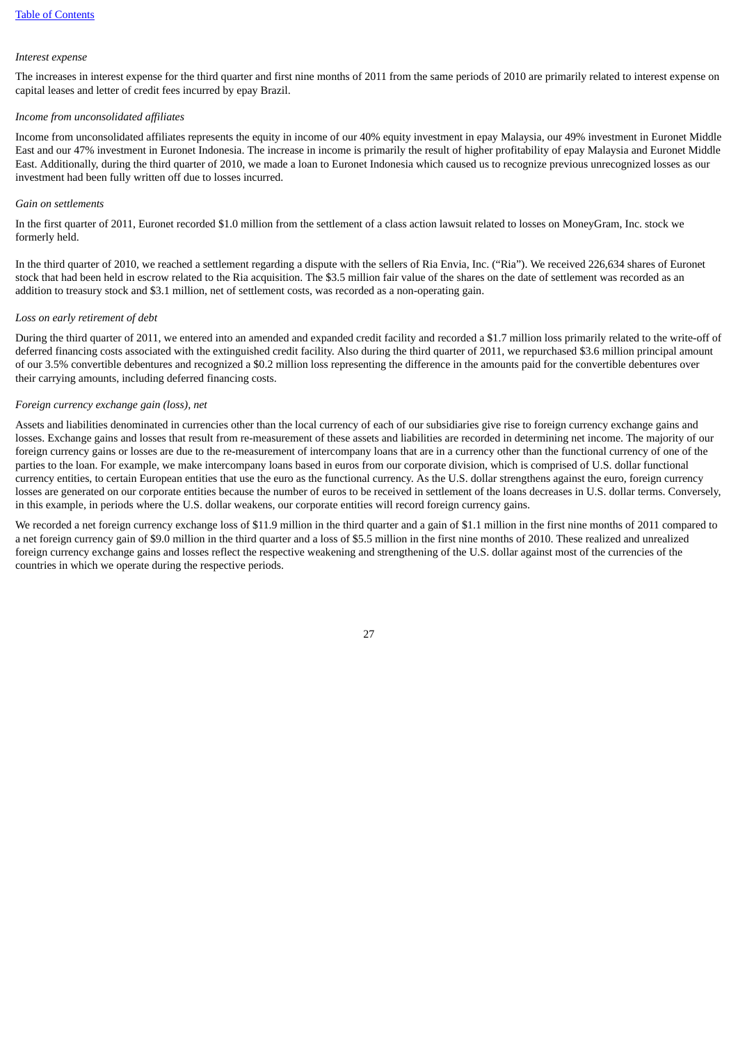*Interest expense*

The increases in interest expense for the third quarter and first nine months of 2011 from the same periods of 2010 are primarily related to interest expense on capital leases and letter of credit fees incurred by epay Brazil.

*Income from unconsolidated affiliates*

Income from unconsolidated affiliates represents the equity in income of our 40% equity investment in epay Malaysia, our 49% investment in Euronet Middle East and our 47% investment in Euronet Indonesia. The increase in income is primarily the result of higher profitability of epay Malaysia and Euronet Middle East. Additionally, during the third quarter of 2010, we made a loan to Euronet Indonesia which caused us to recognize previous unrecognized losses as our investment had been fully written off due to losses incurred.

*Gain on settlements*

In the first quarter of 2011, Euronet recorded $1.0 million from the settlement of a class action lawsuit related to losses on MoneyGram, Inc. stock we formerly held.

In the third quarter of 2010, we reached a settlement regarding a dispute with the sellers of Ria Envia, Inc. ("Ria"). We received 226,634 shares of Euronet stock that had been held in escrow related to the Ria acquisition. The $3.5 million fair value of the shares on the date of settlement was recorded as an addition to treasury stock and $3.1 million, net of settlement costs, was recorded as a non-operating gain.

*Loss on early retirement of debt*

During the third quarter of 2011, we entered into an amended and expanded credit facility and recorded a $1.7 million loss primarily related to the write-off of deferred financing costs associated with the extinguished credit facility. Also during the third quarter of 2011, we repurchased $3.6 million principal amount of our 3.5% convertible debentures and recognized a $0.2 million loss representing the difference in the amounts paid for the convertible debentures over their carrying amounts, including deferred financing costs.

*Foreign currency exchange gain (loss), net*

Assets and liabilities denominated in currencies other than the local currency of each of our subsidiaries give rise to foreign currency exchange gains and losses. Exchange gains and losses that result from re-measurement of these assets and liabilities are recorded in determining net income. The majority of our foreign currency gains or losses are due to the re-measurement of intercompany loans that are in a currency other than the functional currency of one of the parties to the loan. For example, we make intercompany loans based in euros from our corporate division, which is comprised of U.S. dollar functional currency entities, to certain European entities that use the euro as the functional currency. As the U.S. dollar strengthens against the euro, foreign currency losses are generated on our corporate entities because the number of euros to be received in settlement of the loans decreases in U.S. dollar terms. Conversely, in this example, in periods where the U.S. dollar weakens, our corporate entities will record foreign currency gains.

We recorded a net foreign currency exchange loss of $11.9 million in the third quarter and a gain of $1.1 million in the first nine months of 2011 compared to a net foreign currency gain of $9.0 million in the third quarter and a loss of $5.5 million in the first nine months of 2010. These realized and unrealized foreign currency exchange gains and losses reflect the respective weakening and strengthening of the U.S. dollar against most of the currencies of the countries in which we operate during the respective periods.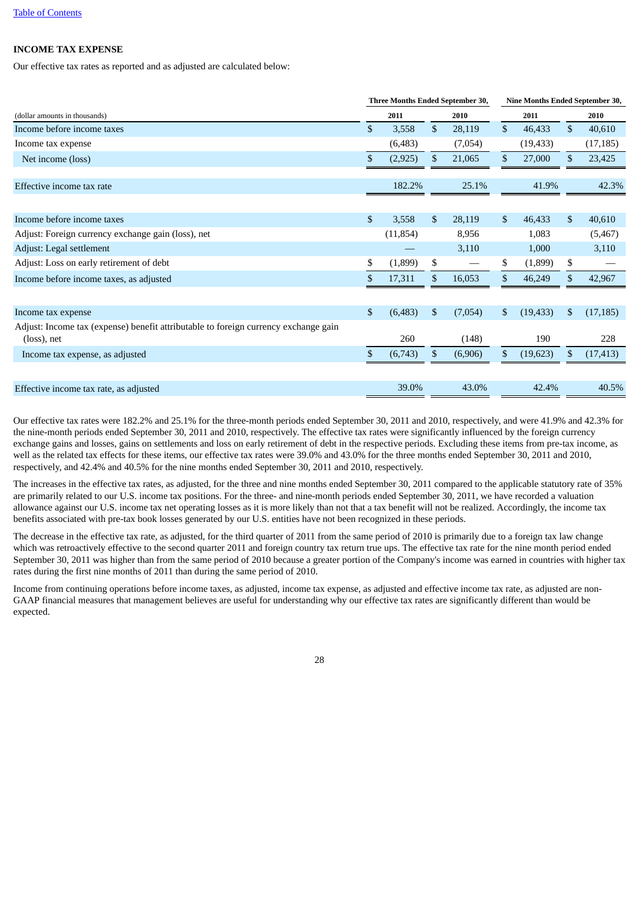[Table of Contents](#)

**INCOME TAX EXPENSE**

Our effective tax rates as reported and as adjusted are calculated below:

| (dollar amounts in thousands) | Three Months Ended September 30, 2011 | Three Months Ended September 30, 2010 | Nine Months Ended September 30, 2011 | Nine Months Ended September 30, 2010 |
|---|---|---|---|---|
| Income before income taxes | $ 3,558 | $ 28,119 | $ 46,433 | $ 40,610 |
| Income tax expense | (6,483) | (7,054) | (19,433) | (17,185) |
| Net income (loss) | $ (2,925) | $ 21,065 | $ 27,000 | $ 23,425 |
| | | | | |
| Effective income tax rate | 182.2% | 25.1% | 41.9% | 42.3% |
| | | | | |
| Income before income taxes | $ 3,558 | $ 28,119 | $ 46,433 | $ 40,610 |
| Adjust: Foreign currency exchange gain (loss), net | (11,854) | 8,956 | 1,083 | (5,467) |
| Adjust: Legal settlement | — | 3,110 | 1,000 | 3,110 |
| Adjust: Loss on early retirement of debt | $ (1,899) | $ — | $ (1,899) | $ — |
| Income before income taxes, as adjusted | $ 17,311 | $ 16,053 | $ 46,249 | $ 42,967 |
| | | | | |
| Income tax expense | $ (6,483) | $ (7,054) | $ (19,433) | $ (17,185) |
| Adjust: Income tax (expense) benefit attributable to foreign currency exchange gain (loss), net | 260 | (148) | 190 | 228 |
| Income tax expense, as adjusted | $ (6,743) | $ (6,906) | $ (19,623) | $ (17,413) |
| | | | | |
| Effective income tax rate, as adjusted | 39.0% | 43.0% | 42.4% | 40.5% |

Our effective tax rates were 182.2% and 25.1% for the three-month periods ended September 30, 2011 and 2010, respectively, and were 41.9% and 42.3% for the nine-month periods ended September 30, 2011 and 2010, respectively. The effective tax rates were significantly influenced by the foreign currency exchange gains and losses, gains on settlements and loss on early retirement of debt in the respective periods. Excluding these items from pre-tax income, as well as the related tax effects for these items, our effective tax rates were 39.0% and 43.0% for the three months ended September 30, 2011 and 2010, respectively, and 42.4% and 40.5% for the nine months ended September 30, 2011 and 2010, respectively.

The increases in the effective tax rates, as adjusted, for the three and nine months ended September 30, 2011 compared to the applicable statutory rate of 35% are primarily related to our U.S. income tax positions. For the three- and nine-month periods ended September 30, 2011, we have recorded a valuation allowance against our U.S. income tax net operating losses as it is more likely than not that a tax benefit will not be realized. Accordingly, the income tax benefits associated with pre-tax book losses generated by our U.S. entities have not been recognized in these periods.

The decrease in the effective tax rate, as adjusted, for the third quarter of 2011 from the same period of 2010 is primarily due to a foreign tax law change which was retroactively effective to the second quarter 2011 and foreign country tax return true ups. The effective tax rate for the nine month period ended September 30, 2011 was higher than from the same period of 2010 because a greater portion of the Company's income was earned in countries with higher tax rates during the first nine months of 2011 than during the same period of 2010.

Income from continuing operations before income taxes, as adjusted, income tax expense, as adjusted and effective income tax rate, as adjusted are non-GAAP financial measures that management believes are useful for understanding why our effective tax rates are significantly different than would be expected.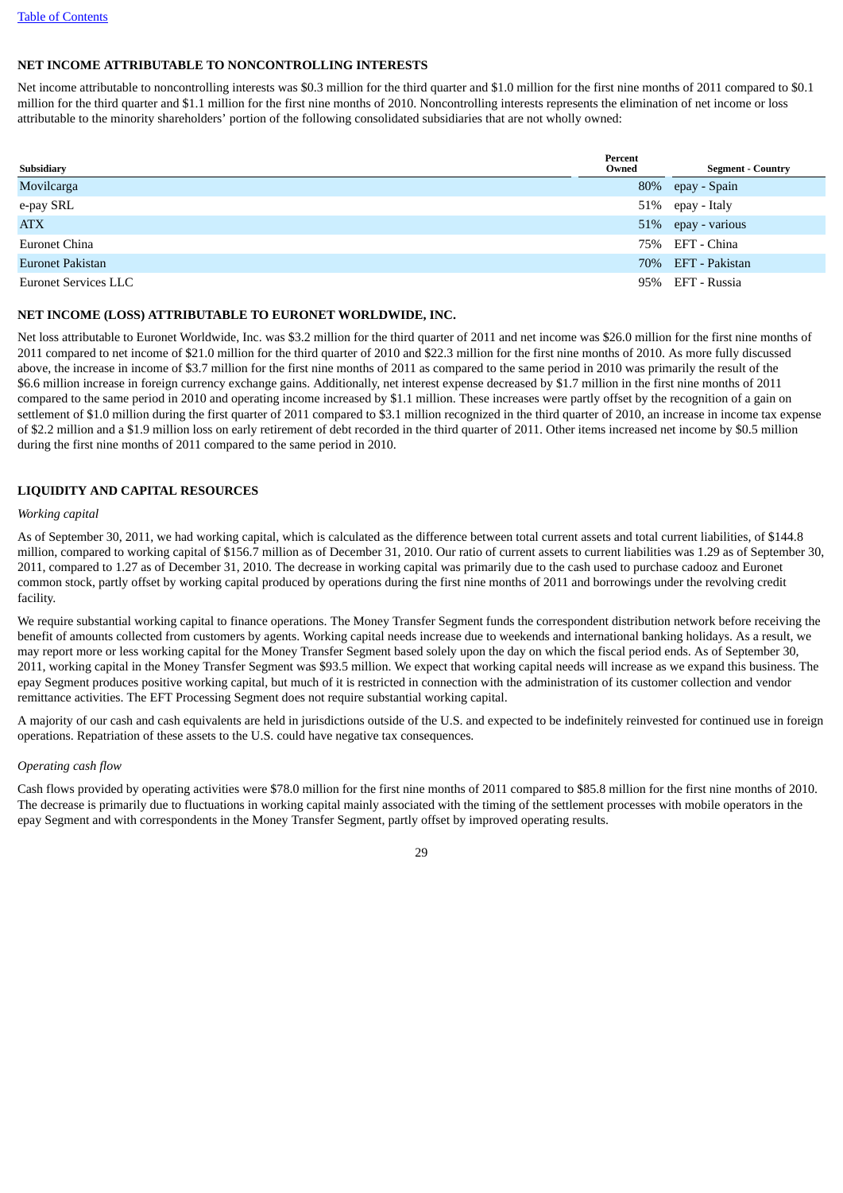## NET INCOME ATTRIBUTABLE TO NONCONTROLLING INTERESTS

Net income attributable to noncontrolling interests was $0.3 million for the third quarter and $1.0 million for the first nine months of 2011 compared to $0.1 million for the third quarter and $1.1 million for the first nine months of 2010. Noncontrolling interests represents the elimination of net income or loss attributable to the minority shareholders' portion of the following consolidated subsidiaries that are not wholly owned:

| Subsidiary | Percent Owned | Segment - Country |
|---|---|---|
| Movilcarga | 80% | epay - Spain |
| e-pay SRL | 51% | epay - Italy |
| ATX | 51% | epay - various |
| Euronet China | 75% | EFT - China |
| Euronet Pakistan | 70% | EFT - Pakistan |
| Euronet Services LLC | 95% | EFT - Russia |

## NET INCOME (LOSS) ATTRIBUTABLE TO EURONET WORLDWIDE, INC.

Net loss attributable to Euronet Worldwide, Inc. was $3.2 million for the third quarter of 2011 and net income was $26.0 million for the first nine months of 2011 compared to net income of $21.0 million for the third quarter of 2010 and $22.3 million for the first nine months of 2010. As more fully discussed above, the increase in income of $3.7 million for the first nine months of 2011 as compared to the same period in 2010 was primarily the result of the $6.6 million increase in foreign currency exchange gains. Additionally, net interest expense decreased by $1.7 million in the first nine months of 2011 compared to the same period in 2010 and operating income increased by $1.1 million. These increases were partly offset by the recognition of a gain on settlement of $1.0 million during the first quarter of 2011 compared to $3.1 million recognized in the third quarter of 2010, an increase in income tax expense of $2.2 million and a $1.9 million loss on early retirement of debt recorded in the third quarter of 2011. Other items increased net income by $0.5 million during the first nine months of 2011 compared to the same period in 2010.

## LIQUIDITY AND CAPITAL RESOURCES

*Working capital*

As of September 30, 2011, we had working capital, which is calculated as the difference between total current assets and total current liabilities, of $144.8 million, compared to working capital of $156.7 million as of December 31, 2010. Our ratio of current assets to current liabilities was 1.29 as of September 30, 2011, compared to 1.27 as of December 31, 2010. The decrease in working capital was primarily due to the cash used to purchase cadooz and Euronet common stock, partly offset by working capital produced by operations during the first nine months of 2011 and borrowings under the revolving credit facility.

We require substantial working capital to finance operations. The Money Transfer Segment funds the correspondent distribution network before receiving the benefit of amounts collected from customers by agents. Working capital needs increase due to weekends and international banking holidays. As a result, we may report more or less working capital for the Money Transfer Segment based solely upon the day on which the fiscal period ends. As of September 30, 2011, working capital in the Money Transfer Segment was $93.5 million. We expect that working capital needs will increase as we expand this business. The epay Segment produces positive working capital, but much of it is restricted in connection with the administration of its customer collection and vendor remittance activities. The EFT Processing Segment does not require substantial working capital.

A majority of our cash and cash equivalents are held in jurisdictions outside of the U.S. and expected to be indefinitely reinvested for continued use in foreign operations. Repatriation of these assets to the U.S. could have negative tax consequences.

*Operating cash flow*

Cash flows provided by operating activities were $78.0 million for the first nine months of 2011 compared to $85.8 million for the first nine months of 2010. The decrease is primarily due to fluctuations in working capital mainly associated with the timing of the settlement processes with mobile operators in the epay Segment and with correspondents in the Money Transfer Segment, partly offset by improved operating results.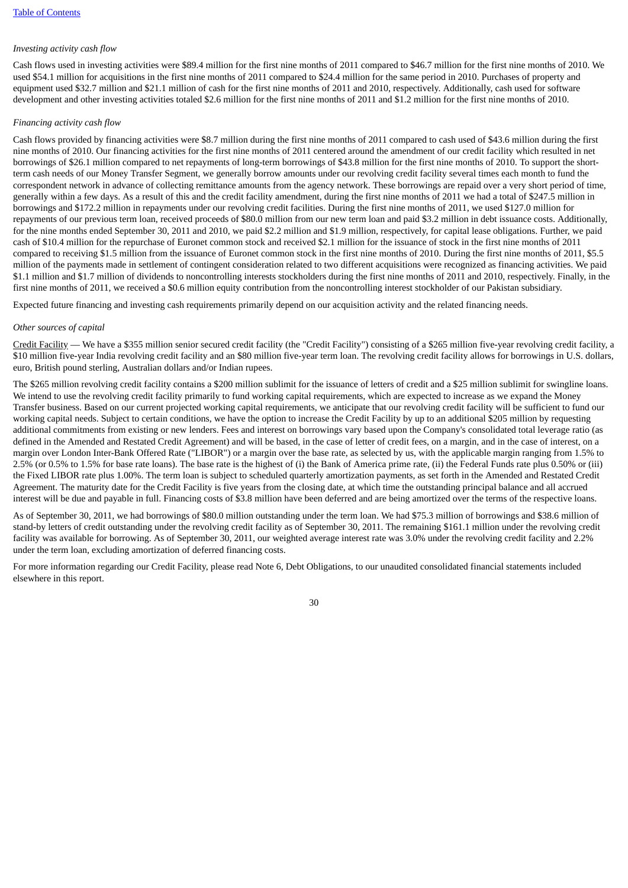*Investing activity cash flow*

Cash flows used in investing activities were $89.4 million for the first nine months of 2011 compared to $46.7 million for the first nine months of 2010. We used $54.1 million for acquisitions in the first nine months of 2011 compared to $24.4 million for the same period in 2010. Purchases of property and equipment used $32.7 million and $21.1 million of cash for the first nine months of 2011 and 2010, respectively. Additionally, cash used for software development and other investing activities totaled $2.6 million for the first nine months of 2011 and $1.2 million for the first nine months of 2010.

*Financing activity cash flow*

Cash flows provided by financing activities were $8.7 million during the first nine months of 2011 compared to cash used of $43.6 million during the first nine months of 2010. Our financing activities for the first nine months of 2011 centered around the amendment of our credit facility which resulted in net borrowings of $26.1 million compared to net repayments of long-term borrowings of $43.8 million for the first nine months of 2010. To support the short-term cash needs of our Money Transfer Segment, we generally borrow amounts under our revolving credit facility several times each month to fund the correspondent network in advance of collecting remittance amounts from the agency network. These borrowings are repaid over a very short period of time, generally within a few days. As a result of this and the credit facility amendment, during the first nine months of 2011 we had a total of $247.5 million in borrowings and $172.2 million in repayments under our revolving credit facilities. During the first nine months of 2011, we used $127.0 million for repayments of our previous term loan, received proceeds of $80.0 million from our new term loan and paid $3.2 million in debt issuance costs. Additionally, for the nine months ended September 30, 2011 and 2010, we paid $2.2 million and $1.9 million, respectively, for capital lease obligations. Further, we paid cash of $10.4 million for the repurchase of Euronet common stock and received $2.1 million for the issuance of stock in the first nine months of 2011 compared to receiving $1.5 million from the issuance of Euronet common stock in the first nine months of 2010. During the first nine months of 2011, $5.5 million of the payments made in settlement of contingent consideration related to two different acquisitions were recognized as financing activities. We paid $1.1 million and $1.7 million of dividends to noncontrolling interests stockholders during the first nine months of 2011 and 2010, respectively. Finally, in the first nine months of 2011, we received a $0.6 million equity contribution from the noncontrolling interest stockholder of our Pakistan subsidiary.

Expected future financing and investing cash requirements primarily depend on our acquisition activity and the related financing needs.

*Other sources of capital*

Credit Facility — We have a $355 million senior secured credit facility (the "Credit Facility") consisting of a $265 million five-year revolving credit facility, a $10 million five-year India revolving credit facility and an $80 million five-year term loan. The revolving credit facility allows for borrowings in U.S. dollars, euro, British pound sterling, Australian dollars and/or Indian rupees.

The $265 million revolving credit facility contains a $200 million sublimit for the issuance of letters of credit and a $25 million sublimit for swingline loans. We intend to use the revolving credit facility primarily to fund working capital requirements, which are expected to increase as we expand the Money Transfer business. Based on our current projected working capital requirements, we anticipate that our revolving credit facility will be sufficient to fund our working capital needs. Subject to certain conditions, we have the option to increase the Credit Facility by up to an additional $205 million by requesting additional commitments from existing or new lenders. Fees and interest on borrowings vary based upon the Company's consolidated total leverage ratio (as defined in the Amended and Restated Credit Agreement) and will be based, in the case of letter of credit fees, on a margin, and in the case of interest, on a margin over London Inter-Bank Offered Rate ("LIBOR") or a margin over the base rate, as selected by us, with the applicable margin ranging from 1.5% to 2.5% (or 0.5% to 1.5% for base rate loans). The base rate is the highest of (i) the Bank of America prime rate, (ii) the Federal Funds rate plus 0.50% or (iii) the Fixed LIBOR rate plus 1.00%. The term loan is subject to scheduled quarterly amortization payments, as set forth in the Amended and Restated Credit Agreement. The maturity date for the Credit Facility is five years from the closing date, at which time the outstanding principal balance and all accrued interest will be due and payable in full. Financing costs of $3.8 million have been deferred and are being amortized over the terms of the respective loans.

As of September 30, 2011, we had borrowings of $80.0 million outstanding under the term loan. We had $75.3 million of borrowings and $38.6 million of stand-by letters of credit outstanding under the revolving credit facility as of September 30, 2011. The remaining $161.1 million under the revolving credit facility was available for borrowing. As of September 30, 2011, our weighted average interest rate was 3.0% under the revolving credit facility and 2.2% under the term loan, excluding amortization of deferred financing costs.

For more information regarding our Credit Facility, please read Note 6, Debt Obligations, to our unaudited consolidated financial statements included elsewhere in this report.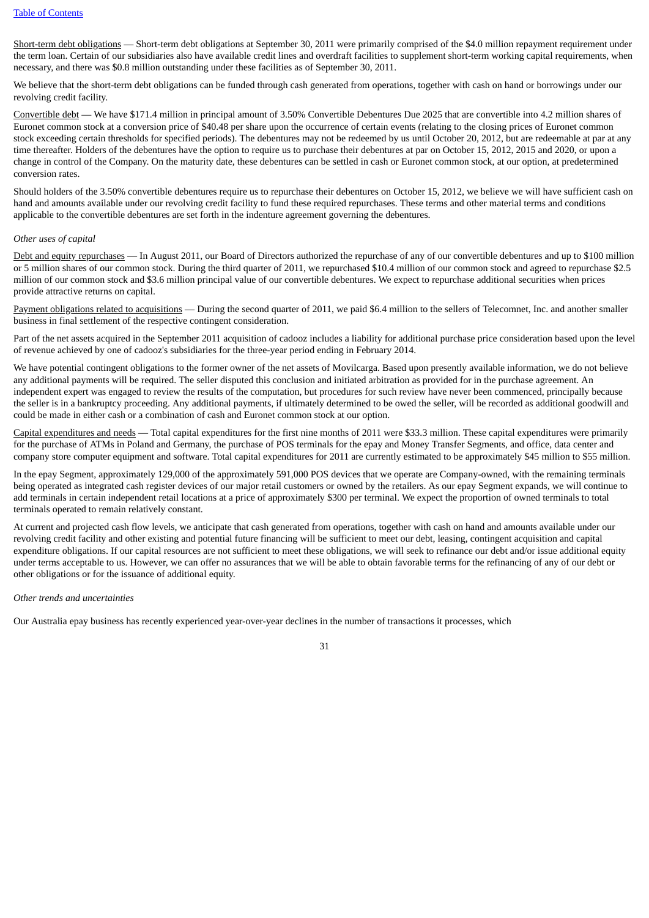Short-term debt obligations — Short-term debt obligations at September 30, 2011 were primarily comprised of the $4.0 million repayment requirement under the term loan. Certain of our subsidiaries also have available credit lines and overdraft facilities to supplement short-term working capital requirements, when necessary, and there was $0.8 million outstanding under these facilities as of September 30, 2011.

We believe that the short-term debt obligations can be funded through cash generated from operations, together with cash on hand or borrowings under our revolving credit facility.

Convertible debt — We have $171.4 million in principal amount of 3.50% Convertible Debentures Due 2025 that are convertible into 4.2 million shares of Euronet common stock at a conversion price of $40.48 per share upon the occurrence of certain events (relating to the closing prices of Euronet common stock exceeding certain thresholds for specified periods). The debentures may not be redeemed by us until October 20, 2012, but are redeemable at par at any time thereafter. Holders of the debentures have the option to require us to purchase their debentures at par on October 15, 2012, 2015 and 2020, or upon a change in control of the Company. On the maturity date, these debentures can be settled in cash or Euronet common stock, at our option, at predetermined conversion rates.

Should holders of the 3.50% convertible debentures require us to repurchase their debentures on October 15, 2012, we believe we will have sufficient cash on hand and amounts available under our revolving credit facility to fund these required repurchases. These terms and other material terms and conditions applicable to the convertible debentures are set forth in the indenture agreement governing the debentures.

*Other uses of capital*

Debt and equity repurchases — In August 2011, our Board of Directors authorized the repurchase of any of our convertible debentures and up to $100 million or 5 million shares of our common stock. During the third quarter of 2011, we repurchased $10.4 million of our common stock and agreed to repurchase $2.5 million of our common stock and $3.6 million principal value of our convertible debentures. We expect to repurchase additional securities when prices provide attractive returns on capital.

Payment obligations related to acquisitions — During the second quarter of 2011, we paid $6.4 million to the sellers of Telecomnet, Inc. and another smaller business in final settlement of the respective contingent consideration.

Part of the net assets acquired in the September 2011 acquisition of cadooz includes a liability for additional purchase price consideration based upon the level of revenue achieved by one of cadooz's subsidiaries for the three-year period ending in February 2014.

We have potential contingent obligations to the former owner of the net assets of Movilcarga. Based upon presently available information, we do not believe any additional payments will be required. The seller disputed this conclusion and initiated arbitration as provided for in the purchase agreement. An independent expert was engaged to review the results of the computation, but procedures for such review have never been commenced, principally because the seller is in a bankruptcy proceeding. Any additional payments, if ultimately determined to be owed the seller, will be recorded as additional goodwill and could be made in either cash or a combination of cash and Euronet common stock at our option.

Capital expenditures and needs — Total capital expenditures for the first nine months of 2011 were $33.3 million. These capital expenditures were primarily for the purchase of ATMs in Poland and Germany, the purchase of POS terminals for the epay and Money Transfer Segments, and office, data center and company store computer equipment and software. Total capital expenditures for 2011 are currently estimated to be approximately $45 million to $55 million.

In the epay Segment, approximately 129,000 of the approximately 591,000 POS devices that we operate are Company-owned, with the remaining terminals being operated as integrated cash register devices of our major retail customers or owned by the retailers. As our epay Segment expands, we will continue to add terminals in certain independent retail locations at a price of approximately $300 per terminal. We expect the proportion of owned terminals to total terminals operated to remain relatively constant.

At current and projected cash flow levels, we anticipate that cash generated from operations, together with cash on hand and amounts available under our revolving credit facility and other existing and potential future financing will be sufficient to meet our debt, leasing, contingent acquisition and capital expenditure obligations. If our capital resources are not sufficient to meet these obligations, we will seek to refinance our debt and/or issue additional equity under terms acceptable to us. However, we can offer no assurances that we will be able to obtain favorable terms for the refinancing of any of our debt or other obligations or for the issuance of additional equity.

*Other trends and uncertainties*

Our Australia epay business has recently experienced year-over-year declines in the number of transactions it processes, which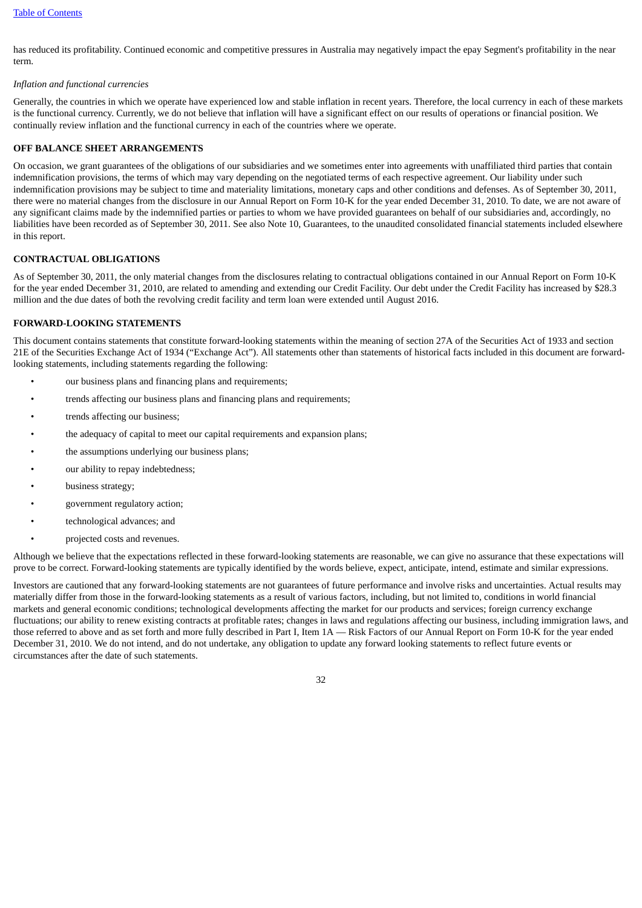has reduced its profitability. Continued economic and competitive pressures in Australia may negatively impact the epay Segment's profitability in the near term.

*Inflation and functional currencies*

Generally, the countries in which we operate have experienced low and stable inflation in recent years. Therefore, the local currency in each of these markets is the functional currency. Currently, we do not believe that inflation will have a significant effect on our results of operations or financial position. We continually review inflation and the functional currency in each of the countries where we operate.

**OFF BALANCE SHEET ARRANGEMENTS**

On occasion, we grant guarantees of the obligations of our subsidiaries and we sometimes enter into agreements with unaffiliated third parties that contain indemnification provisions, the terms of which may vary depending on the negotiated terms of each respective agreement. Our liability under such indemnification provisions may be subject to time and materiality limitations, monetary caps and other conditions and defenses. As of September 30, 2011, there were no material changes from the disclosure in our Annual Report on Form 10-K for the year ended December 31, 2010. To date, we are not aware of any significant claims made by the indemnified parties or parties to whom we have provided guarantees on behalf of our subsidiaries and, accordingly, no liabilities have been recorded as of September 30, 2011. See also Note 10, Guarantees, to the unaudited consolidated financial statements included elsewhere in this report.

**CONTRACTUAL OBLIGATIONS**

As of September 30, 2011, the only material changes from the disclosures relating to contractual obligations contained in our Annual Report on Form 10-K for the year ended December 31, 2010, are related to amending and extending our Credit Facility. Our debt under the Credit Facility has increased by $28.3 million and the due dates of both the revolving credit facility and term loan were extended until August 2016.

**FORWARD-LOOKING STATEMENTS**

This document contains statements that constitute forward-looking statements within the meaning of section 27A of the Securities Act of 1933 and section 21E of the Securities Exchange Act of 1934 ("Exchange Act"). All statements other than statements of historical facts included in this document are forward-looking statements, including statements regarding the following:

- our business plans and financing plans and requirements;
- trends affecting our business plans and financing plans and requirements;
- trends affecting our business;
- the adequacy of capital to meet our capital requirements and expansion plans;
- the assumptions underlying our business plans;
- our ability to repay indebtedness;
- business strategy;
- government regulatory action;
- technological advances; and
- projected costs and revenues.

Although we believe that the expectations reflected in these forward-looking statements are reasonable, we can give no assurance that these expectations will prove to be correct. Forward-looking statements are typically identified by the words believe, expect, anticipate, intend, estimate and similar expressions.

Investors are cautioned that any forward-looking statements are not guarantees of future performance and involve risks and uncertainties. Actual results may materially differ from those in the forward-looking statements as a result of various factors, including, but not limited to, conditions in world financial markets and general economic conditions; technological developments affecting the market for our products and services; foreign currency exchange fluctuations; our ability to renew existing contracts at profitable rates; changes in laws and regulations affecting our business, including immigration laws, and those referred to above and as set forth and more fully described in Part I, Item 1A — Risk Factors of our Annual Report on Form 10-K for the year ended December 31, 2010. We do not intend, and do not undertake, any obligation to update any forward looking statements to reflect future events or circumstances after the date of such statements.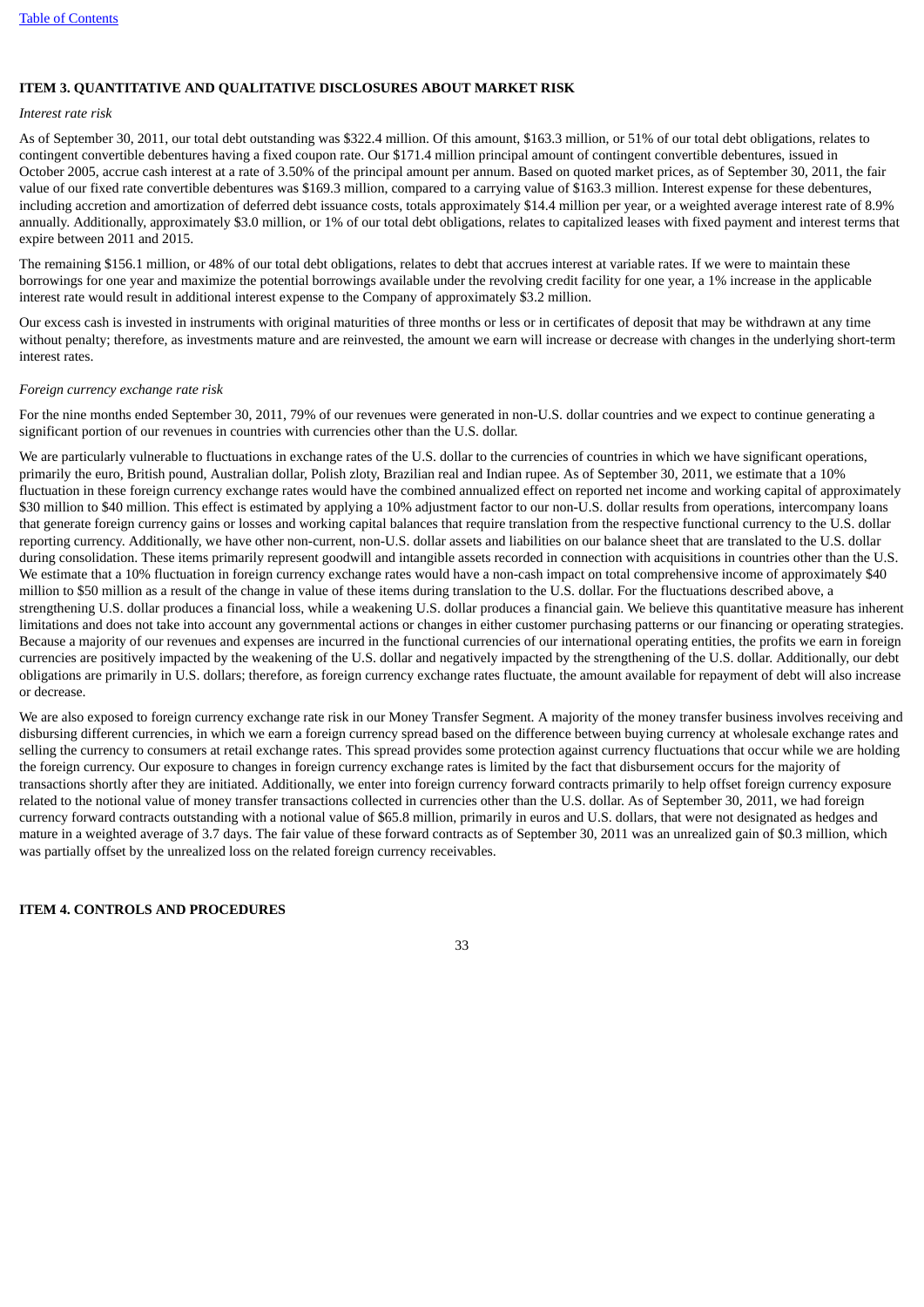## ITEM 3. QUANTITATIVE AND QUALITATIVE DISCLOSURES ABOUT MARKET RISK

*Interest rate risk*

As of September 30, 2011, our total debt outstanding was $322.4 million. Of this amount, $163.3 million, or 51% of our total debt obligations, relates to contingent convertible debentures having a fixed coupon rate. Our $171.4 million principal amount of contingent convertible debentures, issued in October 2005, accrue cash interest at a rate of 3.50% of the principal amount per annum. Based on quoted market prices, as of September 30, 2011, the fair value of our fixed rate convertible debentures was $169.3 million, compared to a carrying value of $163.3 million. Interest expense for these debentures, including accretion and amortization of deferred debt issuance costs, totals approximately $14.4 million per year, or a weighted average interest rate of 8.9% annually. Additionally, approximately $3.0 million, or 1% of our total debt obligations, relates to capitalized leases with fixed payment and interest terms that expire between 2011 and 2015.

The remaining $156.1 million, or 48% of our total debt obligations, relates to debt that accrues interest at variable rates. If we were to maintain these borrowings for one year and maximize the potential borrowings available under the revolving credit facility for one year, a 1% increase in the applicable interest rate would result in additional interest expense to the Company of approximately $3.2 million.

Our excess cash is invested in instruments with original maturities of three months or less or in certificates of deposit that may be withdrawn at any time without penalty; therefore, as investments mature and are reinvested, the amount we earn will increase or decrease with changes in the underlying short-term interest rates.

*Foreign currency exchange rate risk*

For the nine months ended September 30, 2011, 79% of our revenues were generated in non-U.S. dollar countries and we expect to continue generating a significant portion of our revenues in countries with currencies other than the U.S. dollar.

We are particularly vulnerable to fluctuations in exchange rates of the U.S. dollar to the currencies of countries in which we have significant operations, primarily the euro, British pound, Australian dollar, Polish zloty, Brazilian real and Indian rupee. As of September 30, 2011, we estimate that a 10% fluctuation in these foreign currency exchange rates would have the combined annualized effect on reported net income and working capital of approximately $30 million to $40 million. This effect is estimated by applying a 10% adjustment factor to our non-U.S. dollar results from operations, intercompany loans that generate foreign currency gains or losses and working capital balances that require translation from the respective functional currency to the U.S. dollar reporting currency. Additionally, we have other non-current, non-U.S. dollar assets and liabilities on our balance sheet that are translated to the U.S. dollar during consolidation. These items primarily represent goodwill and intangible assets recorded in connection with acquisitions in countries other than the U.S. We estimate that a 10% fluctuation in foreign currency exchange rates would have a non-cash impact on total comprehensive income of approximately $40 million to $50 million as a result of the change in value of these items during translation to the U.S. dollar. For the fluctuations described above, a strengthening U.S. dollar produces a financial loss, while a weakening U.S. dollar produces a financial gain. We believe this quantitative measure has inherent limitations and does not take into account any governmental actions or changes in either customer purchasing patterns or our financing or operating strategies. Because a majority of our revenues and expenses are incurred in the functional currencies of our international operating entities, the profits we earn in foreign currencies are positively impacted by the weakening of the U.S. dollar and negatively impacted by the strengthening of the U.S. dollar. Additionally, our debt obligations are primarily in U.S. dollars; therefore, as foreign currency exchange rates fluctuate, the amount available for repayment of debt will also increase or decrease.

We are also exposed to foreign currency exchange rate risk in our Money Transfer Segment. A majority of the money transfer business involves receiving and disbursing different currencies, in which we earn a foreign currency spread based on the difference between buying currency at wholesale exchange rates and selling the currency to consumers at retail exchange rates. This spread provides some protection against currency fluctuations that occur while we are holding the foreign currency. Our exposure to changes in foreign currency exchange rates is limited by the fact that disbursement occurs for the majority of transactions shortly after they are initiated. Additionally, we enter into foreign currency forward contracts primarily to help offset foreign currency exposure related to the notional value of money transfer transactions collected in currencies other than the U.S. dollar. As of September 30, 2011, we had foreign currency forward contracts outstanding with a notional value of $65.8 million, primarily in euros and U.S. dollars, that were not designated as hedges and mature in a weighted average of 3.7 days. The fair value of these forward contracts as of September 30, 2011 was an unrealized gain of $0.3 million, which was partially offset by the unrealized loss on the related foreign currency receivables.

## ITEM 4. CONTROLS AND PROCEDURES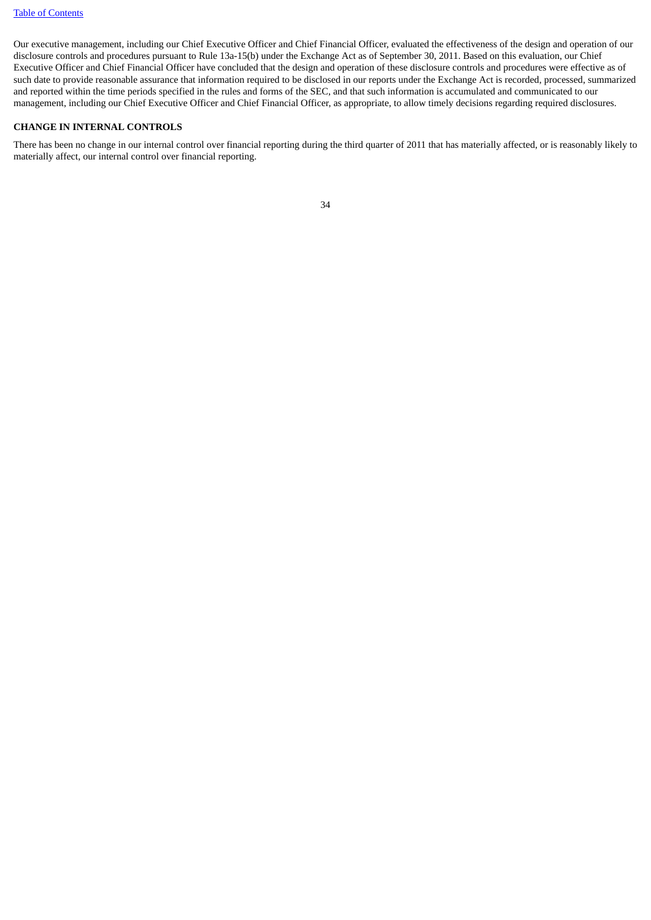Our executive management, including our Chief Executive Officer and Chief Financial Officer, evaluated the effectiveness of the design and operation of our disclosure controls and procedures pursuant to Rule 13a-15(b) under the Exchange Act as of September 30, 2011. Based on this evaluation, our Chief Executive Officer and Chief Financial Officer have concluded that the design and operation of these disclosure controls and procedures were effective as of such date to provide reasonable assurance that information required to be disclosed in our reports under the Exchange Act is recorded, processed, summarized and reported within the time periods specified in the rules and forms of the SEC, and that such information is accumulated and communicated to our management, including our Chief Executive Officer and Chief Financial Officer, as appropriate, to allow timely decisions regarding required disclosures.

**CHANGE IN INTERNAL CONTROLS**

There has been no change in our internal control over financial reporting during the third quarter of 2011 that has materially affected, or is reasonably likely to materially affect, our internal control over financial reporting.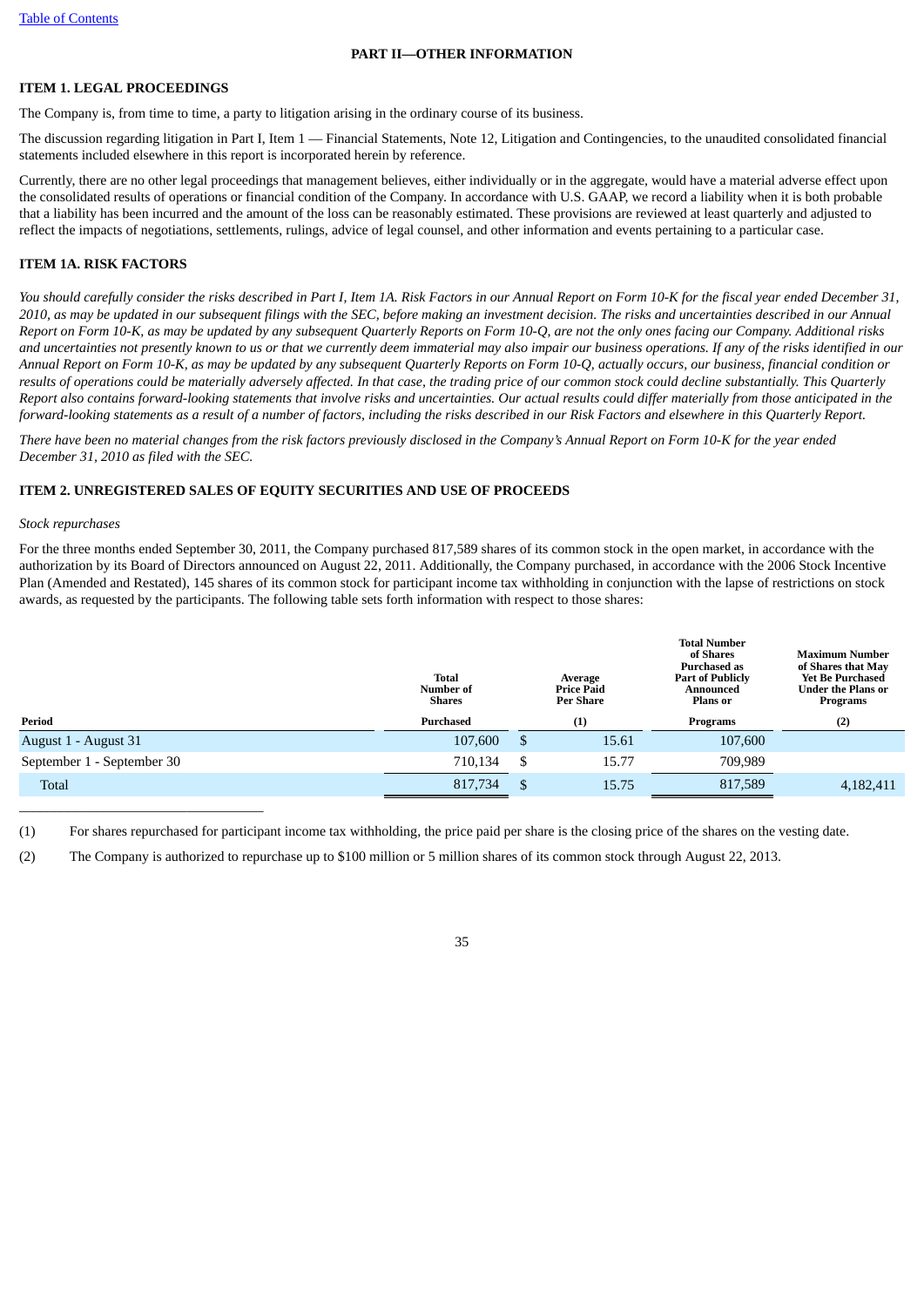[Table of Contents](#)

# PART II—OTHER INFORMATION

## ITEM 1. LEGAL PROCEEDINGS

The Company is, from time to time, a party to litigation arising in the ordinary course of its business.

The discussion regarding litigation in Part I, Item 1 — Financial Statements, Note 12, Litigation and Contingencies, to the unaudited consolidated financial statements included elsewhere in this report is incorporated herein by reference.

Currently, there are no other legal proceedings that management believes, either individually or in the aggregate, would have a material adverse effect upon the consolidated results of operations or financial condition of the Company. In accordance with U.S. GAAP, we record a liability when it is both probable that a liability has been incurred and the amount of the loss can be reasonably estimated. These provisions are reviewed at least quarterly and adjusted to reflect the impacts of negotiations, settlements, rulings, advice of legal counsel, and other information and events pertaining to a particular case.

## ITEM 1A. RISK FACTORS

*You should carefully consider the risks described in Part I, Item 1A. Risk Factors in our Annual Report on Form 10-K for the fiscal year ended December 31, 2010, as may be updated in our subsequent filings with the SEC, before making an investment decision. The risks and uncertainties described in our Annual Report on Form 10-K, as may be updated by any subsequent Quarterly Reports on Form 10-Q, are not the only ones facing our Company. Additional risks and uncertainties not presently known to us or that we currently deem immaterial may also impair our business operations. If any of the risks identified in our Annual Report on Form 10-K, as may be updated by any subsequent Quarterly Reports on Form 10-Q, actually occurs, our business, financial condition or results of operations could be materially adversely affected. In that case, the trading price of our common stock could decline substantially. This Quarterly Report also contains forward-looking statements that involve risks and uncertainties. Our actual results could differ materially from those anticipated in the forward-looking statements as a result of a number of factors, including the risks described in our Risk Factors and elsewhere in this Quarterly Report.*

*There have been no material changes from the risk factors previously disclosed in the Company's Annual Report on Form 10-K for the year ended December 31, 2010 as filed with the SEC.*

## ITEM 2. UNREGISTERED SALES OF EQUITY SECURITIES AND USE OF PROCEEDS

*Stock repurchases*

For the three months ended September 30, 2011, the Company purchased 817,589 shares of its common stock in the open market, in accordance with the authorization by its Board of Directors announced on August 22, 2011. Additionally, the Company purchased, in accordance with the 2006 Stock Incentive Plan (Amended and Restated), 145 shares of its common stock for participant income tax withholding in conjunction with the lapse of restrictions on stock awards, as requested by the participants. The following table sets forth information with respect to those shares:

| Period | Total Number of Shares Purchased | Average Price Paid Per Share (1) | Total Number of Shares Purchased as Part of Publicly Announced Plans or Programs | Maximum Number of Shares that May Yet Be Purchased Under the Plans or Programs (2) |
|---|---|---|---|---|
| August 1 - August 31 | 107,600 | $ 15.61 | 107,600 | |
| September 1 - September 30 | 710,134 | $ 15.77 | 709,989 | |
| Total | 817,734 | $ 15.75 | 817,589 | 4,182,411 |

(1) For shares repurchased for participant income tax withholding, the price paid per share is the closing price of the shares on the vesting date.

(2) The Company is authorized to repurchase up to $100 million or 5 million shares of its common stock through August 22, 2013.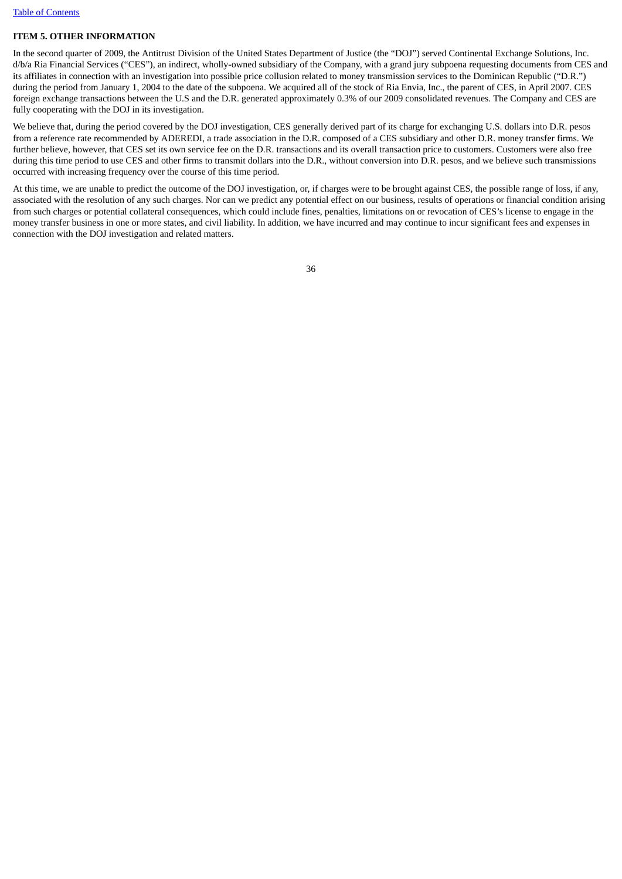## ITEM 5. OTHER INFORMATION

In the second quarter of 2009, the Antitrust Division of the United States Department of Justice (the "DOJ") served Continental Exchange Solutions, Inc. d/b/a Ria Financial Services ("CES"), an indirect, wholly-owned subsidiary of the Company, with a grand jury subpoena requesting documents from CES and its affiliates in connection with an investigation into possible price collusion related to money transmission services to the Dominican Republic ("D.R.") during the period from January 1, 2004 to the date of the subpoena. We acquired all of the stock of Ria Envia, Inc., the parent of CES, in April 2007. CES foreign exchange transactions between the U.S and the D.R. generated approximately 0.3% of our 2009 consolidated revenues. The Company and CES are fully cooperating with the DOJ in its investigation.

We believe that, during the period covered by the DOJ investigation, CES generally derived part of its charge for exchanging U.S. dollars into D.R. pesos from a reference rate recommended by ADEREDI, a trade association in the D.R. composed of a CES subsidiary and other D.R. money transfer firms. We further believe, however, that CES set its own service fee on the D.R. transactions and its overall transaction price to customers. Customers were also free during this time period to use CES and other firms to transmit dollars into the D.R., without conversion into D.R. pesos, and we believe such transmissions occurred with increasing frequency over the course of this time period.

At this time, we are unable to predict the outcome of the DOJ investigation, or, if charges were to be brought against CES, the possible range of loss, if any, associated with the resolution of any such charges. Nor can we predict any potential effect on our business, results of operations or financial condition arising from such charges or potential collateral consequences, which could include fines, penalties, limitations on or revocation of CES's license to engage in the money transfer business in one or more states, and civil liability. In addition, we have incurred and may continue to incur significant fees and expenses in connection with the DOJ investigation and related matters.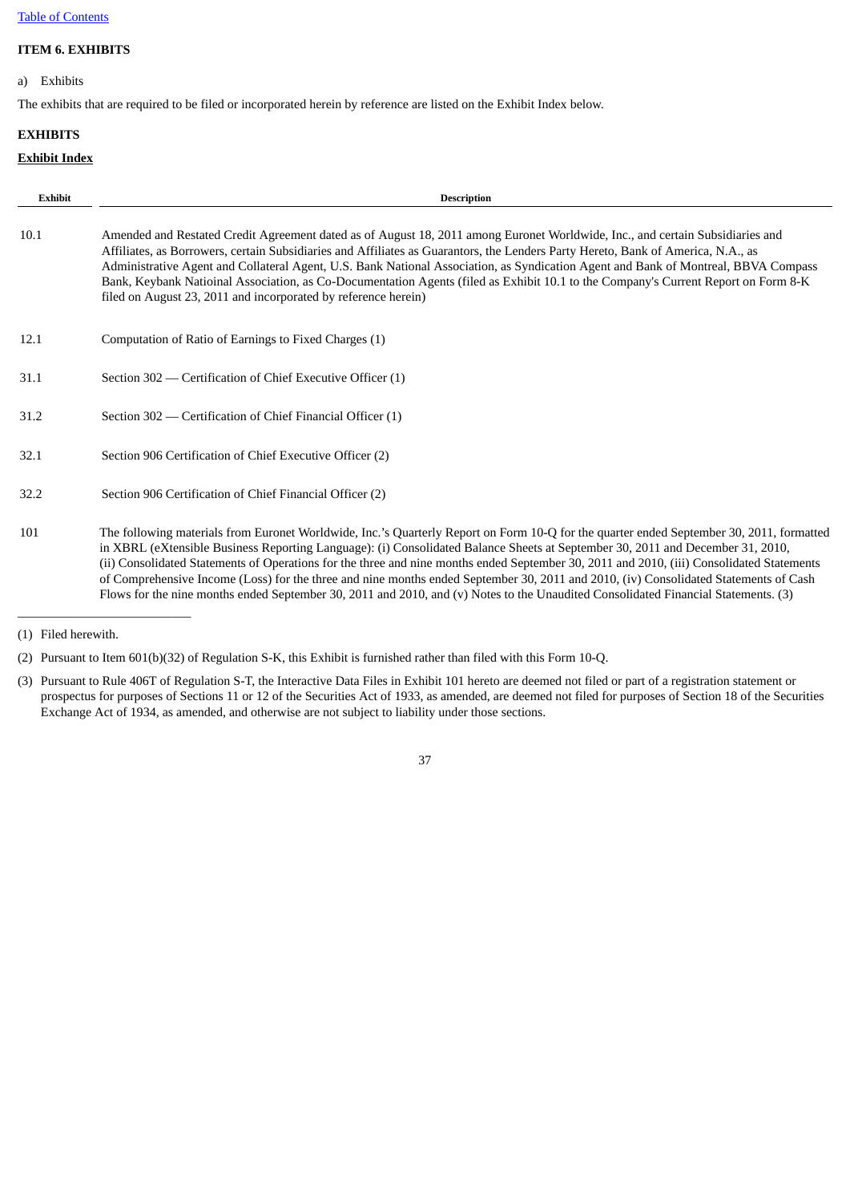[Table of Contents](#)

**ITEM 6. EXHIBITS**

a) Exhibits

The exhibits that are required to be filed or incorporated herein by reference are listed on the Exhibit Index below.

**EXHIBITS**

**Exhibit Index**

| Exhibit | Description |
| --- | --- |
| 10.1 | Amended and Restated Credit Agreement dated as of August 18, 2011 among Euronet Worldwide, Inc., and certain Subsidiaries and Affiliates, as Borrowers, certain Subsidiaries and Affiliates as Guarantors, the Lenders Party Hereto, Bank of America, N.A., as Administrative Agent and Collateral Agent, U.S. Bank National Association, as Syndication Agent and Bank of Montreal, BBVA Compass Bank, Keybank Natioinal Association, as Co-Documentation Agents (filed as Exhibit 10.1 to the Company's Current Report on Form 8-K filed on August 23, 2011 and incorporated by reference herein) |
| 12.1 | Computation of Ratio of Earnings to Fixed Charges (1) |
| 31.1 | Section 302 — Certification of Chief Executive Officer (1) |
| 31.2 | Section 302 — Certification of Chief Financial Officer (1) |
| 32.1 | Section 906 Certification of Chief Executive Officer (2) |
| 32.2 | Section 906 Certification of Chief Financial Officer (2) |
| 101 | The following materials from Euronet Worldwide, Inc.'s Quarterly Report on Form 10-Q for the quarter ended September 30, 2011, formatted in XBRL (eXtensible Business Reporting Language): (i) Consolidated Balance Sheets at September 30, 2011 and December 31, 2010, (ii) Consolidated Statements of Operations for the three and nine months ended September 30, 2011 and 2010, (iii) Consolidated Statements of Comprehensive Income (Loss) for the three and nine months ended September 30, 2011 and 2010, (iv) Consolidated Statements of Cash Flows for the nine months ended September 30, 2011 and 2010, and (v) Notes to the Unaudited Consolidated Financial Statements. (3) |

(1) Filed herewith.

(2) Pursuant to Item 601(b)(32) of Regulation S-K, this Exhibit is furnished rather than filed with this Form 10-Q.

(3) Pursuant to Rule 406T of Regulation S-T, the Interactive Data Files in Exhibit 101 hereto are deemed not filed or part of a registration statement or prospectus for purposes of Sections 11 or 12 of the Securities Act of 1933, as amended, are deemed not filed for purposes of Section 18 of the Securities Exchange Act of 1934, as amended, and otherwise are not subject to liability under those sections.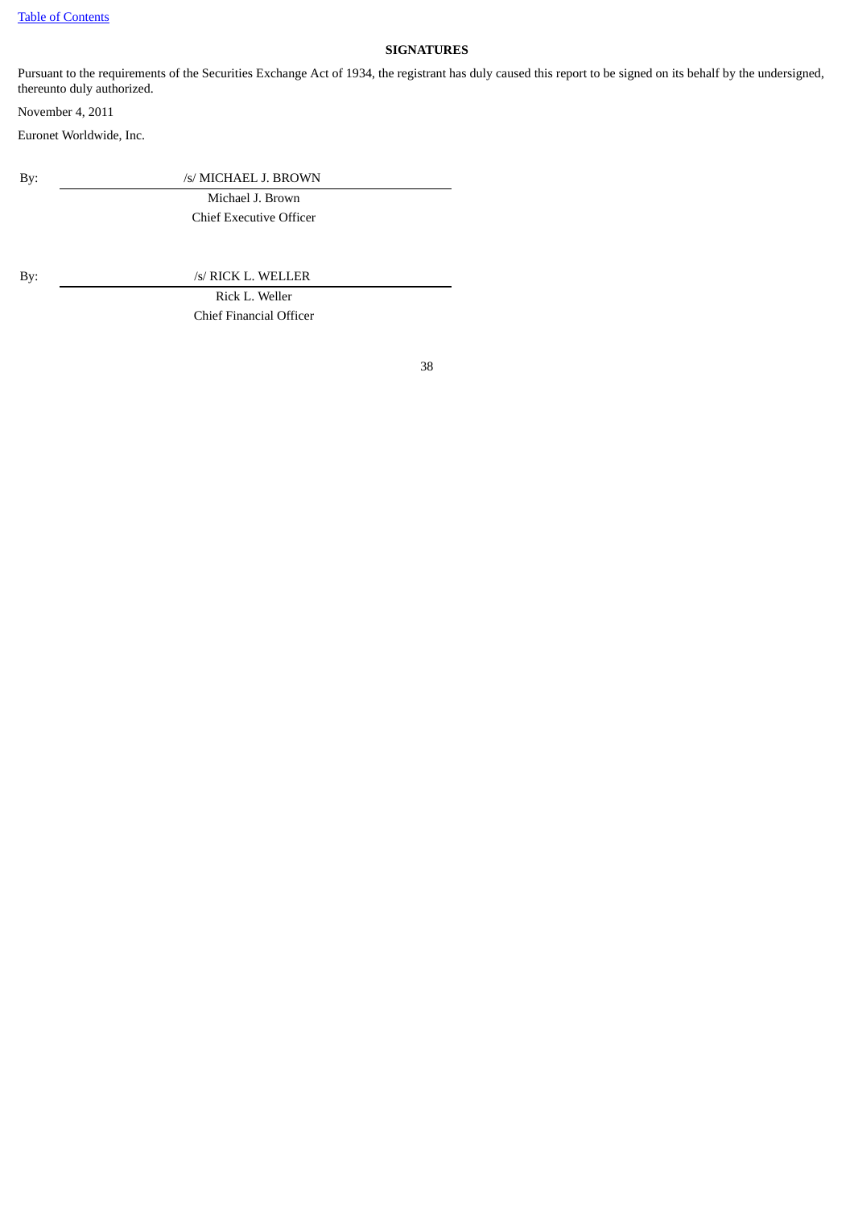[Table of Contents](#)

## SIGNATURES

Pursuant to the requirements of the Securities Exchange Act of 1934, the registrant has duly caused this report to be signed on its behalf by the undersigned, thereunto duly authorized.

November 4, 2011

Euronet Worldwide, Inc.

By: /s/ MICHAEL J. BROWN
Michael J. Brown
Chief Executive Officer

By: /s/ RICK L. WELLER
Rick L. Weller
Chief Financial Officer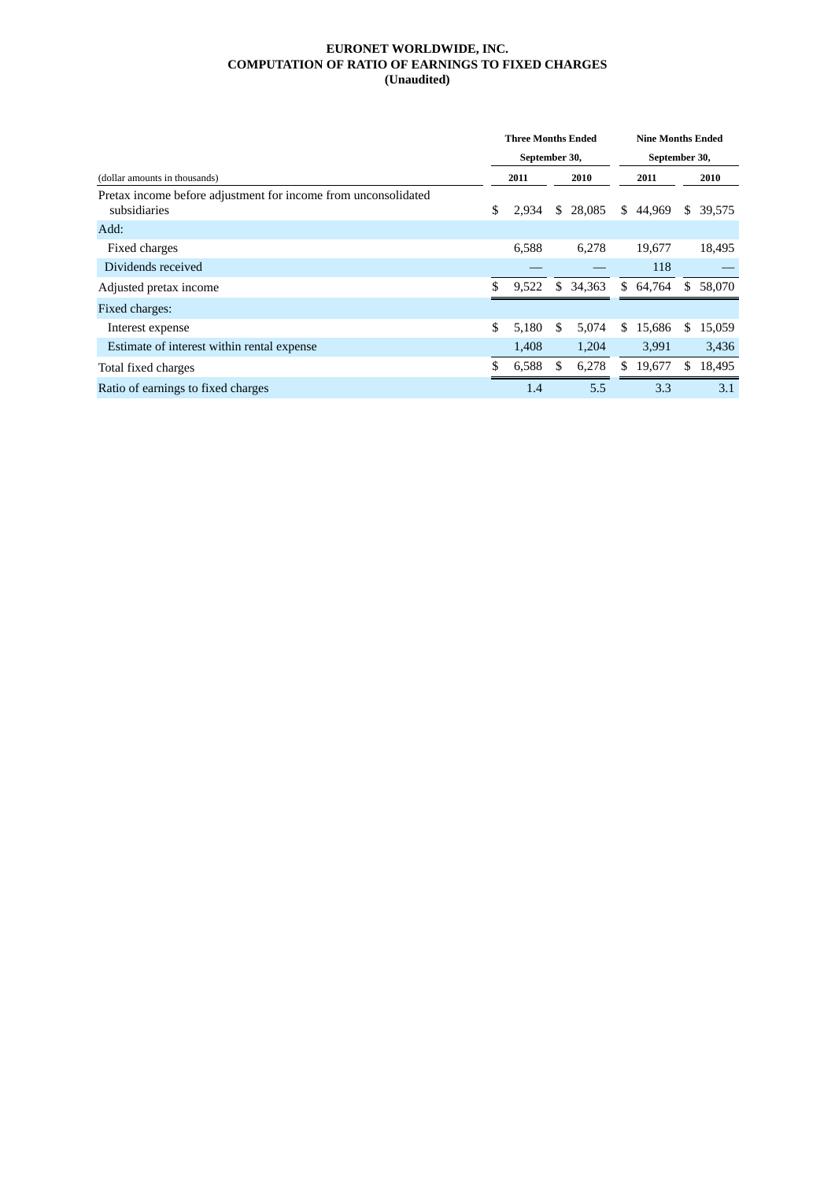**EURONET WORLDWIDE, INC.**
**COMPUTATION OF RATIO OF EARNINGS TO FIXED CHARGES**
**(Unaudited)**

| | Three Months Ended September 30, | | Nine Months Ended September 30, | |
|---|---|---|---|---|
| (dollar amounts in thousands) | 2011 | 2010 | 2011 | 2010 |
| Pretax income before adjustment for income from unconsolidated subsidiaries | $ 2,934 | $ 28,085 | $ 44,969 | $ 39,575 |
| Add: | | | | |
| Fixed charges | 6,588 | 6,278 | 19,677 | 18,495 |
| Dividends received | — | — | 118 | — |
| Adjusted pretax income | $ 9,522 | $ 34,363 | $ 64,764 | $ 58,070 |
| Fixed charges: | | | | |
| Interest expense | $ 5,180 | $ 5,074 | $ 15,686 | $ 15,059 |
| Estimate of interest within rental expense | 1,408 | 1,204 | 3,991 | 3,436 |
| Total fixed charges | $ 6,588 | $ 6,278 | $ 19,677 | $ 18,495 |
| Ratio of earnings to fixed charges | 1.4 | 5.5 | 3.3 | 3.1 |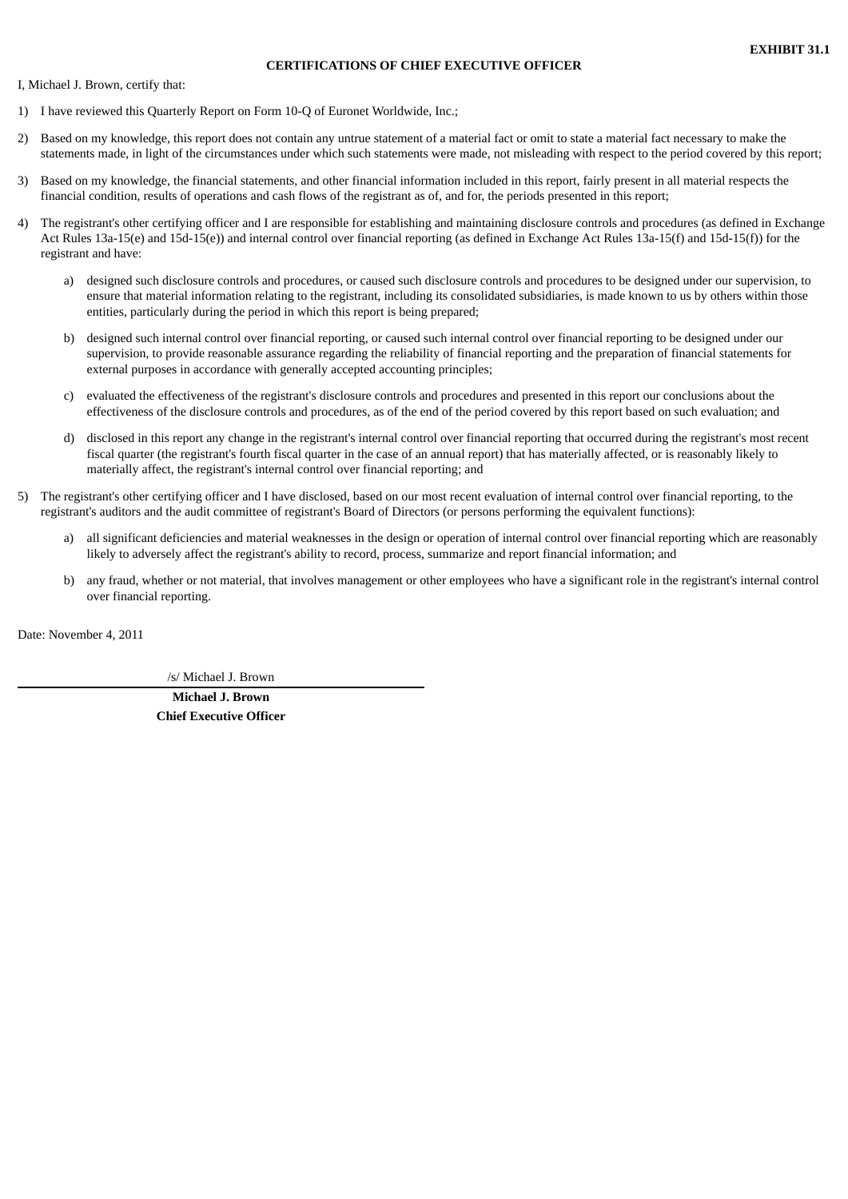**EXHIBIT 31.1**

**CERTIFICATIONS OF CHIEF EXECUTIVE OFFICER**

I, Michael J. Brown, certify that:

1) I have reviewed this Quarterly Report on Form 10-Q of Euronet Worldwide, Inc.;

2) Based on my knowledge, this report does not contain any untrue statement of a material fact or omit to state a material fact necessary to make the statements made, in light of the circumstances under which such statements were made, not misleading with respect to the period covered by this report;

3) Based on my knowledge, the financial statements, and other financial information included in this report, fairly present in all material respects the financial condition, results of operations and cash flows of the registrant as of, and for, the periods presented in this report;

4) The registrant's other certifying officer and I are responsible for establishing and maintaining disclosure controls and procedures (as defined in Exchange Act Rules 13a-15(e) and 15d-15(e)) and internal control over financial reporting (as defined in Exchange Act Rules 13a-15(f) and 15d-15(f)) for the registrant and have:

   a) designed such disclosure controls and procedures, or caused such disclosure controls and procedures to be designed under our supervision, to ensure that material information relating to the registrant, including its consolidated subsidiaries, is made known to us by others within those entities, particularly during the period in which this report is being prepared;

   b) designed such internal control over financial reporting, or caused such internal control over financial reporting to be designed under our supervision, to provide reasonable assurance regarding the reliability of financial reporting and the preparation of financial statements for external purposes in accordance with generally accepted accounting principles;

   c) evaluated the effectiveness of the registrant's disclosure controls and procedures and presented in this report our conclusions about the effectiveness of the disclosure controls and procedures, as of the end of the period covered by this report based on such evaluation; and

   d) disclosed in this report any change in the registrant's internal control over financial reporting that occurred during the registrant's most recent fiscal quarter (the registrant's fourth fiscal quarter in the case of an annual report) that has materially affected, or is reasonably likely to materially affect, the registrant's internal control over financial reporting; and

5) The registrant's other certifying officer and I have disclosed, based on our most recent evaluation of internal control over financial reporting, to the registrant's auditors and the audit committee of registrant's Board of Directors (or persons performing the equivalent functions):

   a) all significant deficiencies and material weaknesses in the design or operation of internal control over financial reporting which are reasonably likely to adversely affect the registrant's ability to record, process, summarize and report financial information; and

   b) any fraud, whether or not material, that involves management or other employees who have a significant role in the registrant's internal control over financial reporting.

Date: November 4, 2011

/s/ Michael J. Brown

**Michael J. Brown**
**Chief Executive Officer**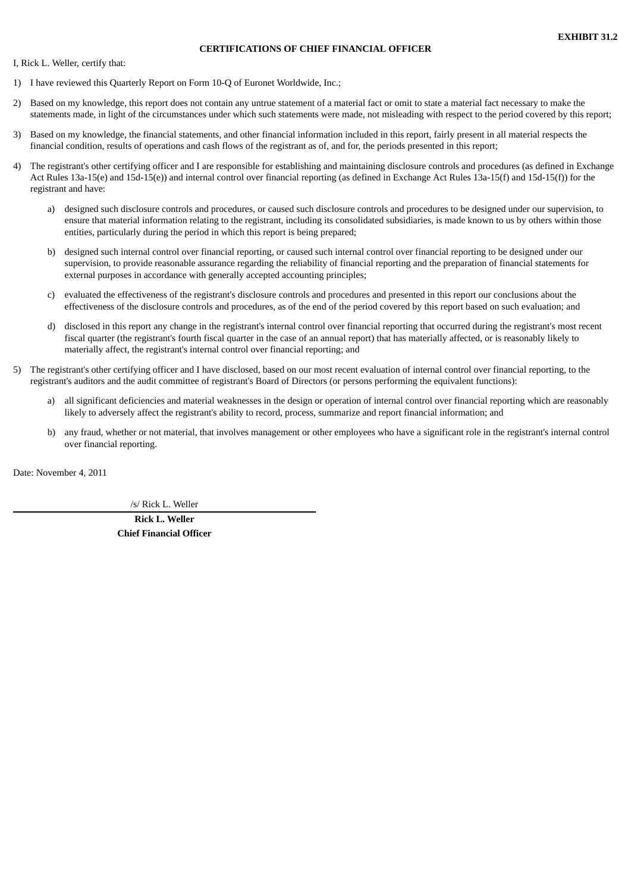**EXHIBIT 31.2**

**CERTIFICATIONS OF CHIEF FINANCIAL OFFICER**

I, Rick L. Weller, certify that:

1) I have reviewed this Quarterly Report on Form 10-Q of Euronet Worldwide, Inc.;

2) Based on my knowledge, this report does not contain any untrue statement of a material fact or omit to state a material fact necessary to make the statements made, in light of the circumstances under which such statements were made, not misleading with respect to the period covered by this report;

3) Based on my knowledge, the financial statements, and other financial information included in this report, fairly present in all material respects the financial condition, results of operations and cash flows of the registrant as of, and for, the periods presented in this report;

4) The registrant's other certifying officer and I are responsible for establishing and maintaining disclosure controls and procedures (as defined in Exchange Act Rules 13a-15(e) and 15d-15(e)) and internal control over financial reporting (as defined in Exchange Act Rules 13a-15(f) and 15d-15(f)) for the registrant and have:

   a) designed such disclosure controls and procedures, or caused such disclosure controls and procedures to be designed under our supervision, to ensure that material information relating to the registrant, including its consolidated subsidiaries, is made known to us by others within those entities, particularly during the period in which this report is being prepared;

   b) designed such internal control over financial reporting, or caused such internal control over financial reporting to be designed under our supervision, to provide reasonable assurance regarding the reliability of financial reporting and the preparation of financial statements for external purposes in accordance with generally accepted accounting principles;

   c) evaluated the effectiveness of the registrant's disclosure controls and procedures and presented in this report our conclusions about the effectiveness of the disclosure controls and procedures, as of the end of the period covered by this report based on such evaluation; and

   d) disclosed in this report any change in the registrant's internal control over financial reporting that occurred during the registrant's most recent fiscal quarter (the registrant's fourth fiscal quarter in the case of an annual report) that has materially affected, or is reasonably likely to materially affect, the registrant's internal control over financial reporting; and

5) The registrant's other certifying officer and I have disclosed, based on our most recent evaluation of internal control over financial reporting, to the registrant's auditors and the audit committee of registrant's Board of Directors (or persons performing the equivalent functions):

   a) all significant deficiencies and material weaknesses in the design or operation of internal control over financial reporting which are reasonably likely to adversely affect the registrant's ability to record, process, summarize and report financial information; and

   b) any fraud, whether or not material, that involves management or other employees who have a significant role in the registrant's internal control over financial reporting.

Date: November 4, 2011

/s/ Rick L. Weller

**Rick L. Weller**
**Chief Financial Officer**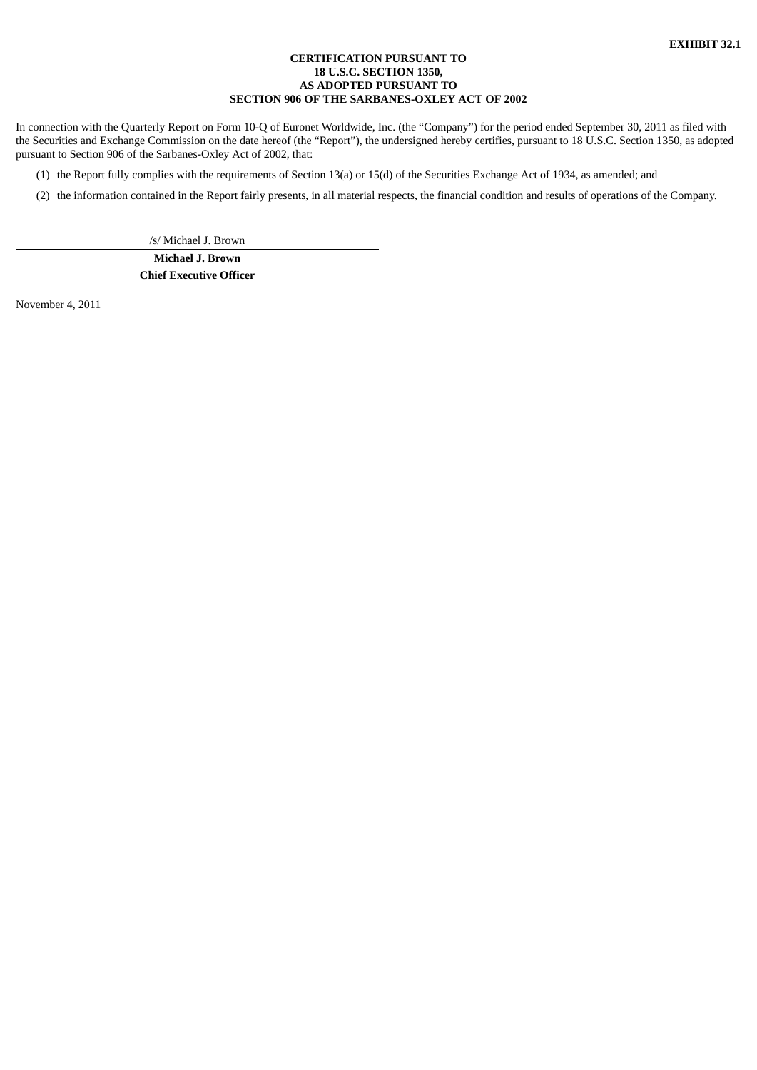**EXHIBIT 32.1**

**CERTIFICATION PURSUANT TO
18 U.S.C. SECTION 1350,
AS ADOPTED PURSUANT TO
SECTION 906 OF THE SARBANES-OXLEY ACT OF 2002**

In connection with the Quarterly Report on Form 10-Q of Euronet Worldwide, Inc. (the "Company") for the period ended September 30, 2011 as filed with the Securities and Exchange Commission on the date hereof (the "Report"), the undersigned hereby certifies, pursuant to 18 U.S.C. Section 1350, as adopted pursuant to Section 906 of the Sarbanes-Oxley Act of 2002, that:

(1) the Report fully complies with the requirements of Section 13(a) or 15(d) of the Securities Exchange Act of 1934, as amended; and

(2) the information contained in the Report fairly presents, in all material respects, the financial condition and results of operations of the Company.

/s/ Michael J. Brown

**Michael J. Brown**
**Chief Executive Officer**

November 4, 2011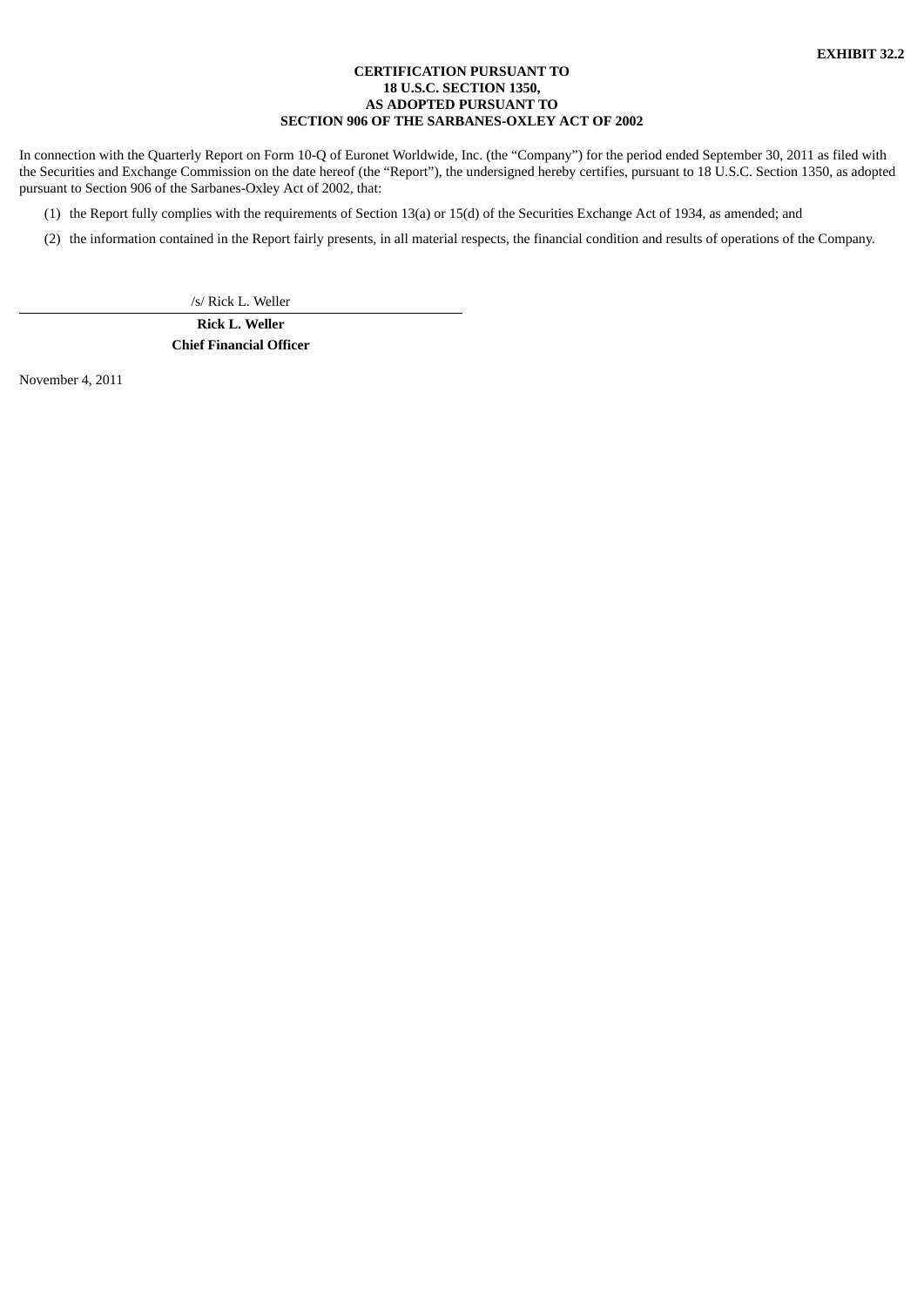**EXHIBIT 32.2**

**CERTIFICATION PURSUANT TO**
**18 U.S.C. SECTION 1350,**
**AS ADOPTED PURSUANT TO**
**SECTION 906 OF THE SARBANES-OXLEY ACT OF 2002**

In connection with the Quarterly Report on Form 10-Q of Euronet Worldwide, Inc. (the “Company”) for the period ended September 30, 2011 as filed with the Securities and Exchange Commission on the date hereof (the “Report”), the undersigned hereby certifies, pursuant to 18 U.S.C. Section 1350, as adopted pursuant to Section 906 of the Sarbanes-Oxley Act of 2002, that:

(1) the Report fully complies with the requirements of Section 13(a) or 15(d) of the Securities Exchange Act of 1934, as amended; and

(2) the information contained in the Report fairly presents, in all material respects, the financial condition and results of operations of the Company.

/s/ Rick L. Weller

**Rick L. Weller**
**Chief Financial Officer**

November 4, 2011